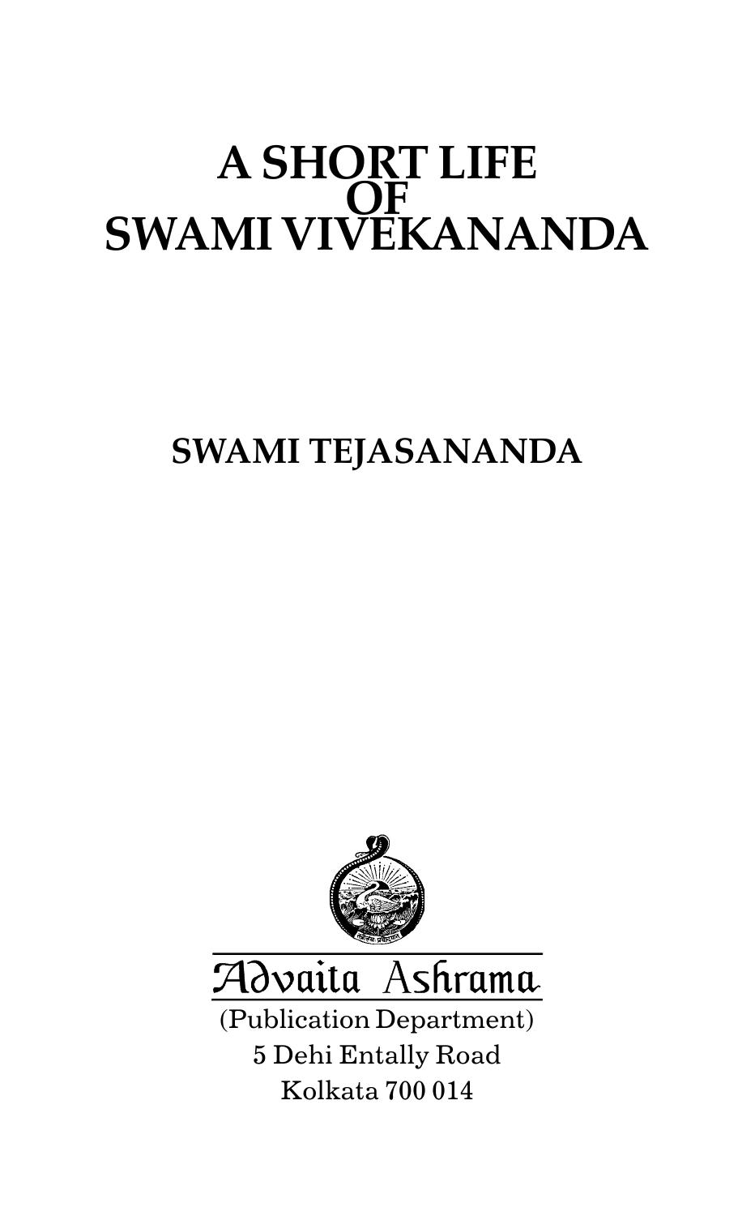# A SHORT LIFE OF SWAMI VIVEKANANDA

**SWAMI TEJASANANDA**

Advaita Ashrama

(Publication Department)

5 Dehi Entally Road

Kolkata 700 014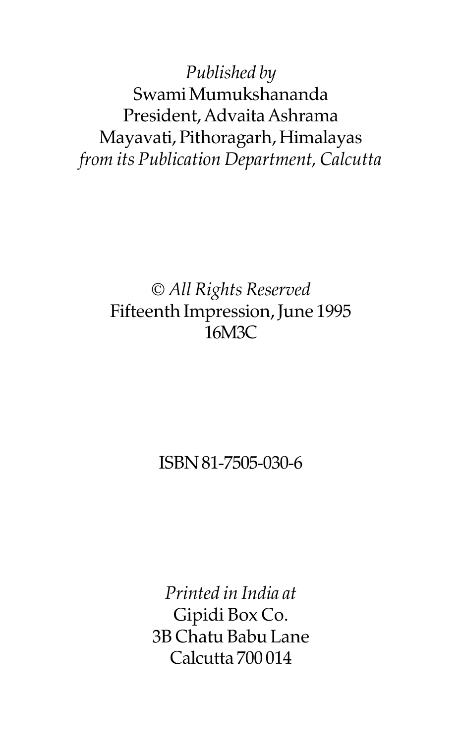*Published by*
Swami Mumukshananda
President, Advaita Ashrama
Mayavati, Pithoragarh, Himalayas
*from its Publication Department, Calcutta*

© *All Rights Reserved*
Fifteenth Impression, June 1995
16M3C

ISBN 81-7505-030-6

*Printed in India at*
Gipidi Box Co.
3B Chatu Babu Lane
Calcutta 700 014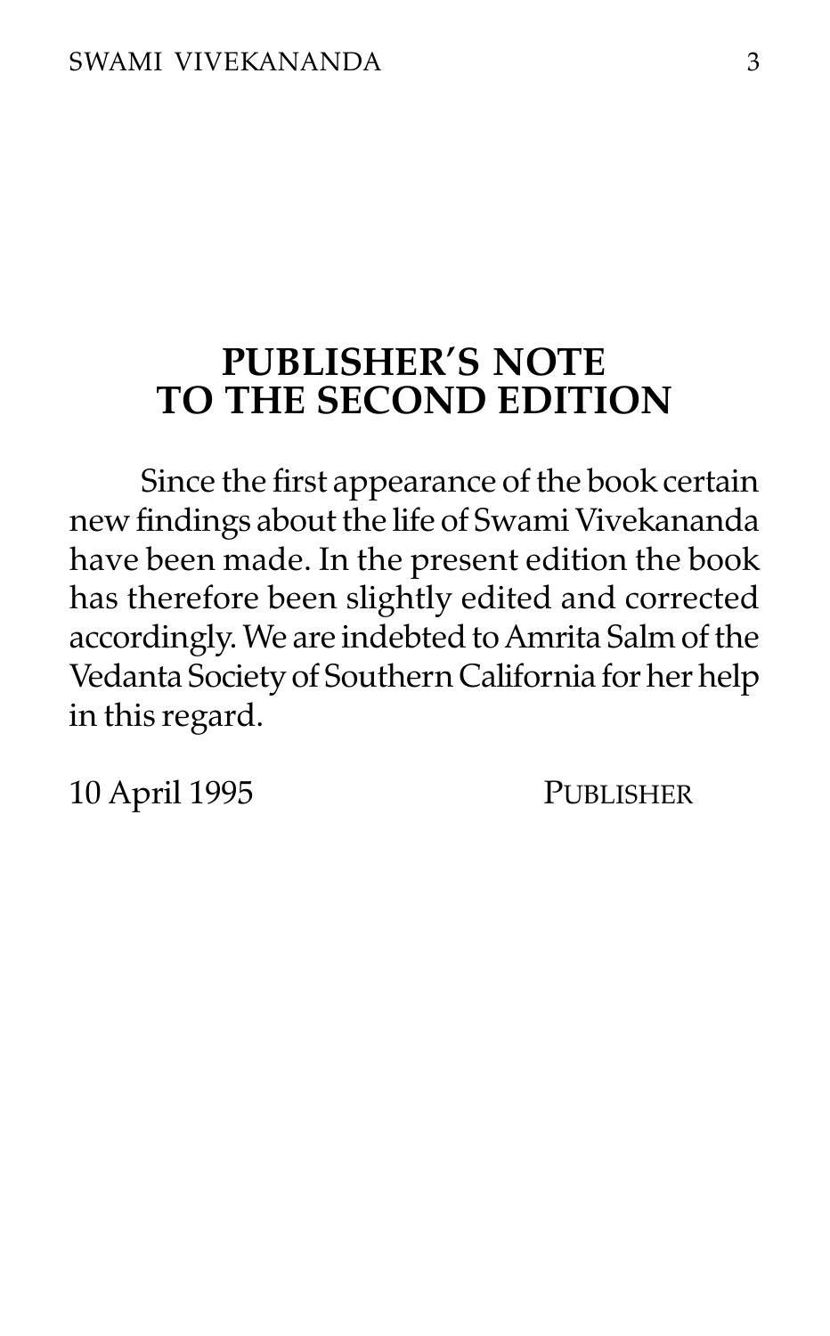# PUBLISHER'S NOTE TO THE SECOND EDITION

Since the first appearance of the book certain new findings about the life of Swami Vivekananda have been made. In the present edition the book has therefore been slightly edited and corrected accordingly. We are indebted to Amrita Salm of the Vedanta Society of Southern California for her help in this regard.

10 April 1995 PUBLISHER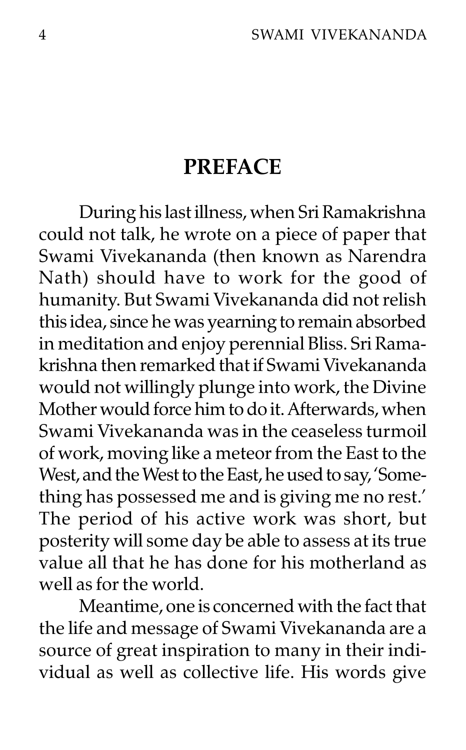# PREFACE

During his last illness, when Sri Ramakrishna could not talk, he wrote on a piece of paper that Swami Vivekananda (then known as Narendra Nath) should have to work for the good of humanity. But Swami Vivekananda did not relish this idea, since he was yearning to remain absorbed in meditation and enjoy perennial Bliss. Sri Ramakrishna then remarked that if Swami Vivekananda would not willingly plunge into work, the Divine Mother would force him to do it. Afterwards, when Swami Vivekananda was in the ceaseless turmoil of work, moving like a meteor from the East to the West, and the West to the East, he used to say, 'Something has possessed me and is giving me no rest.' The period of his active work was short, but posterity will some day be able to assess at its true value all that he has done for his motherland as well as for the world.

Meantime, one is concerned with the fact that the life and message of Swami Vivekananda are a source of great inspiration to many in their individual as well as collective life. His words give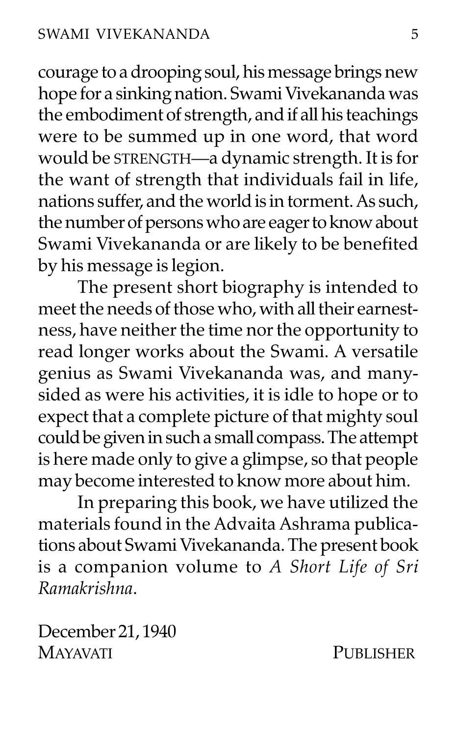courage to a drooping soul, his message brings new hope for a sinking nation. Swami Vivekananda was the embodiment of strength, and if all his teachings were to be summed up in one word, that word would be STRENGTH—a dynamic strength. It is for the want of strength that individuals fail in life, nations suffer, and the world is in torment. As such, the number of persons who are eager to know about Swami Vivekananda or are likely to be benefited by his message is legion.

The present short biography is intended to meet the needs of those who, with all their earnestness, have neither the time nor the opportunity to read longer works about the Swami. A versatile genius as Swami Vivekananda was, and many-sided as were his activities, it is idle to hope or to expect that a complete picture of that mighty soul could be given in such a small compass. The attempt is here made only to give a glimpse, so that people may become interested to know more about him.

In preparing this book, we have utilized the materials found in the Advaita Ashrama publications about Swami Vivekananda. The present book is a companion volume to *A Short Life of Sri Ramakrishna*.

December 21, 1940
MAYAVATI PUBLISHER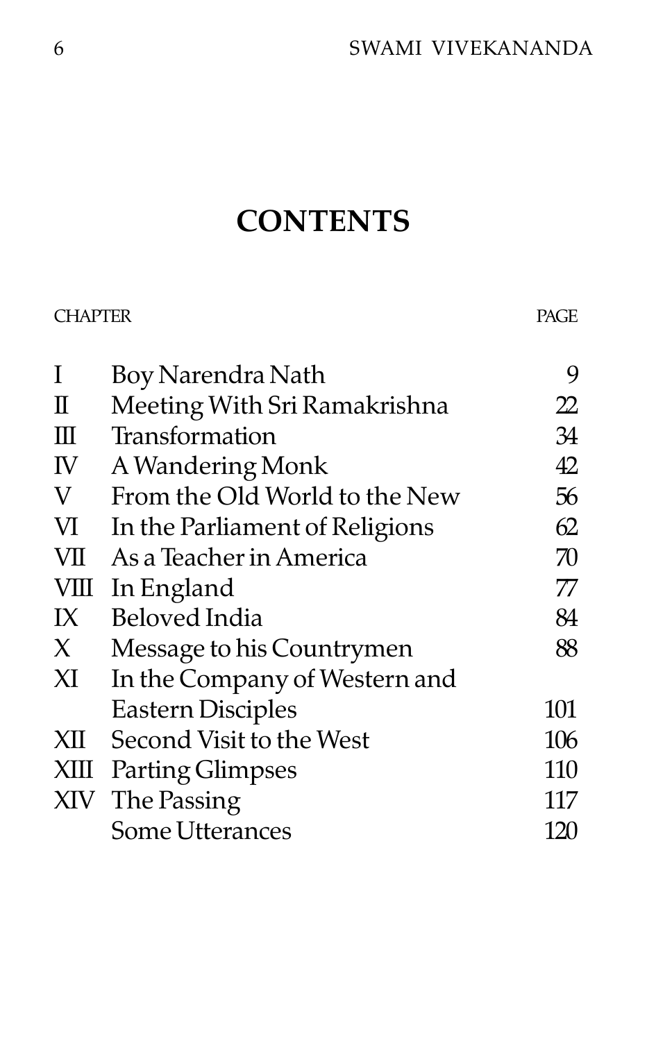# CONTENTS

| CHAPTER | | PAGE |
| --- | --- | --- |
| I | Boy Narendra Nath | 9 |
| II | Meeting With Sri Ramakrishna | 22 |
| III | Transformation | 34 |
| IV | A Wandering Monk | 42 |
| V | From the Old World to the New | 56 |
| VI | In the Parliament of Religions | 62 |
| VII | As a Teacher in America | 70 |
| VIII | In England | 77 |
| IX | Beloved India | 84 |
| X | Message to his Countrymen | 88 |
| XI | In the Company of Western and Eastern Disciples | 101 |
| XII | Second Visit to the West | 106 |
| XIII | Parting Glimpses | 110 |
| XIV | The Passing | 117 |
| | Some Utterances | 120 |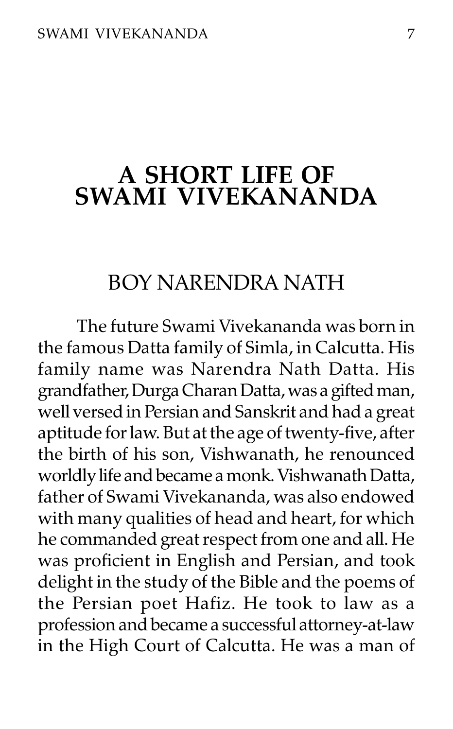# A SHORT LIFE OF SWAMI VIVEKANANDA

## BOY NARENDRA NATH

The future Swami Vivekananda was born in the famous Datta family of Simla, in Calcutta. His family name was Narendra Nath Datta. His grandfather, Durga Charan Datta, was a gifted man, well versed in Persian and Sanskrit and had a great aptitude for law. But at the age of twenty-five, after the birth of his son, Vishwanath, he renounced worldly life and became a monk. Vishwanath Datta, father of Swami Vivekananda, was also endowed with many qualities of head and heart, for which he commanded great respect from one and all. He was proficient in English and Persian, and took delight in the study of the Bible and the poems of the Persian poet Hafiz. He took to law as a profession and became a successful attorney-at-law in the High Court of Calcutta. He was a man of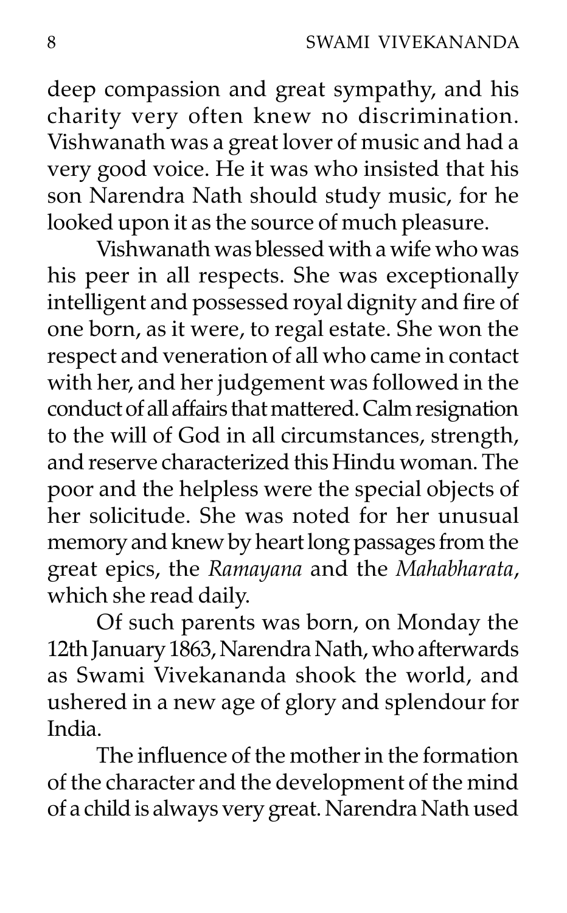deep compassion and great sympathy, and his charity very often knew no discrimination. Vishwanath was a great lover of music and had a very good voice. He it was who insisted that his son Narendra Nath should study music, for he looked upon it as the source of much pleasure.

Vishwanath was blessed with a wife who was his peer in all respects. She was exceptionally intelligent and possessed royal dignity and fire of one born, as it were, to regal estate. She won the respect and veneration of all who came in contact with her, and her judgement was followed in the conduct of all affairs that mattered. Calm resignation to the will of God in all circumstances, strength, and reserve characterized this Hindu woman. The poor and the helpless were the special objects of her solicitude. She was noted for her unusual memory and knew by heart long passages from the great epics, the *Ramayana* and the *Mahabharata*, which she read daily.

Of such parents was born, on Monday the 12th January 1863, Narendra Nath, who afterwards as Swami Vivekananda shook the world, and ushered in a new age of glory and splendour for India.

The influence of the mother in the formation of the character and the development of the mind of a child is always very great. Narendra Nath used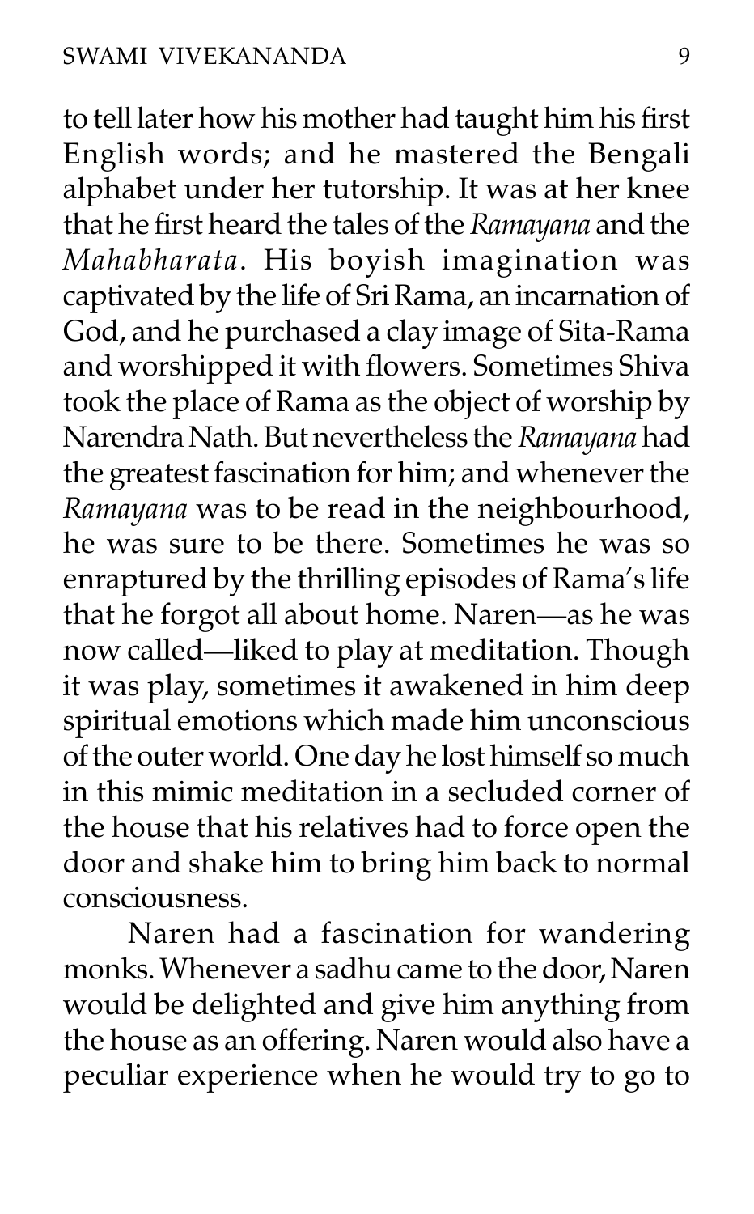to tell later how his mother had taught him his first English words; and he mastered the Bengali alphabet under her tutorship. It was at her knee that he first heard the tales of the *Ramayana* and the *Mahabharata*. His boyish imagination was captivated by the life of Sri Rama, an incarnation of God, and he purchased a clay image of Sita-Rama and worshipped it with flowers. Sometimes Shiva took the place of Rama as the object of worship by Narendra Nath. But nevertheless the *Ramayana* had the greatest fascination for him; and whenever the *Ramayana* was to be read in the neighbourhood, he was sure to be there. Sometimes he was so enraptured by the thrilling episodes of Rama's life that he forgot all about home. Naren—as he was now called—liked to play at meditation. Though it was play, sometimes it awakened in him deep spiritual emotions which made him unconscious of the outer world. One day he lost himself so much in this mimic meditation in a secluded corner of the house that his relatives had to force open the door and shake him to bring him back to normal consciousness.

Naren had a fascination for wandering monks. Whenever a sadhu came to the door, Naren would be delighted and give him anything from the house as an offering. Naren would also have a peculiar experience when he would try to go to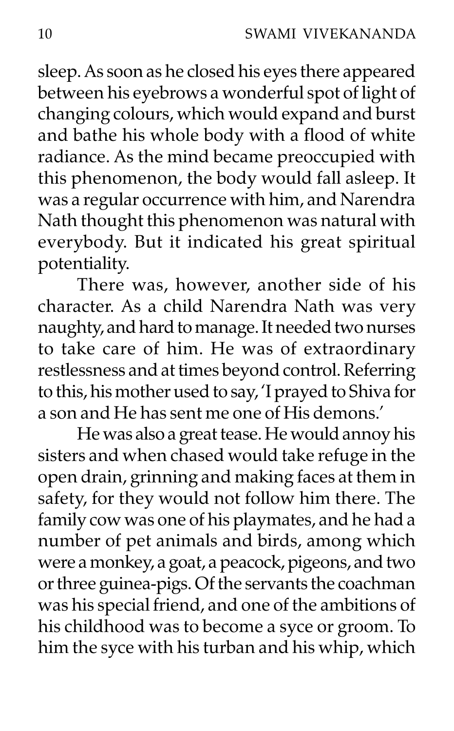sleep. As soon as he closed his eyes there appeared between his eyebrows a wonderful spot of light of changing colours, which would expand and burst and bathe his whole body with a flood of white radiance. As the mind became preoccupied with this phenomenon, the body would fall asleep. It was a regular occurrence with him, and Narendra Nath thought this phenomenon was natural with everybody. But it indicated his great spiritual potentiality.

There was, however, another side of his character. As a child Narendra Nath was very naughty, and hard to manage. It needed two nurses to take care of him. He was of extraordinary restlessness and at times beyond control. Referring to this, his mother used to say, 'I prayed to Shiva for a son and He has sent me one of His demons.'

He was also a great tease. He would annoy his sisters and when chased would take refuge in the open drain, grinning and making faces at them in safety, for they would not follow him there. The family cow was one of his playmates, and he had a number of pet animals and birds, among which were a monkey, a goat, a peacock, pigeons, and two or three guinea-pigs. Of the servants the coachman was his special friend, and one of the ambitions of his childhood was to become a syce or groom. To him the syce with his turban and his whip, which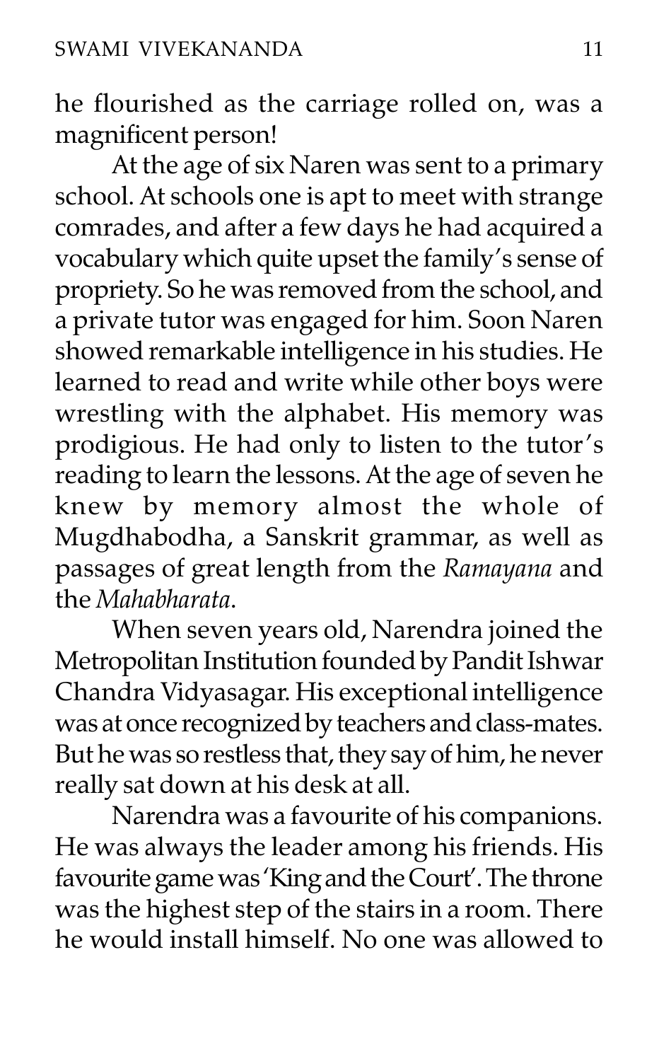he flourished as the carriage rolled on, was a magnificent person!

At the age of six Naren was sent to a primary school. At schools one is apt to meet with strange comrades, and after a few days he had acquired a vocabulary which quite upset the family's sense of propriety. So he was removed from the school, and a private tutor was engaged for him. Soon Naren showed remarkable intelligence in his studies. He learned to read and write while other boys were wrestling with the alphabet. His memory was prodigious. He had only to listen to the tutor's reading to learn the lessons. At the age of seven he knew by memory almost the whole of Mugdhabodha, a Sanskrit grammar, as well as passages of great length from the *Ramayana* and the *Mahabharata*.

When seven years old, Narendra joined the Metropolitan Institution founded by Pandit Ishwar Chandra Vidyasagar. His exceptional intelligence was at once recognized by teachers and class-mates. But he was so restless that, they say of him, he never really sat down at his desk at all.

Narendra was a favourite of his companions. He was always the leader among his friends. His favourite game was 'King and the Court'. The throne was the highest step of the stairs in a room. There he would install himself. No one was allowed to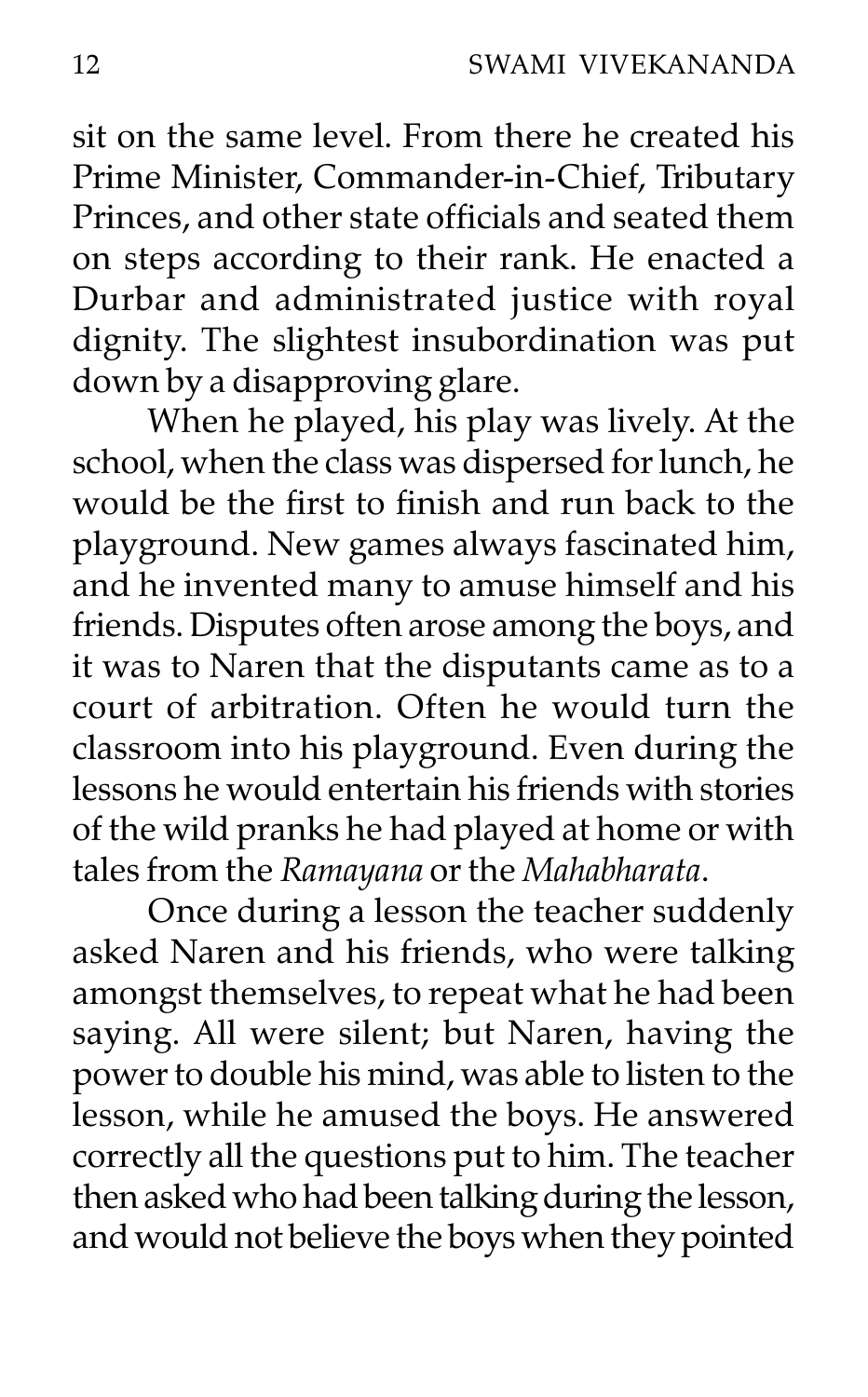sit on the same level. From there he created his Prime Minister, Commander-in-Chief, Tributary Princes, and other state officials and seated them on steps according to their rank. He enacted a Durbar and administrated justice with royal dignity. The slightest insubordination was put down by a disapproving glare.

When he played, his play was lively. At the school, when the class was dispersed for lunch, he would be the first to finish and run back to the playground. New games always fascinated him, and he invented many to amuse himself and his friends. Disputes often arose among the boys, and it was to Naren that the disputants came as to a court of arbitration. Often he would turn the classroom into his playground. Even during the lessons he would entertain his friends with stories of the wild pranks he had played at home or with tales from the *Ramayana* or the *Mahabharata*.

Once during a lesson the teacher suddenly asked Naren and his friends, who were talking amongst themselves, to repeat what he had been saying. All were silent; but Naren, having the power to double his mind, was able to listen to the lesson, while he amused the boys. He answered correctly all the questions put to him. The teacher then asked who had been talking during the lesson, and would not believe the boys when they pointed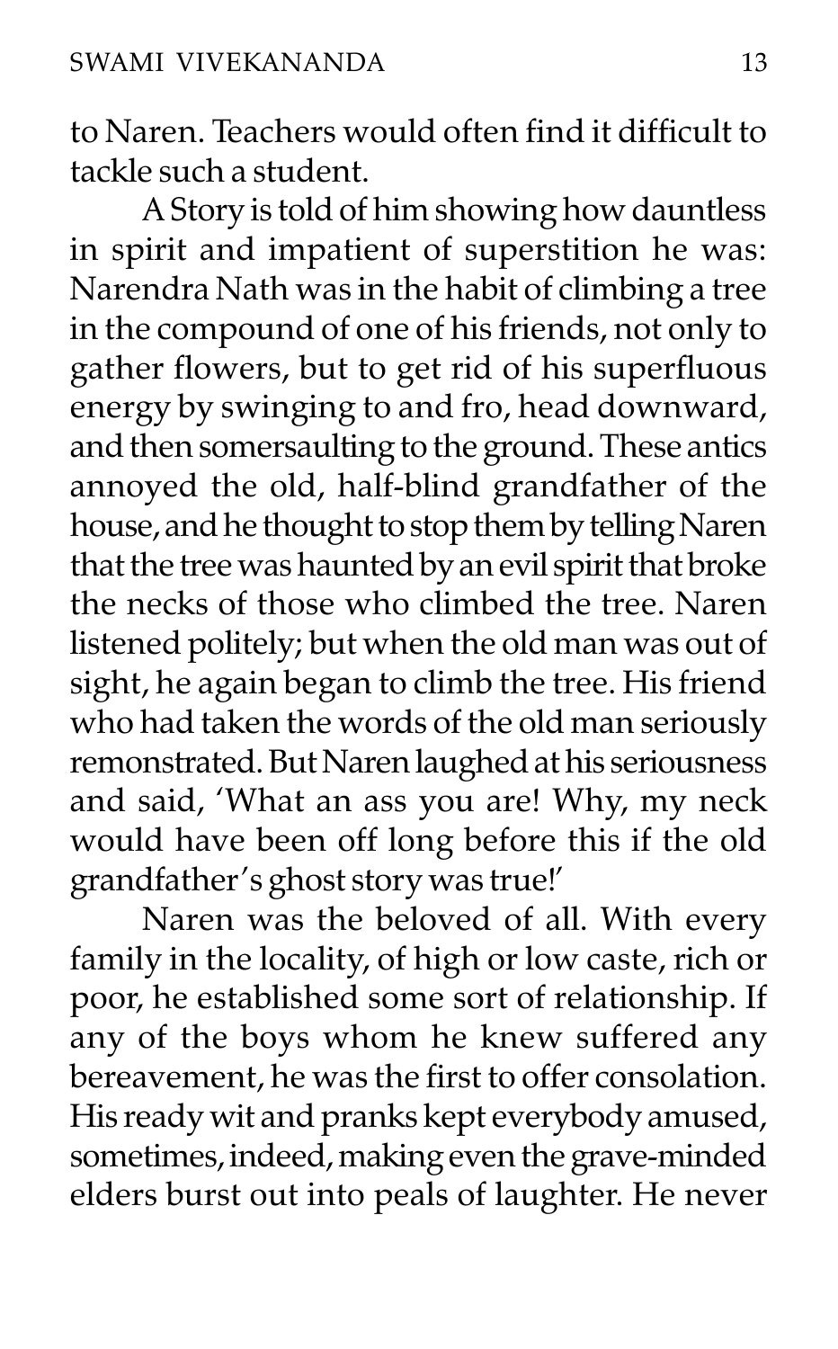to Naren. Teachers would often find it difficult to tackle such a student.

A Story is told of him showing how dauntless in spirit and impatient of superstition he was: Narendra Nath was in the habit of climbing a tree in the compound of one of his friends, not only to gather flowers, but to get rid of his superfluous energy by swinging to and fro, head downward, and then somersaulting to the ground. These antics annoyed the old, half-blind grandfather of the house, and he thought to stop them by telling Naren that the tree was haunted by an evil spirit that broke the necks of those who climbed the tree. Naren listened politely; but when the old man was out of sight, he again began to climb the tree. His friend who had taken the words of the old man seriously remonstrated. But Naren laughed at his seriousness and said, 'What an ass you are! Why, my neck would have been off long before this if the old grandfather's ghost story was true!'

Naren was the beloved of all. With every family in the locality, of high or low caste, rich or poor, he established some sort of relationship. If any of the boys whom he knew suffered any bereavement, he was the first to offer consolation. His ready wit and pranks kept everybody amused, sometimes, indeed, making even the grave-minded elders burst out into peals of laughter. He never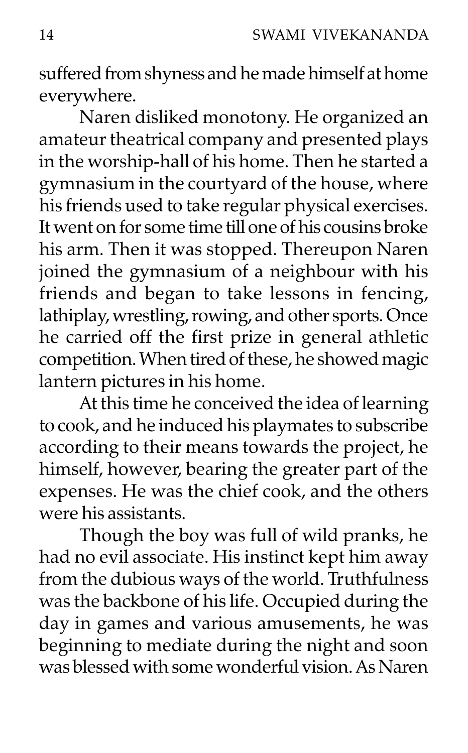suffered from shyness and he made himself at home everywhere.

Naren disliked monotony. He organized an amateur theatrical company and presented plays in the worship-hall of his home. Then he started a gymnasium in the courtyard of the house, where his friends used to take regular physical exercises. It went on for some time till one of his cousins broke his arm. Then it was stopped. Thereupon Naren joined the gymnasium of a neighbour with his friends and began to take lessons in fencing, lathiplay, wrestling, rowing, and other sports. Once he carried off the first prize in general athletic competition. When tired of these, he showed magic lantern pictures in his home.

At this time he conceived the idea of learning to cook, and he induced his playmates to subscribe according to their means towards the project, he himself, however, bearing the greater part of the expenses. He was the chief cook, and the others were his assistants.

Though the boy was full of wild pranks, he had no evil associate. His instinct kept him away from the dubious ways of the world. Truthfulness was the backbone of his life. Occupied during the day in games and various amusements, he was beginning to mediate during the night and soon was blessed with some wonderful vision. As Naren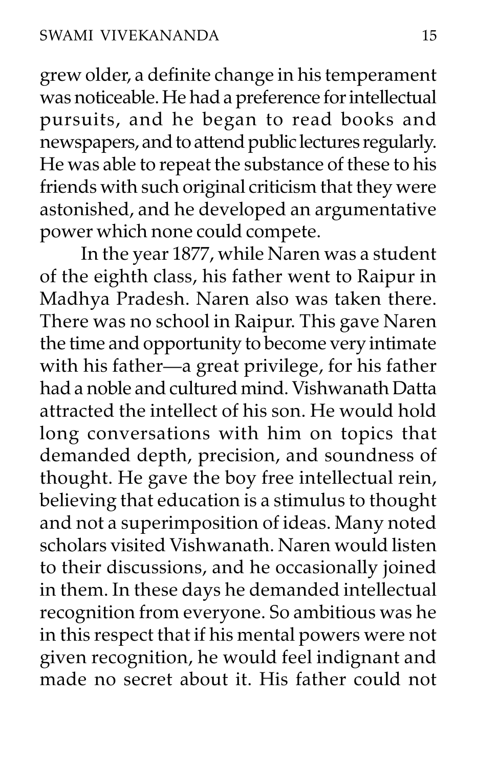grew older, a definite change in his temperament was noticeable. He had a preference for intellectual pursuits, and he began to read books and newspapers, and to attend public lectures regularly. He was able to repeat the substance of these to his friends with such original criticism that they were astonished, and he developed an argumentative power which none could compete.

In the year 1877, while Naren was a student of the eighth class, his father went to Raipur in Madhya Pradesh. Naren also was taken there. There was no school in Raipur. This gave Naren the time and opportunity to become very intimate with his father—a great privilege, for his father had a noble and cultured mind. Vishwanath Datta attracted the intellect of his son. He would hold long conversations with him on topics that demanded depth, precision, and soundness of thought. He gave the boy free intellectual rein, believing that education is a stimulus to thought and not a superimposition of ideas. Many noted scholars visited Vishwanath. Naren would listen to their discussions, and he occasionally joined in them. In these days he demanded intellectual recognition from everyone. So ambitious was he in this respect that if his mental powers were not given recognition, he would feel indignant and made no secret about it. His father could not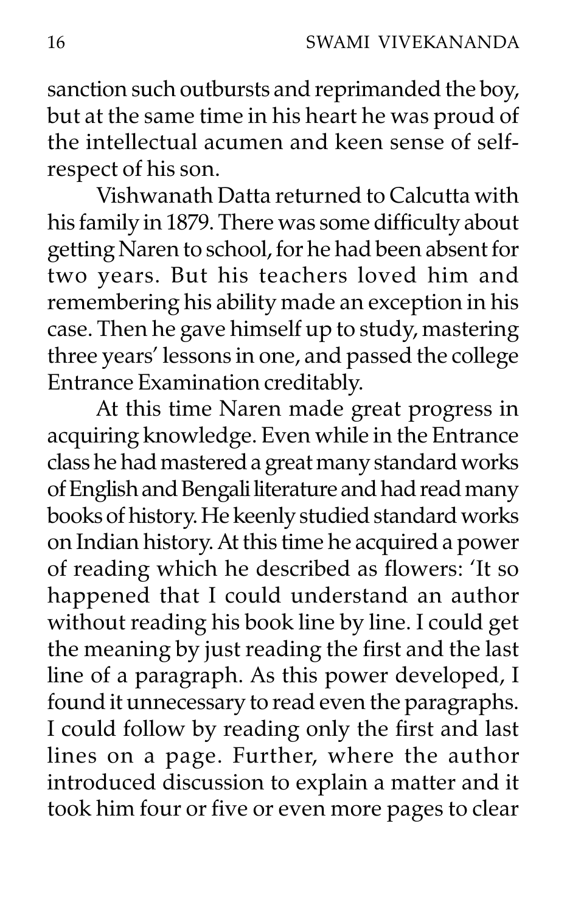sanction such outbursts and reprimanded the boy, but at the same time in his heart he was proud of the intellectual acumen and keen sense of self-respect of his son.

Vishwanath Datta returned to Calcutta with his family in 1879. There was some difficulty about getting Naren to school, for he had been absent for two years. But his teachers loved him and remembering his ability made an exception in his case. Then he gave himself up to study, mastering three years' lessons in one, and passed the college Entrance Examination creditably.

At this time Naren made great progress in acquiring knowledge. Even while in the Entrance class he had mastered a great many standard works of English and Bengali literature and had read many books of history. He keenly studied standard works on Indian history. At this time he acquired a power of reading which he described as flowers: 'It so happened that I could understand an author without reading his book line by line. I could get the meaning by just reading the first and the last line of a paragraph. As this power developed, I found it unnecessary to read even the paragraphs. I could follow by reading only the first and last lines on a page. Further, where the author introduced discussion to explain a matter and it took him four or five or even more pages to clear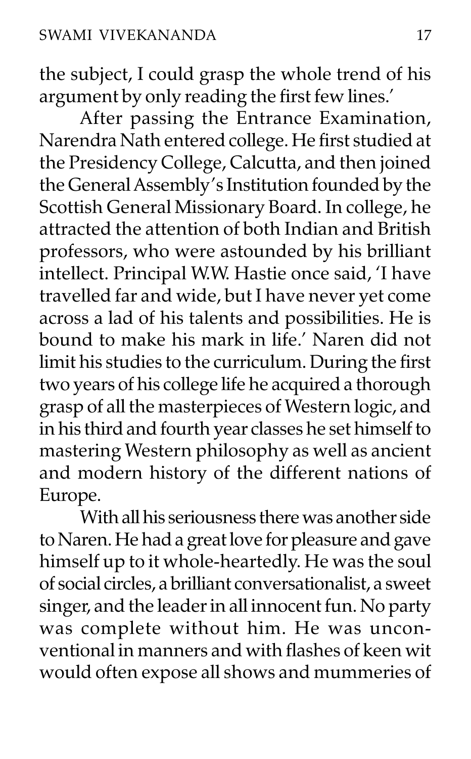the subject, I could grasp the whole trend of his argument by only reading the first few lines.'

After passing the Entrance Examination, Narendra Nath entered college. He first studied at the Presidency College, Calcutta, and then joined the General Assembly's Institution founded by the Scottish General Missionary Board. In college, he attracted the attention of both Indian and British professors, who were astounded by his brilliant intellect. Principal W.W. Hastie once said, 'I have travelled far and wide, but I have never yet come across a lad of his talents and possibilities. He is bound to make his mark in life.' Naren did not limit his studies to the curriculum. During the first two years of his college life he acquired a thorough grasp of all the masterpieces of Western logic, and in his third and fourth year classes he set himself to mastering Western philosophy as well as ancient and modern history of the different nations of Europe.

With all his seriousness there was another side to Naren. He had a great love for pleasure and gave himself up to it whole-heartedly. He was the soul of social circles, a brilliant conversationalist, a sweet singer, and the leader in all innocent fun. No party was complete without him. He was unconventional in manners and with flashes of keen wit would often expose all shows and mummeries of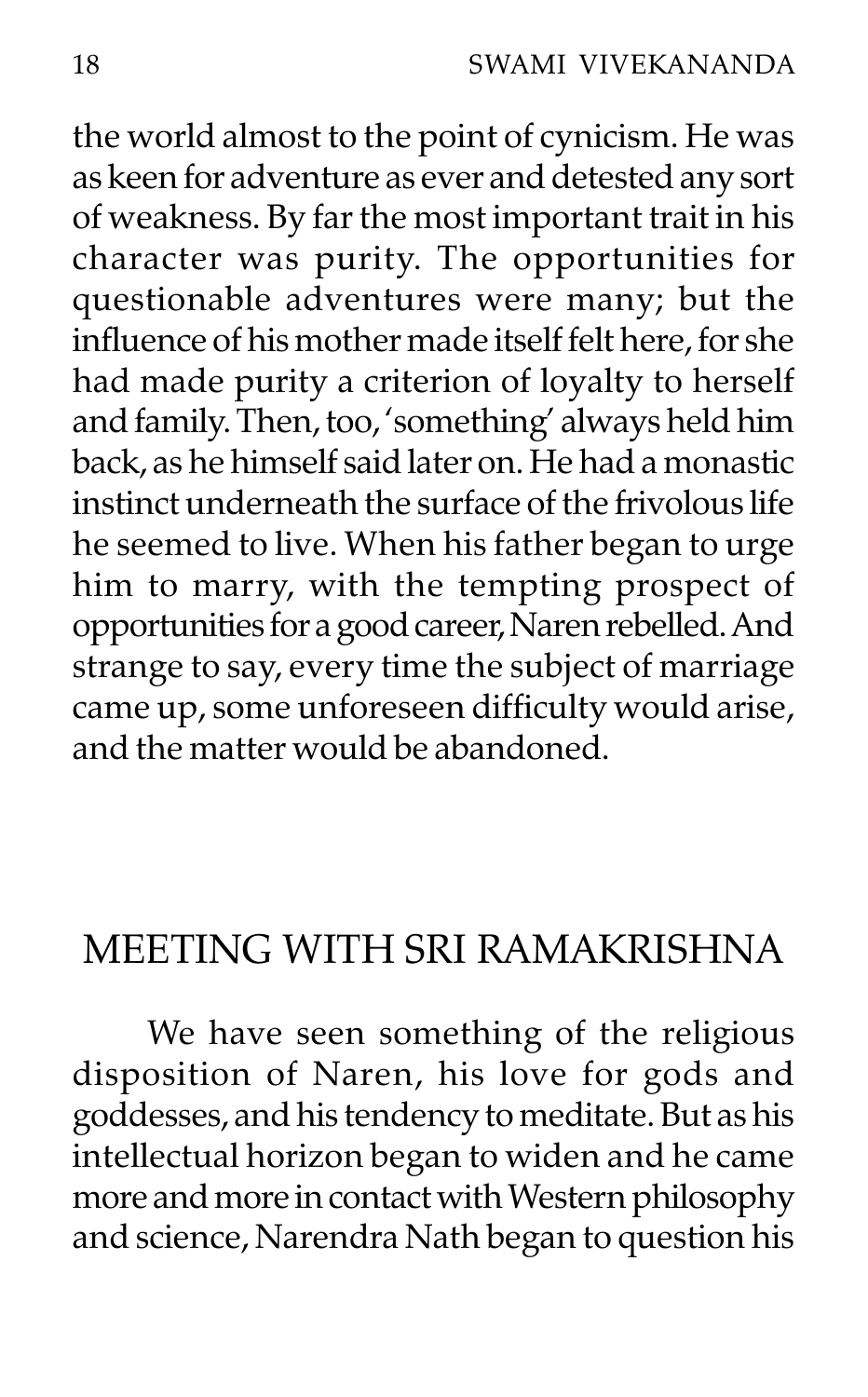the world almost to the point of cynicism. He was as keen for adventure as ever and detested any sort of weakness. By far the most important trait in his character was purity. The opportunities for questionable adventures were many; but the influence of his mother made itself felt here, for she had made purity a criterion of loyalty to herself and family. Then, too, 'something' always held him back, as he himself said later on. He had a monastic instinct underneath the surface of the frivolous life he seemed to live. When his father began to urge him to marry, with the tempting prospect of opportunities for a good career, Naren rebelled. And strange to say, every time the subject of marriage came up, some unforeseen difficulty would arise, and the matter would be abandoned.

## MEETING WITH SRI RAMAKRISHNA

We have seen something of the religious disposition of Naren, his love for gods and goddesses, and his tendency to meditate. But as his intellectual horizon began to widen and he came more and more in contact with Western philosophy and science, Narendra Nath began to question his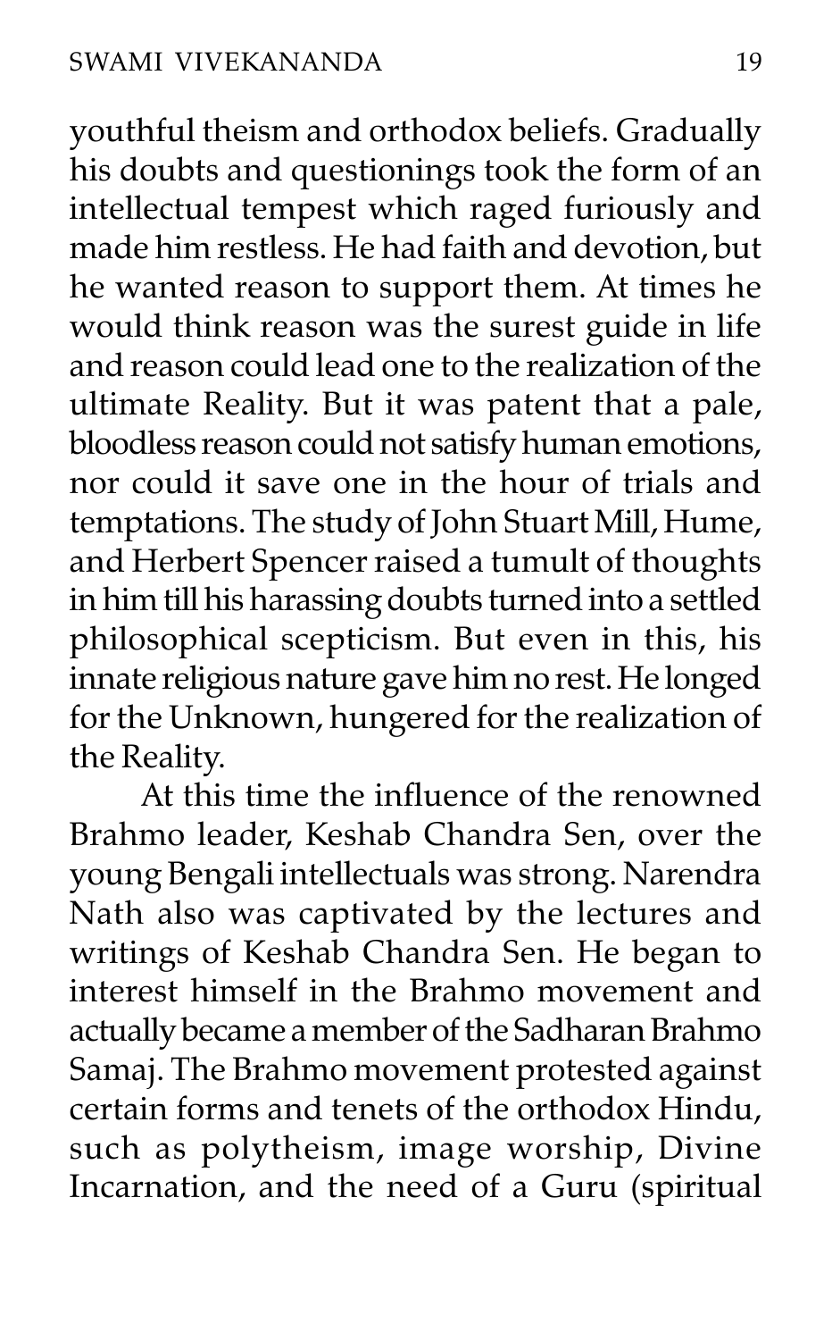youthful theism and orthodox beliefs. Gradually his doubts and questionings took the form of an intellectual tempest which raged furiously and made him restless. He had faith and devotion, but he wanted reason to support them. At times he would think reason was the surest guide in life and reason could lead one to the realization of the ultimate Reality. But it was patent that a pale, bloodless reason could not satisfy human emotions, nor could it save one in the hour of trials and temptations. The study of John Stuart Mill, Hume, and Herbert Spencer raised a tumult of thoughts in him till his harassing doubts turned into a settled philosophical scepticism. But even in this, his innate religious nature gave him no rest. He longed for the Unknown, hungered for the realization of the Reality.

At this time the influence of the renowned Brahmo leader, Keshab Chandra Sen, over the young Bengali intellectuals was strong. Narendra Nath also was captivated by the lectures and writings of Keshab Chandra Sen. He began to interest himself in the Brahmo movement and actually became a member of the Sadharan Brahmo Samaj. The Brahmo movement protested against certain forms and tenets of the orthodox Hindu, such as polytheism, image worship, Divine Incarnation, and the need of a Guru (spiritual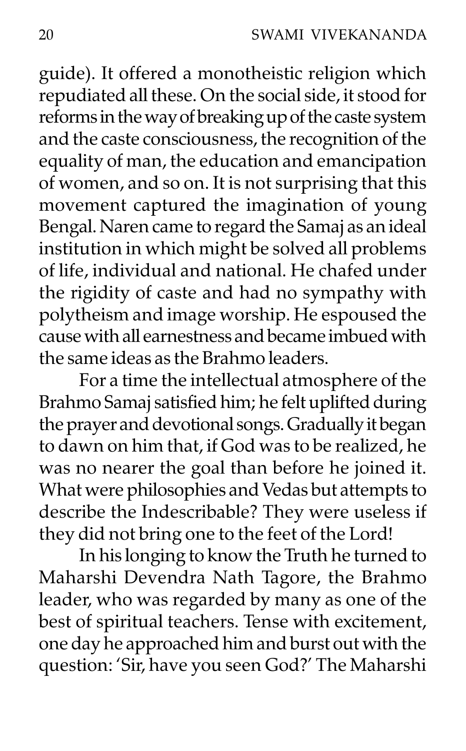guide). It offered a monotheistic religion which repudiated all these. On the social side, it stood for reforms in the way of breaking up of the caste system and the caste consciousness, the recognition of the equality of man, the education and emancipation of women, and so on. It is not surprising that this movement captured the imagination of young Bengal. Naren came to regard the Samaj as an ideal institution in which might be solved all problems of life, individual and national. He chafed under the rigidity of caste and had no sympathy with polytheism and image worship. He espoused the cause with all earnestness and became imbued with the same ideas as the Brahmo leaders.

For a time the intellectual atmosphere of the Brahmo Samaj satisfied him; he felt uplifted during the prayer and devotional songs. Gradually it began to dawn on him that, if God was to be realized, he was no nearer the goal than before he joined it. What were philosophies and Vedas but attempts to describe the Indescribable? They were useless if they did not bring one to the feet of the Lord!

In his longing to know the Truth he turned to Maharshi Devendra Nath Tagore, the Brahmo leader, who was regarded by many as one of the best of spiritual teachers. Tense with excitement, one day he approached him and burst out with the question: 'Sir, have you seen God?' The Maharshi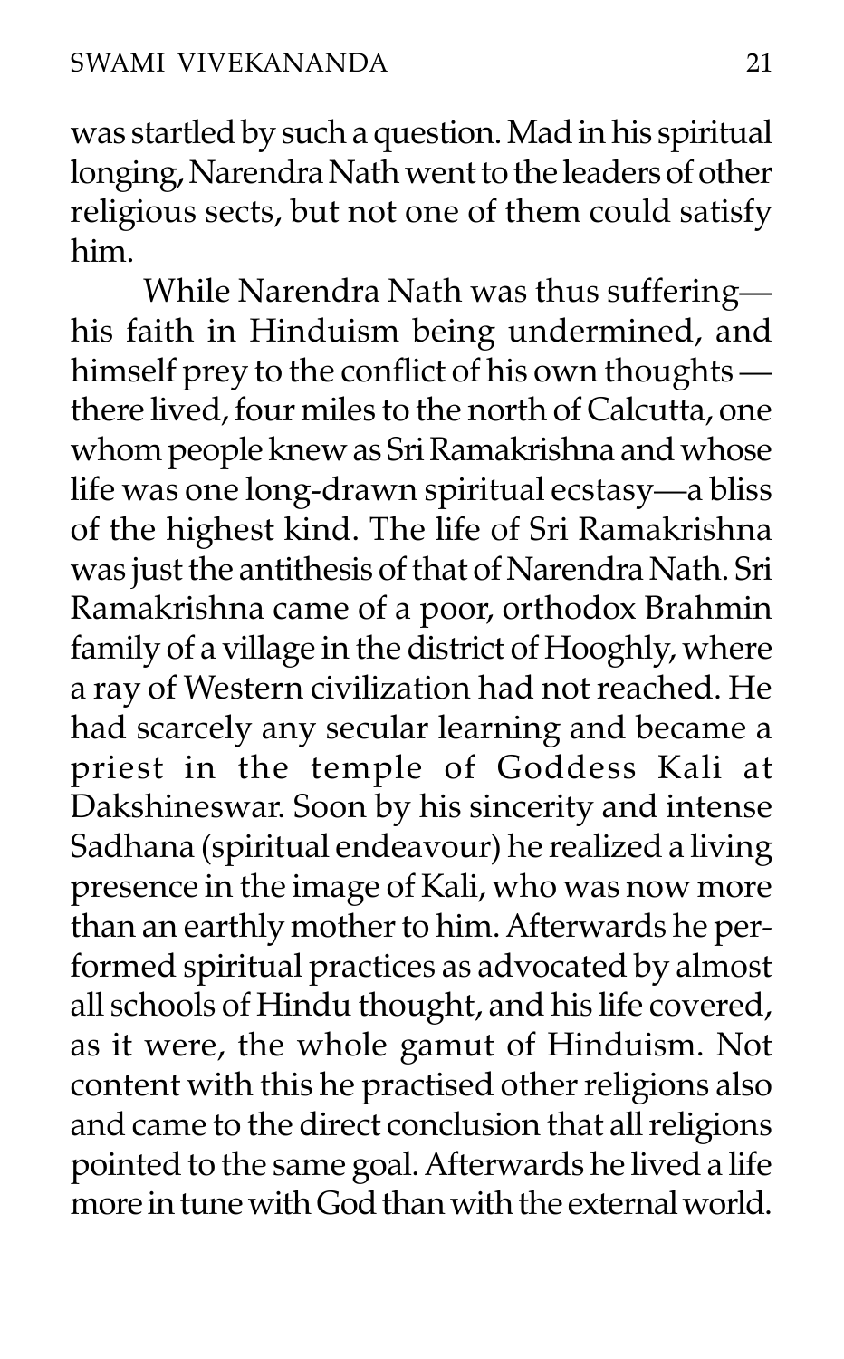was startled by such a question. Mad in his spiritual longing, Narendra Nath went to the leaders of other religious sects, but not one of them could satisfy him.

While Narendra Nath was thus suffering—his faith in Hinduism being undermined, and himself prey to the conflict of his own thoughts —there lived, four miles to the north of Calcutta, one whom people knew as Sri Ramakrishna and whose life was one long-drawn spiritual ecstasy—a bliss of the highest kind. The life of Sri Ramakrishna was just the antithesis of that of Narendra Nath. Sri Ramakrishna came of a poor, orthodox Brahmin family of a village in the district of Hooghly, where a ray of Western civilization had not reached. He had scarcely any secular learning and became a priest in the temple of Goddess Kali at Dakshineswar. Soon by his sincerity and intense Sadhana (spiritual endeavour) he realized a living presence in the image of Kali, who was now more than an earthly mother to him. Afterwards he performed spiritual practices as advocated by almost all schools of Hindu thought, and his life covered, as it were, the whole gamut of Hinduism. Not content with this he practised other religions also and came to the direct conclusion that all religions pointed to the same goal. Afterwards he lived a life more in tune with God than with the external world.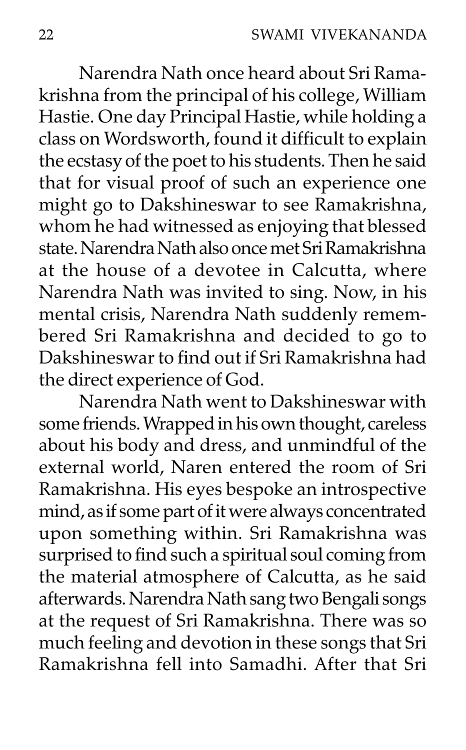Narendra Nath once heard about Sri Ramakrishna from the principal of his college, William Hastie. One day Principal Hastie, while holding a class on Wordsworth, found it difficult to explain the ecstasy of the poet to his students. Then he said that for visual proof of such an experience one might go to Dakshineswar to see Ramakrishna, whom he had witnessed as enjoying that blessed state. Narendra Nath also once met Sri Ramakrishna at the house of a devotee in Calcutta, where Narendra Nath was invited to sing. Now, in his mental crisis, Narendra Nath suddenly remembered Sri Ramakrishna and decided to go to Dakshineswar to find out if Sri Ramakrishna had the direct experience of God.

Narendra Nath went to Dakshineswar with some friends. Wrapped in his own thought, careless about his body and dress, and unmindful of the external world, Naren entered the room of Sri Ramakrishna. His eyes bespoke an introspective mind, as if some part of it were always concentrated upon something within. Sri Ramakrishna was surprised to find such a spiritual soul coming from the material atmosphere of Calcutta, as he said afterwards. Narendra Nath sang two Bengali songs at the request of Sri Ramakrishna. There was so much feeling and devotion in these songs that Sri Ramakrishna fell into Samadhi. After that Sri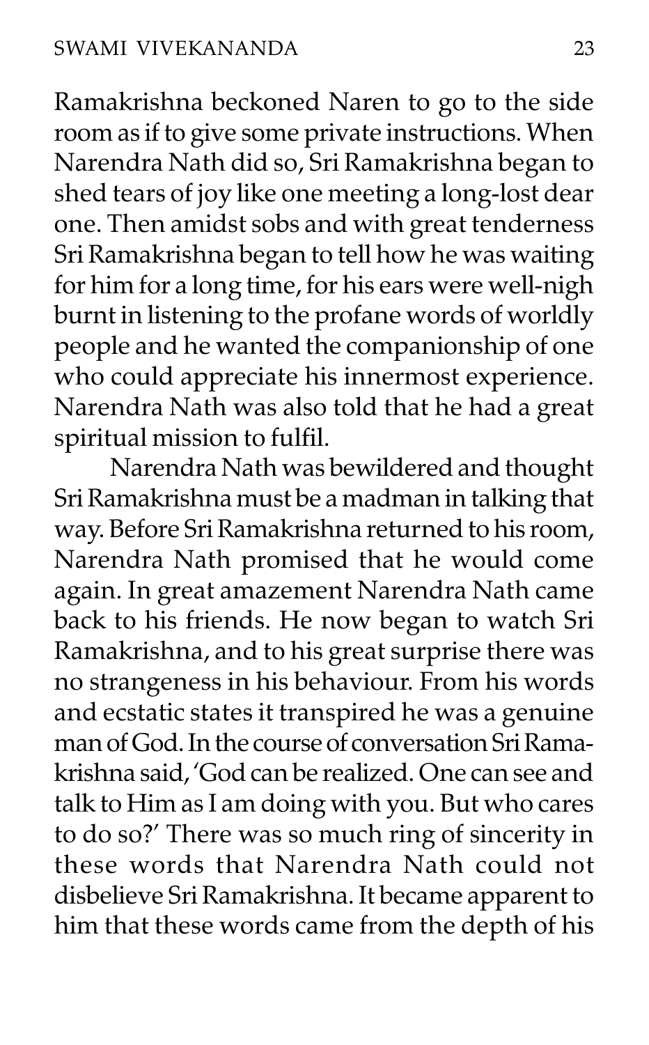Ramakrishna beckoned Naren to go to the side room as if to give some private instructions. When Narendra Nath did so, Sri Ramakrishna began to shed tears of joy like one meeting a long-lost dear one. Then amidst sobs and with great tenderness Sri Ramakrishna began to tell how he was waiting for him for a long time, for his ears were well-nigh burnt in listening to the profane words of worldly people and he wanted the companionship of one who could appreciate his innermost experience. Narendra Nath was also told that he had a great spiritual mission to fulfil.

Narendra Nath was bewildered and thought Sri Ramakrishna must be a madman in talking that way. Before Sri Ramakrishna returned to his room, Narendra Nath promised that he would come again. In great amazement Narendra Nath came back to his friends. He now began to watch Sri Ramakrishna, and to his great surprise there was no strangeness in his behaviour. From his words and ecstatic states it transpired he was a genuine man of God. In the course of conversation Sri Ramakrishna said, 'God can be realized. One can see and talk to Him as I am doing with you. But who cares to do so?' There was so much ring of sincerity in these words that Narendra Nath could not disbelieve Sri Ramakrishna. It became apparent to him that these words came from the depth of his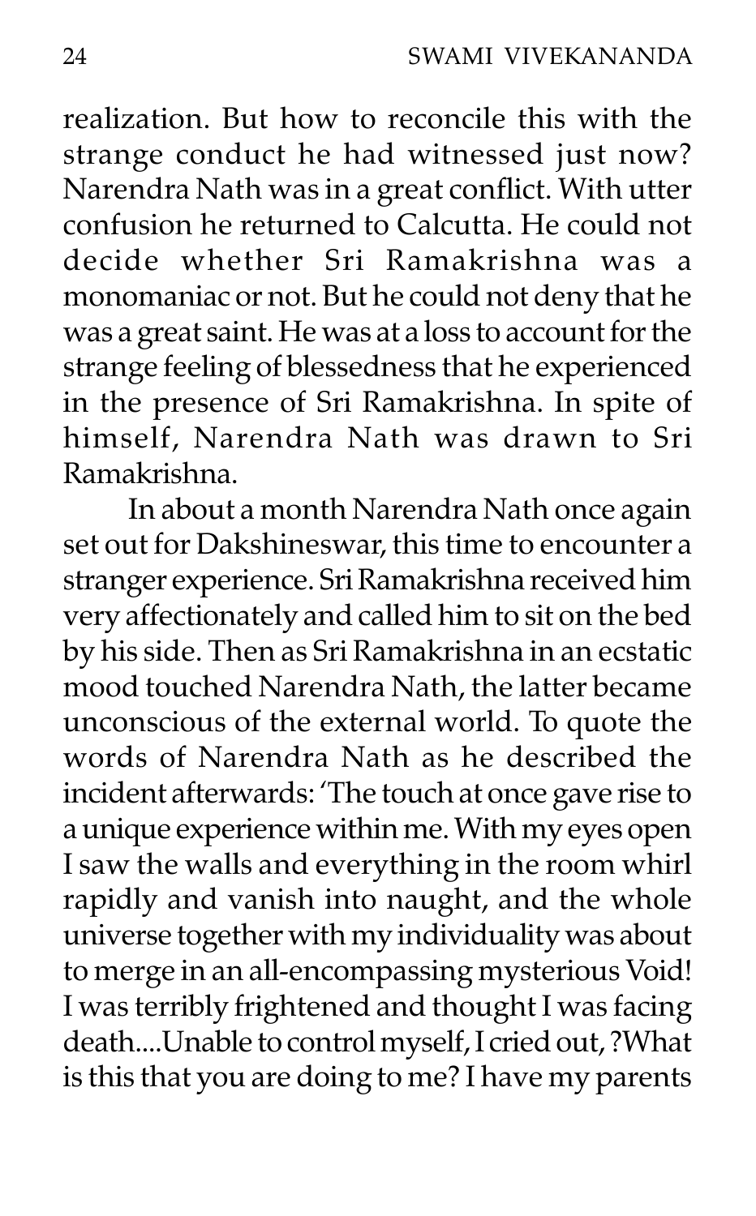realization. But how to reconcile this with the strange conduct he had witnessed just now? Narendra Nath was in a great conflict. With utter confusion he returned to Calcutta. He could not decide whether Sri Ramakrishna was a monomaniac or not. But he could not deny that he was a great saint. He was at a loss to account for the strange feeling of blessedness that he experienced in the presence of Sri Ramakrishna. In spite of himself, Narendra Nath was drawn to Sri Ramakrishna.

In about a month Narendra Nath once again set out for Dakshineswar, this time to encounter a stranger experience. Sri Ramakrishna received him very affectionately and called him to sit on the bed by his side. Then as Sri Ramakrishna in an ecstatic mood touched Narendra Nath, the latter became unconscious of the external world. To quote the words of Narendra Nath as he described the incident afterwards: 'The touch at once gave rise to a unique experience within me. With my eyes open I saw the walls and everything in the room whirl rapidly and vanish into naught, and the whole universe together with my individuality was about to merge in an all-encompassing mysterious Void! I was terribly frightened and thought I was facing death....Unable to control myself, I cried out, ?What is this that you are doing to me? I have my parents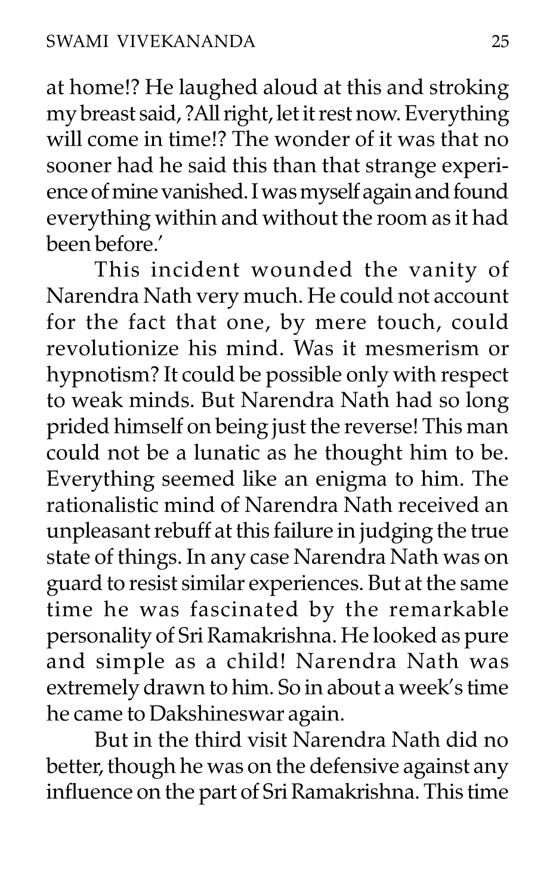at home!? He laughed aloud at this and stroking my breast said, ?All right, let it rest now. Everything will come in time!? The wonder of it was that no sooner had he said this than that strange experience of mine vanished. I was myself again and found everything within and without the room as it had been before.'

This incident wounded the vanity of Narendra Nath very much. He could not account for the fact that one, by mere touch, could revolutionize his mind. Was it mesmerism or hypnotism? It could be possible only with respect to weak minds. But Narendra Nath had so long prided himself on being just the reverse! This man could not be a lunatic as he thought him to be. Everything seemed like an enigma to him. The rationalistic mind of Narendra Nath received an unpleasant rebuff at this failure in judging the true state of things. In any case Narendra Nath was on guard to resist similar experiences. But at the same time he was fascinated by the remarkable personality of Sri Ramakrishna. He looked as pure and simple as a child! Narendra Nath was extremely drawn to him. So in about a week's time he came to Dakshineswar again.

But in the third visit Narendra Nath did no better, though he was on the defensive against any influence on the part of Sri Ramakrishna. This time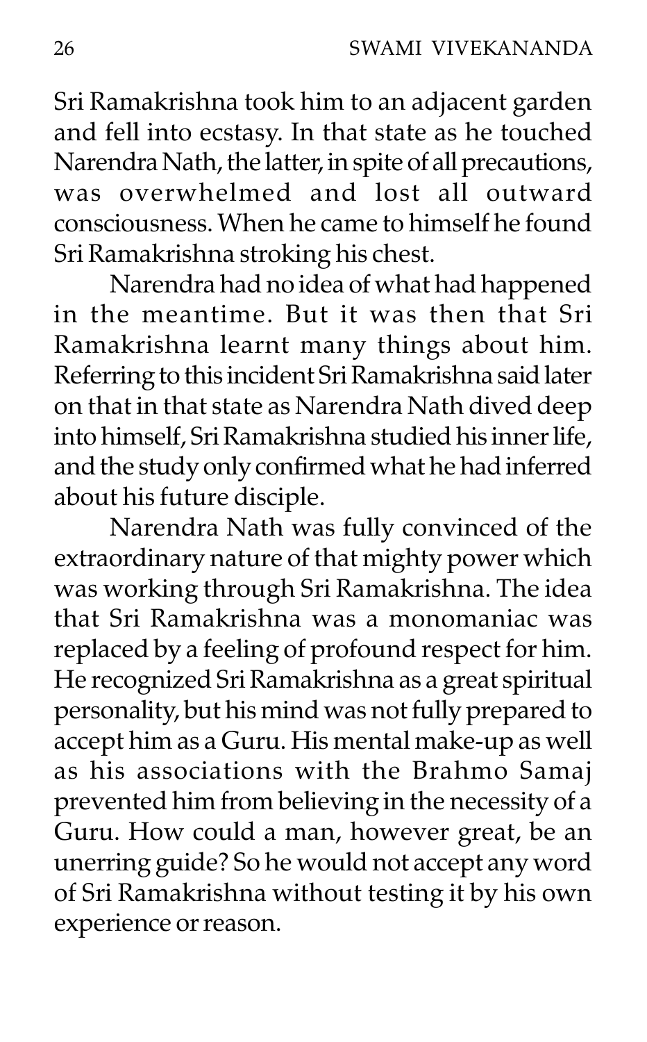Sri Ramakrishna took him to an adjacent garden and fell into ecstasy. In that state as he touched Narendra Nath, the latter, in spite of all precautions, was overwhelmed and lost all outward consciousness. When he came to himself he found Sri Ramakrishna stroking his chest.

Narendra had no idea of what had happened in the meantime. But it was then that Sri Ramakrishna learnt many things about him. Referring to this incident Sri Ramakrishna said later on that in that state as Narendra Nath dived deep into himself, Sri Ramakrishna studied his inner life, and the study only confirmed what he had inferred about his future disciple.

Narendra Nath was fully convinced of the extraordinary nature of that mighty power which was working through Sri Ramakrishna. The idea that Sri Ramakrishna was a monomaniac was replaced by a feeling of profound respect for him. He recognized Sri Ramakrishna as a great spiritual personality, but his mind was not fully prepared to accept him as a Guru. His mental make-up as well as his associations with the Brahmo Samaj prevented him from believing in the necessity of a Guru. How could a man, however great, be an unerring guide? So he would not accept any word of Sri Ramakrishna without testing it by his own experience or reason.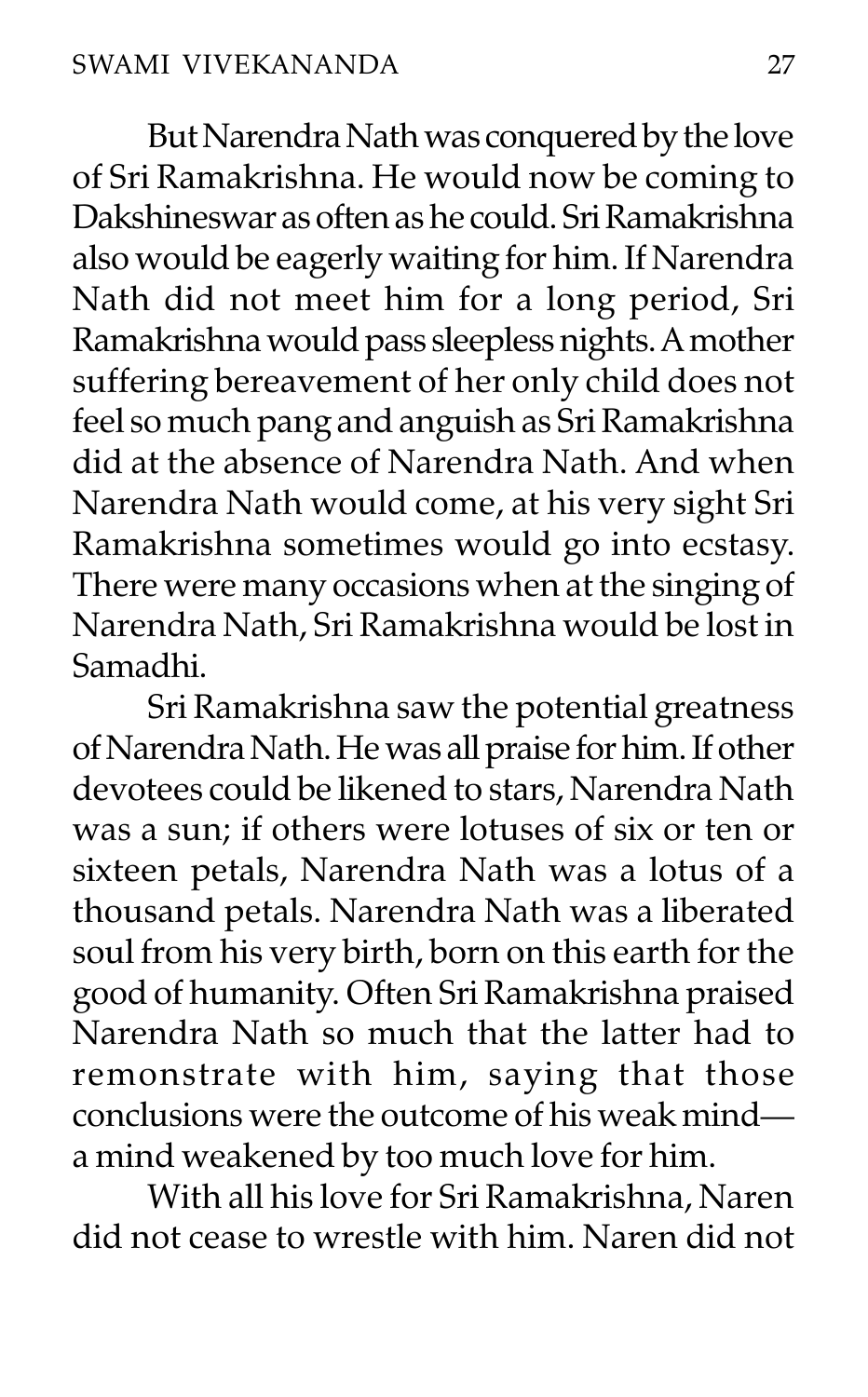But Narendra Nath was conquered by the love of Sri Ramakrishna. He would now be coming to Dakshineswar as often as he could. Sri Ramakrishna also would be eagerly waiting for him. If Narendra Nath did not meet him for a long period, Sri Ramakrishna would pass sleepless nights. A mother suffering bereavement of her only child does not feel so much pang and anguish as Sri Ramakrishna did at the absence of Narendra Nath. And when Narendra Nath would come, at his very sight Sri Ramakrishna sometimes would go into ecstasy. There were many occasions when at the singing of Narendra Nath, Sri Ramakrishna would be lost in Samadhi.

Sri Ramakrishna saw the potential greatness of Narendra Nath. He was all praise for him. If other devotees could be likened to stars, Narendra Nath was a sun; if others were lotuses of six or ten or sixteen petals, Narendra Nath was a lotus of a thousand petals. Narendra Nath was a liberated soul from his very birth, born on this earth for the good of humanity. Often Sri Ramakrishna praised Narendra Nath so much that the latter had to remonstrate with him, saying that those conclusions were the outcome of his weak mind—a mind weakened by too much love for him.

With all his love for Sri Ramakrishna, Naren did not cease to wrestle with him. Naren did not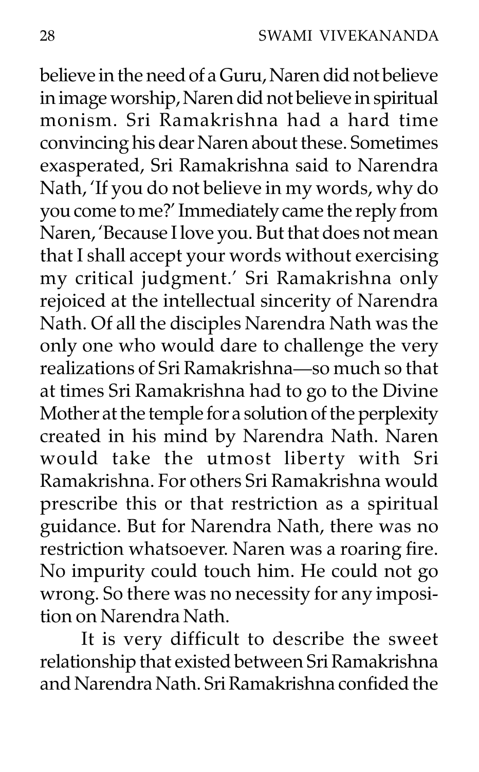believe in the need of a Guru, Naren did not believe in image worship, Naren did not believe in spiritual monism. Sri Ramakrishna had a hard time convincing his dear Naren about these. Sometimes exasperated, Sri Ramakrishna said to Narendra Nath, 'If you do not believe in my words, why do you come to me?' Immediately came the reply from Naren, 'Because I love you. But that does not mean that I shall accept your words without exercising my critical judgment.' Sri Ramakrishna only rejoiced at the intellectual sincerity of Narendra Nath. Of all the disciples Narendra Nath was the only one who would dare to challenge the very realizations of Sri Ramakrishna—so much so that at times Sri Ramakrishna had to go to the Divine Mother at the temple for a solution of the perplexity created in his mind by Narendra Nath. Naren would take the utmost liberty with Sri Ramakrishna. For others Sri Ramakrishna would prescribe this or that restriction as a spiritual guidance. But for Narendra Nath, there was no restriction whatsoever. Naren was a roaring fire. No impurity could touch him. He could not go wrong. So there was no necessity for any imposition on Narendra Nath.

It is very difficult to describe the sweet relationship that existed between Sri Ramakrishna and Narendra Nath. Sri Ramakrishna confided the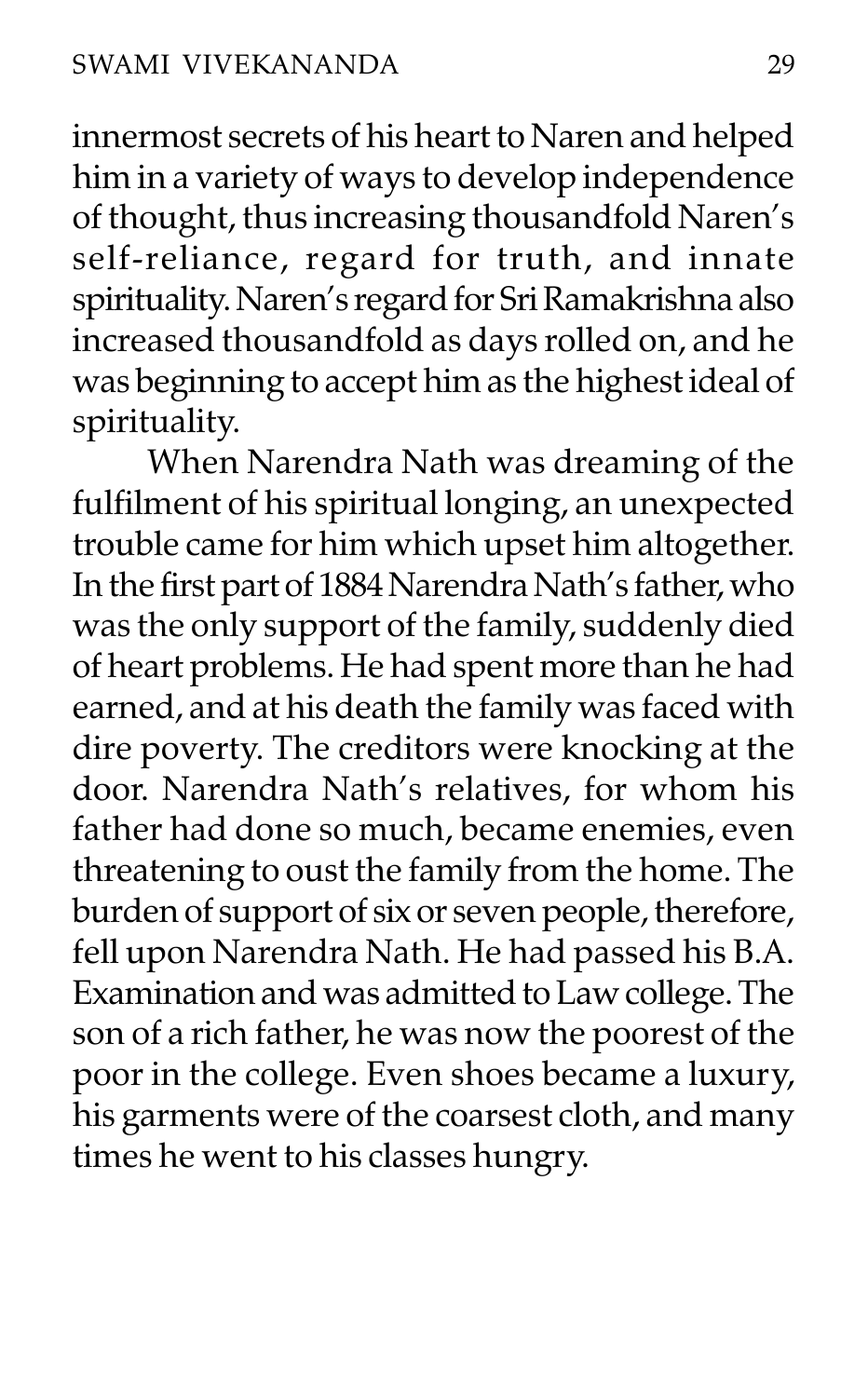innermost secrets of his heart to Naren and helped him in a variety of ways to develop independence of thought, thus increasing thousandfold Naren's self-reliance, regard for truth, and innate spirituality. Naren's regard for Sri Ramakrishna also increased thousandfold as days rolled on, and he was beginning to accept him as the highest ideal of spirituality.

When Narendra Nath was dreaming of the fulfilment of his spiritual longing, an unexpected trouble came for him which upset him altogether. In the first part of 1884 Narendra Nath's father, who was the only support of the family, suddenly died of heart problems. He had spent more than he had earned, and at his death the family was faced with dire poverty. The creditors were knocking at the door. Narendra Nath's relatives, for whom his father had done so much, became enemies, even threatening to oust the family from the home. The burden of support of six or seven people, therefore, fell upon Narendra Nath. He had passed his B.A. Examination and was admitted to Law college. The son of a rich father, he was now the poorest of the poor in the college. Even shoes became a luxury, his garments were of the coarsest cloth, and many times he went to his classes hungry.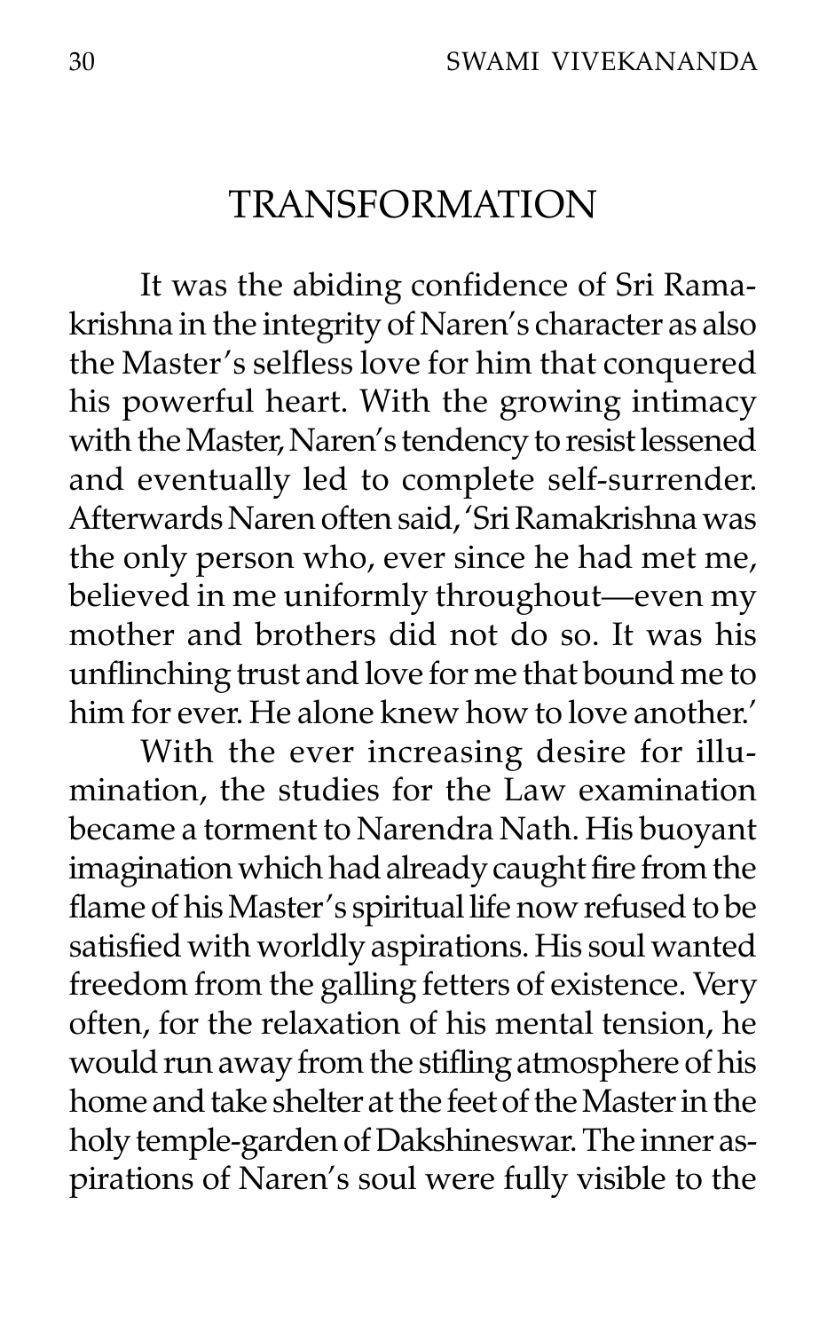## TRANSFORMATION

It was the abiding confidence of Sri Ramakrishna in the integrity of Naren's character as also the Master's selfless love for him that conquered his powerful heart. With the growing intimacy with the Master, Naren's tendency to resist lessened and eventually led to complete self-surrender. Afterwards Naren often said, 'Sri Ramakrishna was the only person who, ever since he had met me, believed in me uniformly throughout—even my mother and brothers did not do so. It was his unflinching trust and love for me that bound me to him for ever. He alone knew how to love another.'

With the ever increasing desire for illumination, the studies for the Law examination became a torment to Narendra Nath. His buoyant imagination which had already caught fire from the flame of his Master's spiritual life now refused to be satisfied with worldly aspirations. His soul wanted freedom from the galling fetters of existence. Very often, for the relaxation of his mental tension, he would run away from the stifling atmosphere of his home and take shelter at the feet of the Master in the holy temple-garden of Dakshineswar. The inner aspirations of Naren's soul were fully visible to the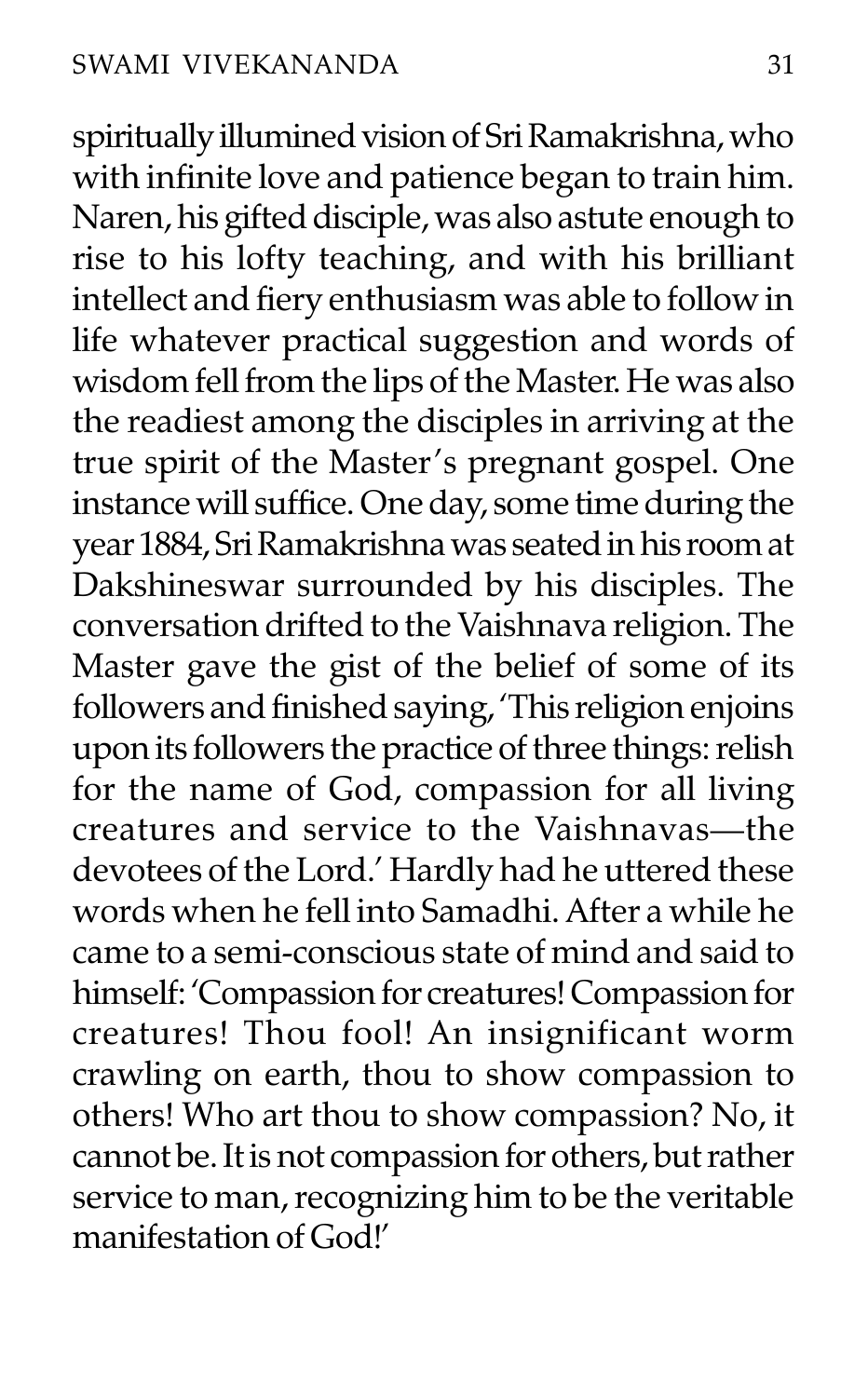spiritually illumined vision of Sri Ramakrishna, who with infinite love and patience began to train him. Naren, his gifted disciple, was also astute enough to rise to his lofty teaching, and with his brilliant intellect and fiery enthusiasm was able to follow in life whatever practical suggestion and words of wisdom fell from the lips of the Master. He was also the readiest among the disciples in arriving at the true spirit of the Master's pregnant gospel. One instance will suffice. One day, some time during the year 1884, Sri Ramakrishna was seated in his room at Dakshineswar surrounded by his disciples. The conversation drifted to the Vaishnava religion. The Master gave the gist of the belief of some of its followers and finished saying, 'This religion enjoins upon its followers the practice of three things: relish for the name of God, compassion for all living creatures and service to the Vaishnavas—the devotees of the Lord.' Hardly had he uttered these words when he fell into Samadhi. After a while he came to a semi-conscious state of mind and said to himself: 'Compassion for creatures! Compassion for creatures! Thou fool! An insignificant worm crawling on earth, thou to show compassion to others! Who art thou to show compassion? No, it cannot be. It is not compassion for others, but rather service to man, recognizing him to be the veritable manifestation of God!'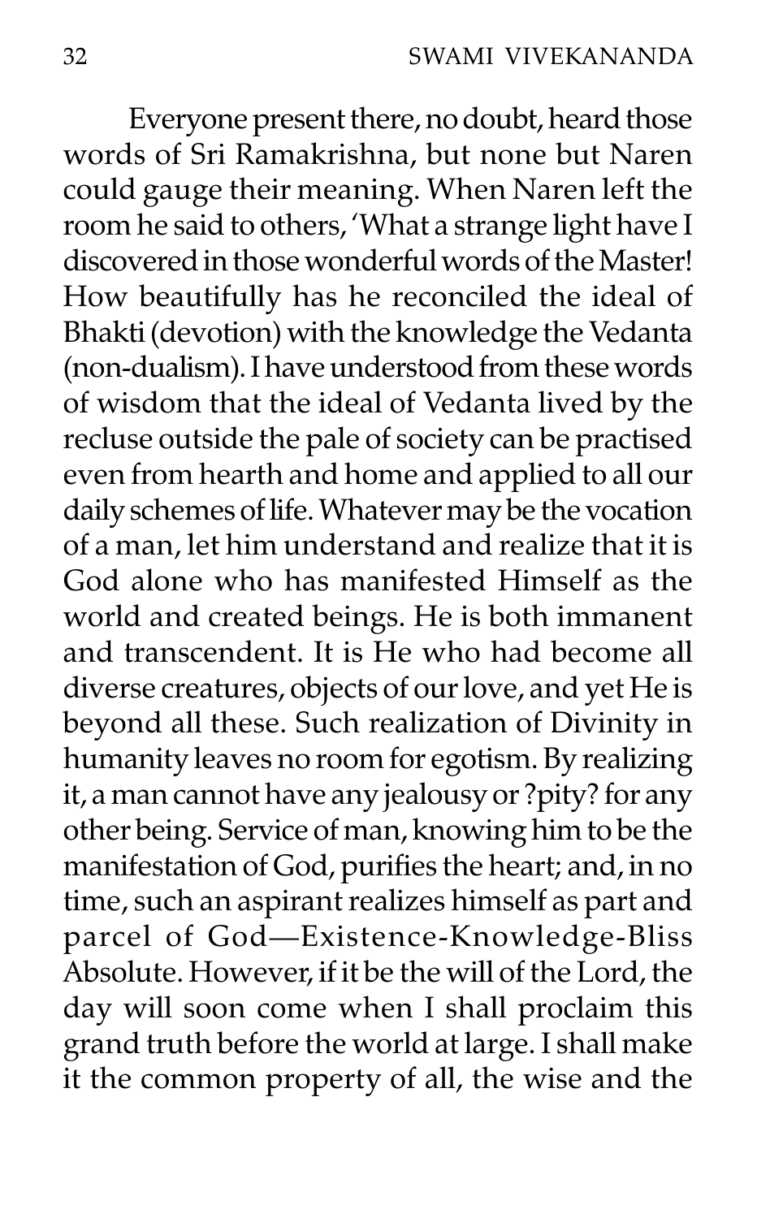Everyone present there, no doubt, heard those words of Sri Ramakrishna, but none but Naren could gauge their meaning. When Naren left the room he said to others, 'What a strange light have I discovered in those wonderful words of the Master! How beautifully has he reconciled the ideal of Bhakti (devotion) with the knowledge the Vedanta (non-dualism). I have understood from these words of wisdom that the ideal of Vedanta lived by the recluse outside the pale of society can be practised even from hearth and home and applied to all our daily schemes of life. Whatever may be the vocation of a man, let him understand and realize that it is God alone who has manifested Himself as the world and created beings. He is both immanent and transcendent. It is He who had become all diverse creatures, objects of our love, and yet He is beyond all these. Such realization of Divinity in humanity leaves no room for egotism. By realizing it, a man cannot have any jealousy or ?pity? for any other being. Service of man, knowing him to be the manifestation of God, purifies the heart; and, in no time, such an aspirant realizes himself as part and parcel of God—Existence-Knowledge-Bliss Absolute. However, if it be the will of the Lord, the day will soon come when I shall proclaim this grand truth before the world at large. I shall make it the common property of all, the wise and the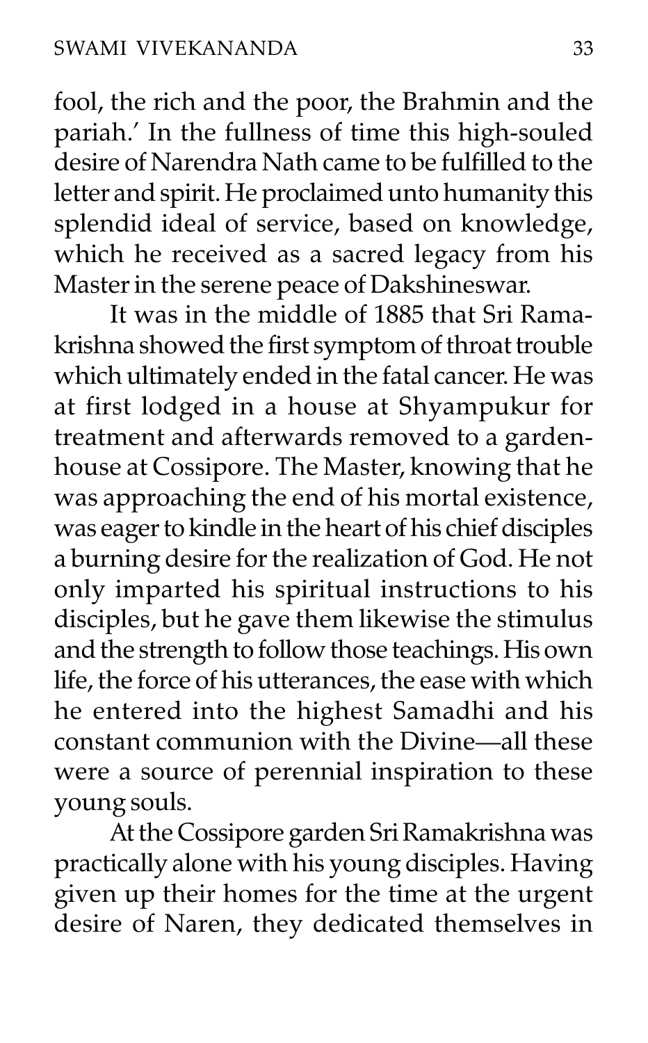fool, the rich and the poor, the Brahmin and the pariah.' In the fullness of time this high-souled desire of Narendra Nath came to be fulfilled to the letter and spirit. He proclaimed unto humanity this splendid ideal of service, based on knowledge, which he received as a sacred legacy from his Master in the serene peace of Dakshineswar.

It was in the middle of 1885 that Sri Ramakrishna showed the first symptom of throat trouble which ultimately ended in the fatal cancer. He was at first lodged in a house at Shyampukur for treatment and afterwards removed to a garden-house at Cossipore. The Master, knowing that he was approaching the end of his mortal existence, was eager to kindle in the heart of his chief disciples a burning desire for the realization of God. He not only imparted his spiritual instructions to his disciples, but he gave them likewise the stimulus and the strength to follow those teachings. His own life, the force of his utterances, the ease with which he entered into the highest Samadhi and his constant communion with the Divine—all these were a source of perennial inspiration to these young souls.

At the Cossipore garden Sri Ramakrishna was practically alone with his young disciples. Having given up their homes for the time at the urgent desire of Naren, they dedicated themselves in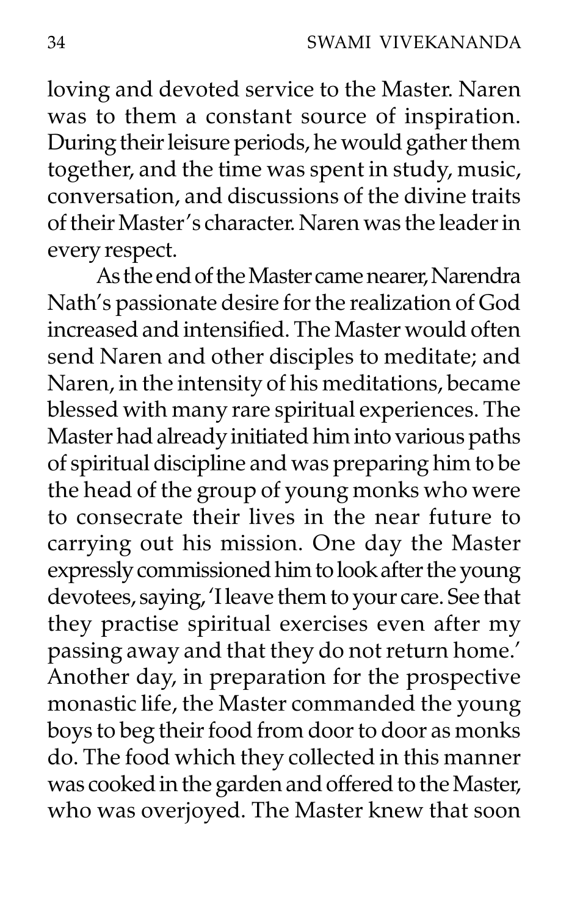loving and devoted service to the Master. Naren was to them a constant source of inspiration. During their leisure periods, he would gather them together, and the time was spent in study, music, conversation, and discussions of the divine traits of their Master's character. Naren was the leader in every respect.

As the end of the Master came nearer, Narendra Nath's passionate desire for the realization of God increased and intensified. The Master would often send Naren and other disciples to meditate; and Naren, in the intensity of his meditations, became blessed with many rare spiritual experiences. The Master had already initiated him into various paths of spiritual discipline and was preparing him to be the head of the group of young monks who were to consecrate their lives in the near future to carrying out his mission. One day the Master expressly commissioned him to look after the young devotees, saying, 'I leave them to your care. See that they practise spiritual exercises even after my passing away and that they do not return home.' Another day, in preparation for the prospective monastic life, the Master commanded the young boys to beg their food from door to door as monks do. The food which they collected in this manner was cooked in the garden and offered to the Master, who was overjoyed. The Master knew that soon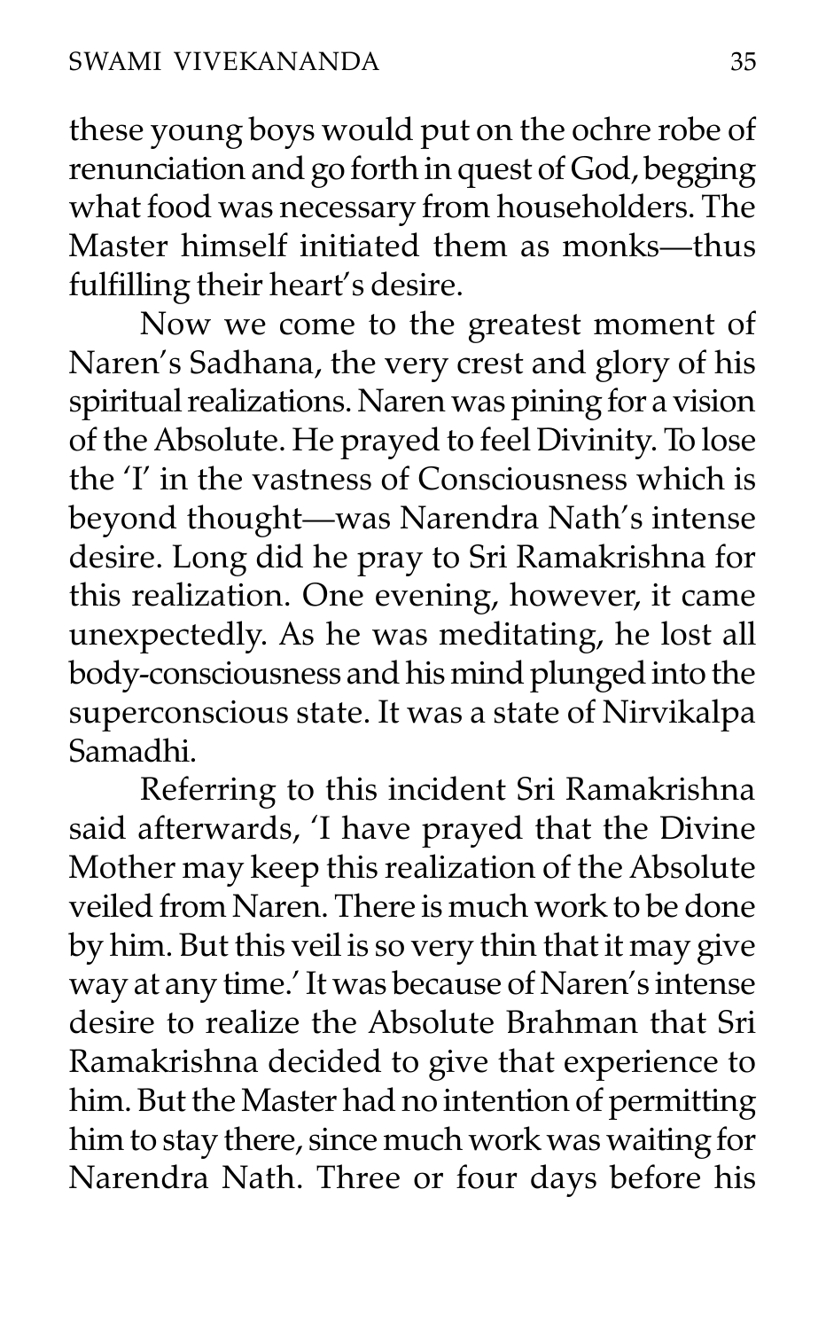these young boys would put on the ochre robe of renunciation and go forth in quest of God, begging what food was necessary from householders. The Master himself initiated them as monks—thus fulfilling their heart's desire.

Now we come to the greatest moment of Naren's Sadhana, the very crest and glory of his spiritual realizations. Naren was pining for a vision of the Absolute. He prayed to feel Divinity. To lose the 'I' in the vastness of Consciousness which is beyond thought—was Narendra Nath's intense desire. Long did he pray to Sri Ramakrishna for this realization. One evening, however, it came unexpectedly. As he was meditating, he lost all body-consciousness and his mind plunged into the superconscious state. It was a state of Nirvikalpa Samadhi.

Referring to this incident Sri Ramakrishna said afterwards, 'I have prayed that the Divine Mother may keep this realization of the Absolute veiled from Naren. There is much work to be done by him. But this veil is so very thin that it may give way at any time.' It was because of Naren's intense desire to realize the Absolute Brahman that Sri Ramakrishna decided to give that experience to him. But the Master had no intention of permitting him to stay there, since much work was waiting for Narendra Nath. Three or four days before his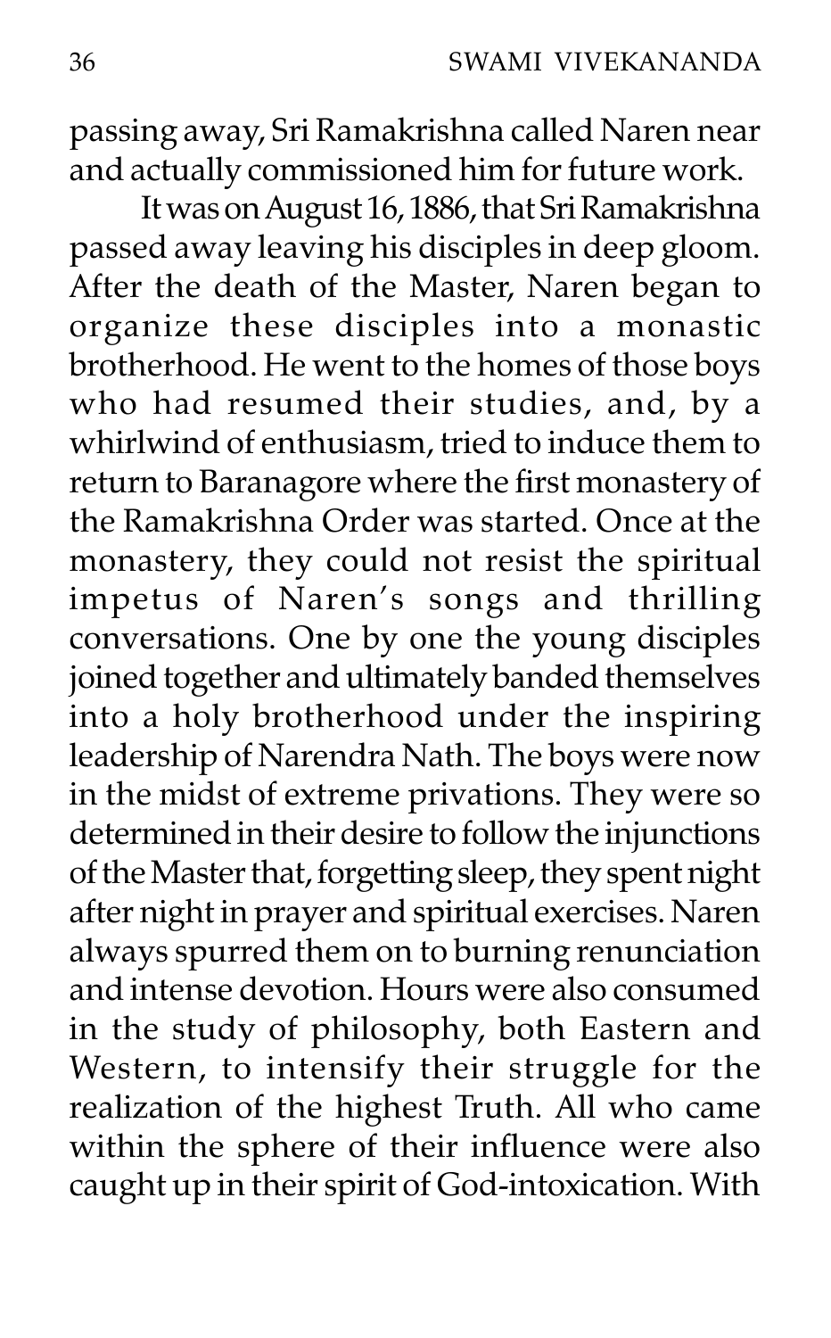passing away, Sri Ramakrishna called Naren near and actually commissioned him for future work.

It was on August 16, 1886, that Sri Ramakrishna passed away leaving his disciples in deep gloom. After the death of the Master, Naren began to organize these disciples into a monastic brotherhood. He went to the homes of those boys who had resumed their studies, and, by a whirlwind of enthusiasm, tried to induce them to return to Baranagore where the first monastery of the Ramakrishna Order was started. Once at the monastery, they could not resist the spiritual impetus of Naren's songs and thrilling conversations. One by one the young disciples joined together and ultimately banded themselves into a holy brotherhood under the inspiring leadership of Narendra Nath. The boys were now in the midst of extreme privations. They were so determined in their desire to follow the injunctions of the Master that, forgetting sleep, they spent night after night in prayer and spiritual exercises. Naren always spurred them on to burning renunciation and intense devotion. Hours were also consumed in the study of philosophy, both Eastern and Western, to intensify their struggle for the realization of the highest Truth. All who came within the sphere of their influence were also caught up in their spirit of God-intoxication. With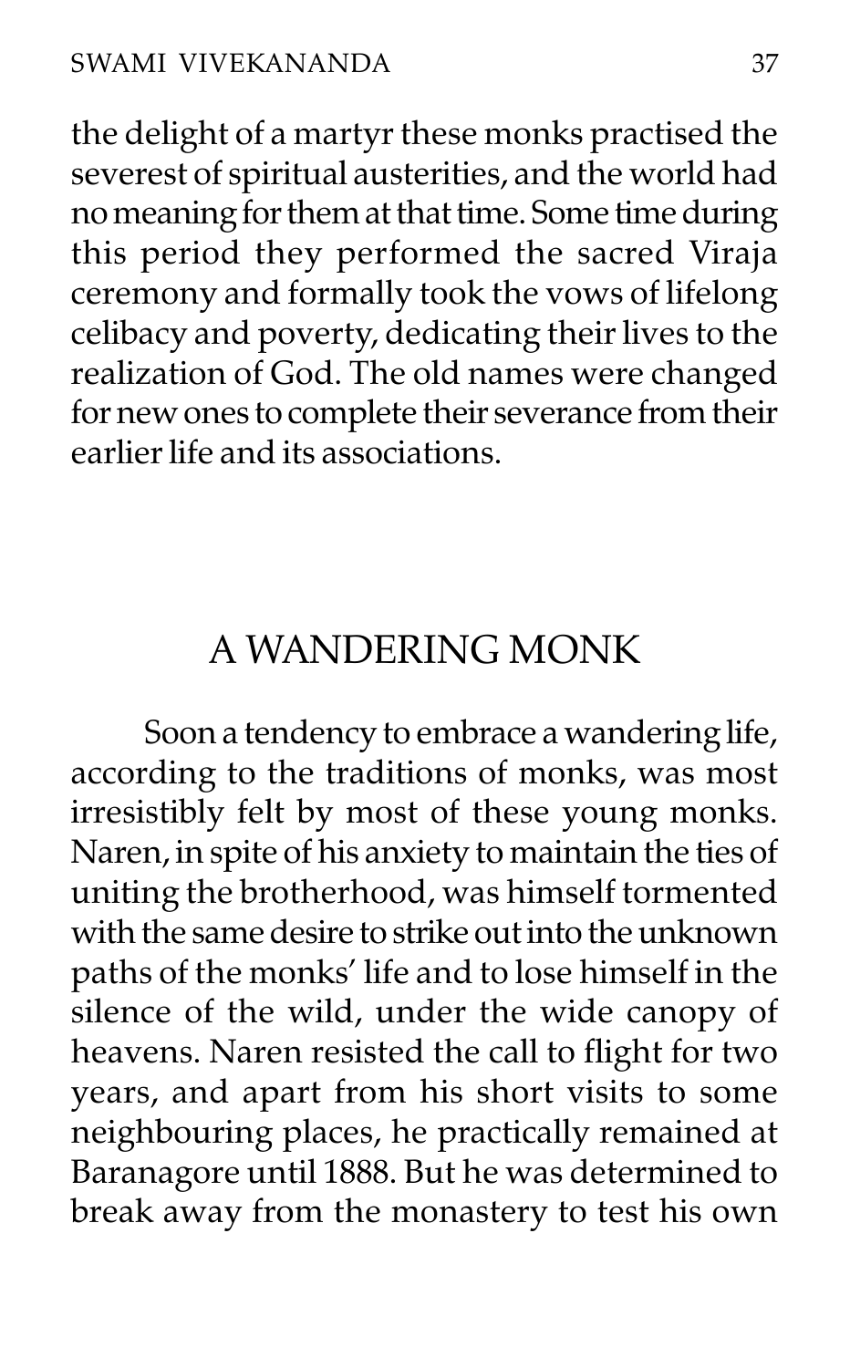the delight of a martyr these monks practised the severest of spiritual austerities, and the world had no meaning for them at that time. Some time during this period they performed the sacred Viraja ceremony and formally took the vows of lifelong celibacy and poverty, dedicating their lives to the realization of God. The old names were changed for new ones to complete their severance from their earlier life and its associations.

## A WANDERING MONK

Soon a tendency to embrace a wandering life, according to the traditions of monks, was most irresistibly felt by most of these young monks. Naren, in spite of his anxiety to maintain the ties of uniting the brotherhood, was himself tormented with the same desire to strike out into the unknown paths of the monks' life and to lose himself in the silence of the wild, under the wide canopy of heavens. Naren resisted the call to flight for two years, and apart from his short visits to some neighbouring places, he practically remained at Baranagore until 1888. But he was determined to break away from the monastery to test his own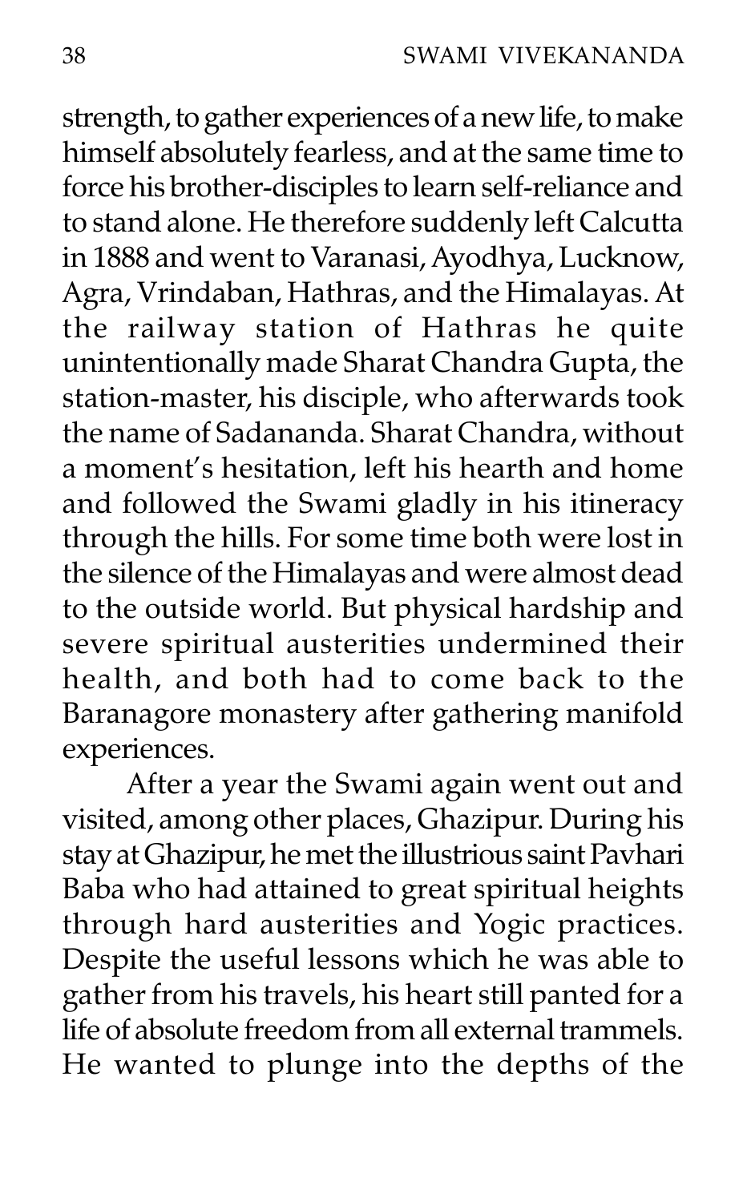strength, to gather experiences of a new life, to make himself absolutely fearless, and at the same time to force his brother-disciples to learn self-reliance and to stand alone. He therefore suddenly left Calcutta in 1888 and went to Varanasi, Ayodhya, Lucknow, Agra, Vrindaban, Hathras, and the Himalayas. At the railway station of Hathras he quite unintentionally made Sharat Chandra Gupta, the station-master, his disciple, who afterwards took the name of Sadananda. Sharat Chandra, without a moment's hesitation, left his hearth and home and followed the Swami gladly in his itineracy through the hills. For some time both were lost in the silence of the Himalayas and were almost dead to the outside world. But physical hardship and severe spiritual austerities undermined their health, and both had to come back to the Baranagore monastery after gathering manifold experiences.

After a year the Swami again went out and visited, among other places, Ghazipur. During his stay at Ghazipur, he met the illustrious saint Pavhari Baba who had attained to great spiritual heights through hard austerities and Yogic practices. Despite the useful lessons which he was able to gather from his travels, his heart still panted for a life of absolute freedom from all external trammels. He wanted to plunge into the depths of the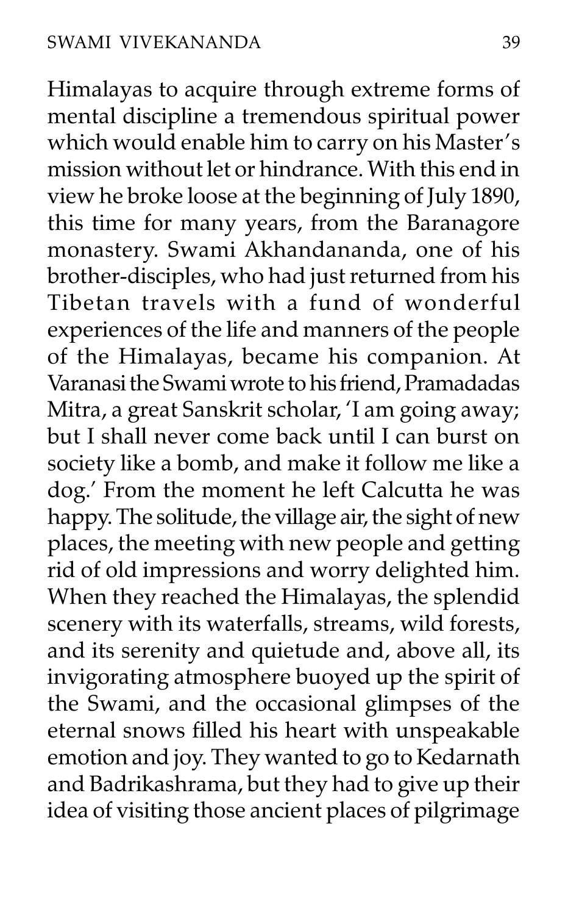Himalayas to acquire through extreme forms of mental discipline a tremendous spiritual power which would enable him to carry on his Master's mission without let or hindrance. With this end in view he broke loose at the beginning of July 1890, this time for many years, from the Baranagore monastery. Swami Akhandananda, one of his brother-disciples, who had just returned from his Tibetan travels with a fund of wonderful experiences of the life and manners of the people of the Himalayas, became his companion. At Varanasi the Swami wrote to his friend, Pramadadas Mitra, a great Sanskrit scholar, 'I am going away; but I shall never come back until I can burst on society like a bomb, and make it follow me like a dog.' From the moment he left Calcutta he was happy. The solitude, the village air, the sight of new places, the meeting with new people and getting rid of old impressions and worry delighted him. When they reached the Himalayas, the splendid scenery with its waterfalls, streams, wild forests, and its serenity and quietude and, above all, its invigorating atmosphere buoyed up the spirit of the Swami, and the occasional glimpses of the eternal snows filled his heart with unspeakable emotion and joy. They wanted to go to Kedarnath and Badrikashrama, but they had to give up their idea of visiting those ancient places of pilgrimage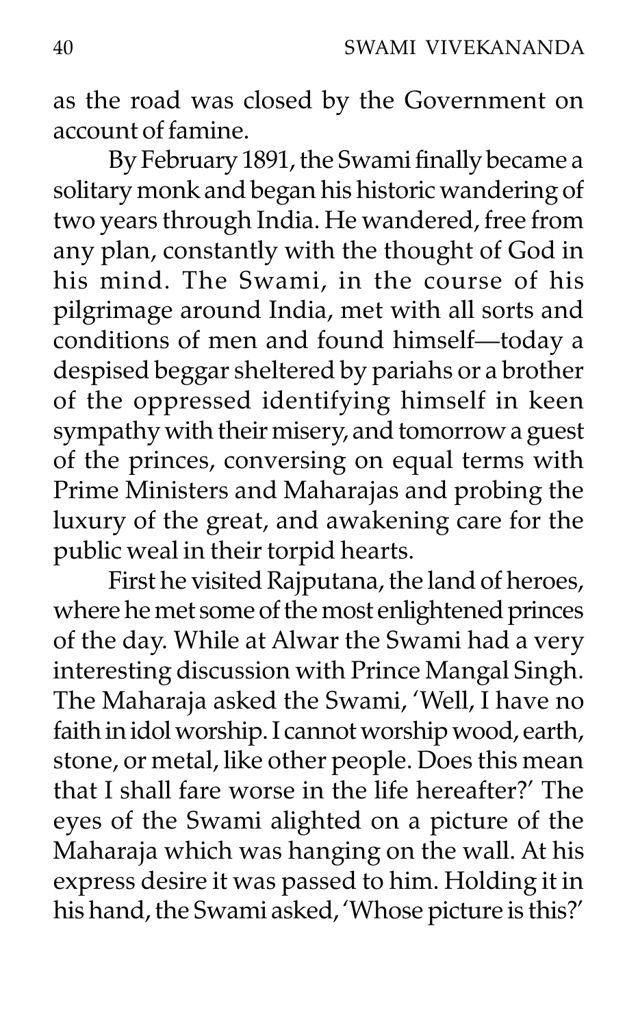as the road was closed by the Government on account of famine.

By February 1891, the Swami finally became a solitary monk and began his historic wandering of two years through India. He wandered, free from any plan, constantly with the thought of God in his mind. The Swami, in the course of his pilgrimage around India, met with all sorts and conditions of men and found himself—today a despised beggar sheltered by pariahs or a brother of the oppressed identifying himself in keen sympathy with their misery, and tomorrow a guest of the princes, conversing on equal terms with Prime Ministers and Maharajas and probing the luxury of the great, and awakening care for the public weal in their torpid hearts.

First he visited Rajputana, the land of heroes, where he met some of the most enlightened princes of the day. While at Alwar the Swami had a very interesting discussion with Prince Mangal Singh. The Maharaja asked the Swami, 'Well, I have no faith in idol worship. I cannot worship wood, earth, stone, or metal, like other people. Does this mean that I shall fare worse in the life hereafter?' The eyes of the Swami alighted on a picture of the Maharaja which was hanging on the wall. At his express desire it was passed to him. Holding it in his hand, the Swami asked, 'Whose picture is this?'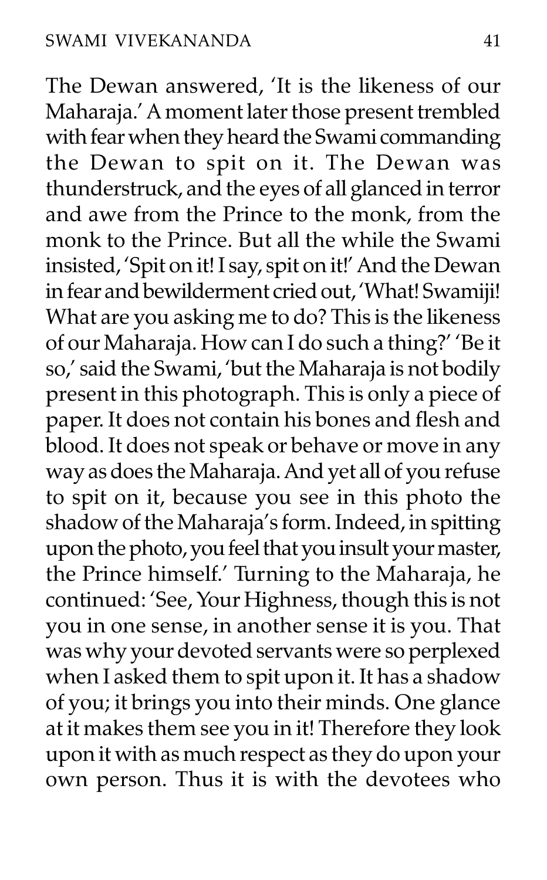The Dewan answered, 'It is the likeness of our Maharaja.' A moment later those present trembled with fear when they heard the Swami commanding the Dewan to spit on it. The Dewan was thunderstruck, and the eyes of all glanced in terror and awe from the Prince to the monk, from the monk to the Prince. But all the while the Swami insisted, 'Spit on it! I say, spit on it!' And the Dewan in fear and bewilderment cried out, 'What! Swamiji! What are you asking me to do? This is the likeness of our Maharaja. How can I do such a thing?' 'Be it so,' said the Swami, 'but the Maharaja is not bodily present in this photograph. This is only a piece of paper. It does not contain his bones and flesh and blood. It does not speak or behave or move in any way as does the Maharaja. And yet all of you refuse to spit on it, because you see in this photo the shadow of the Maharaja's form. Indeed, in spitting upon the photo, you feel that you insult your master, the Prince himself.' Turning to the Maharaja, he continued: 'See, Your Highness, though this is not you in one sense, in another sense it is you. That was why your devoted servants were so perplexed when I asked them to spit upon it. It has a shadow of you; it brings you into their minds. One glance at it makes them see you in it! Therefore they look upon it with as much respect as they do upon your own person. Thus it is with the devotees who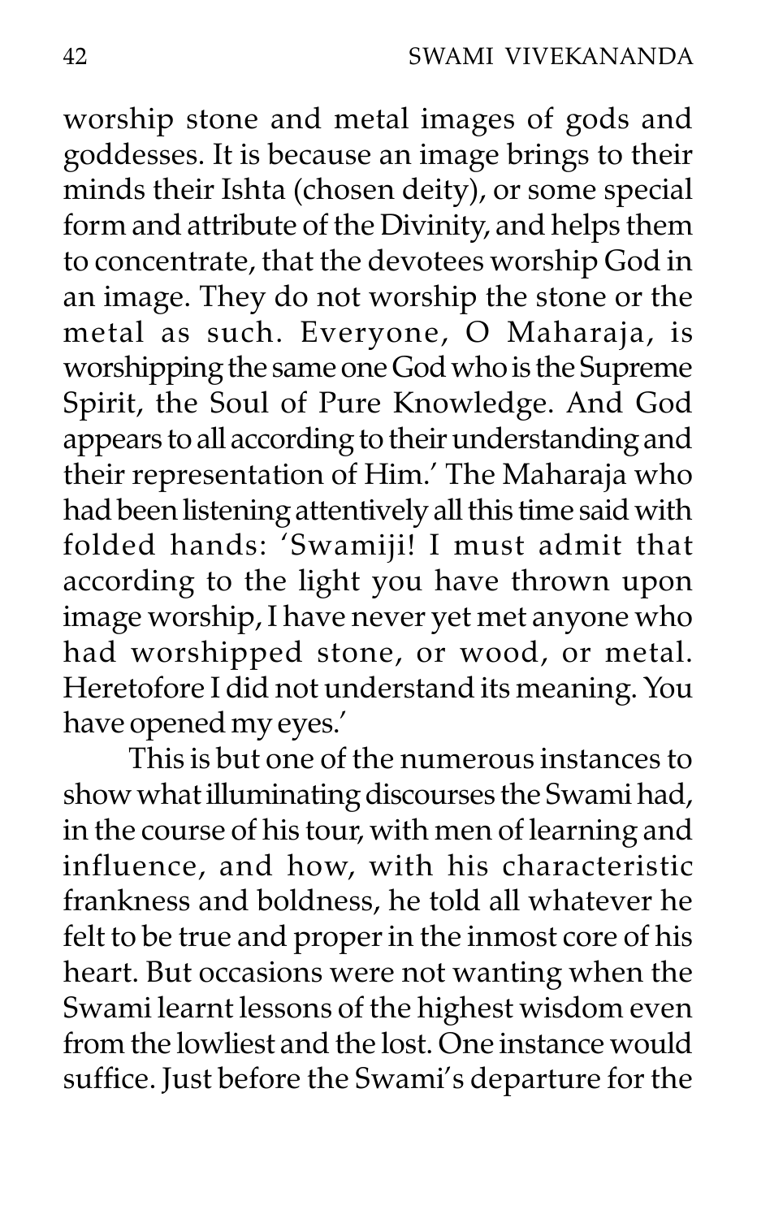worship stone and metal images of gods and goddesses. It is because an image brings to their minds their Ishta (chosen deity), or some special form and attribute of the Divinity, and helps them to concentrate, that the devotees worship God in an image. They do not worship the stone or the metal as such. Everyone, O Maharaja, is worshipping the same one God who is the Supreme Spirit, the Soul of Pure Knowledge. And God appears to all according to their understanding and their representation of Him.' The Maharaja who had been listening attentively all this time said with folded hands: 'Swamiji! I must admit that according to the light you have thrown upon image worship, I have never yet met anyone who had worshipped stone, or wood, or metal. Heretofore I did not understand its meaning. You have opened my eyes.'

This is but one of the numerous instances to show what illuminating discourses the Swami had, in the course of his tour, with men of learning and influence, and how, with his characteristic frankness and boldness, he told all whatever he felt to be true and proper in the inmost core of his heart. But occasions were not wanting when the Swami learnt lessons of the highest wisdom even from the lowliest and the lost. One instance would suffice. Just before the Swami's departure for the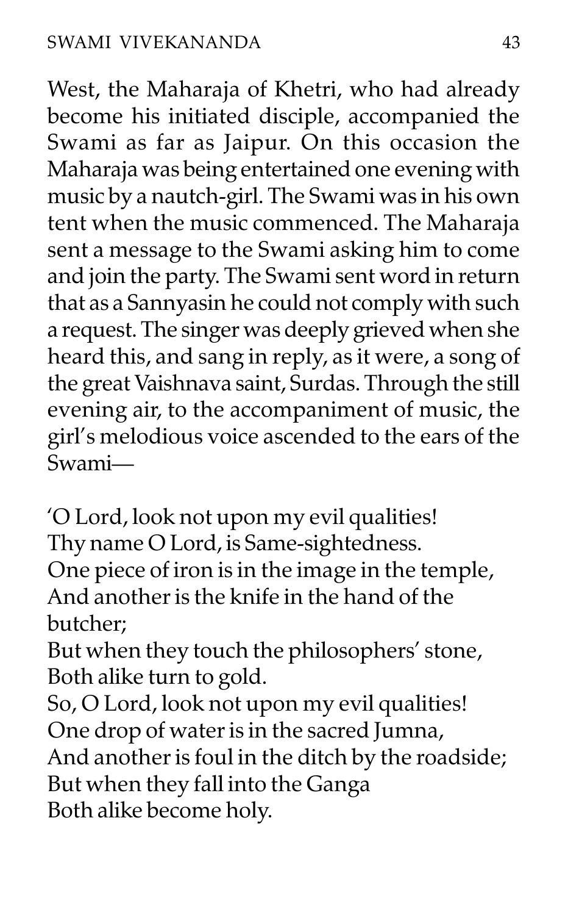West, the Maharaja of Khetri, who had already become his initiated disciple, accompanied the Swami as far as Jaipur. On this occasion the Maharaja was being entertained one evening with music by a nautch-girl. The Swami was in his own tent when the music commenced. The Maharaja sent a message to the Swami asking him to come and join the party. The Swami sent word in return that as a Sannyasin he could not comply with such a request. The singer was deeply grieved when she heard this, and sang in reply, as it were, a song of the great Vaishnava saint, Surdas. Through the still evening air, to the accompaniment of music, the girl's melodious voice ascended to the ears of the Swami—

'O Lord, look not upon my evil qualities!
Thy name O Lord, is Same-sightedness.
One piece of iron is in the image in the temple,
And another is the knife in the hand of the butcher;
But when they touch the philosophers' stone,
Both alike turn to gold.
So, O Lord, look not upon my evil qualities!
One drop of water is in the sacred Jumna,
And another is foul in the ditch by the roadside;
But when they fall into the Ganga
Both alike become holy.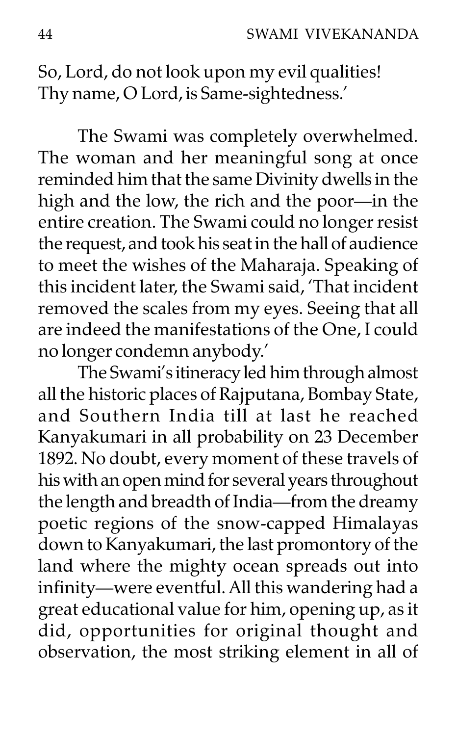So, Lord, do not look upon my evil qualities!
Thy name, O Lord, is Same-sightedness.'

The Swami was completely overwhelmed. The woman and her meaningful song at once reminded him that the same Divinity dwells in the high and the low, the rich and the poor—in the entire creation. The Swami could no longer resist the request, and took his seat in the hall of audience to meet the wishes of the Maharaja. Speaking of this incident later, the Swami said, 'That incident removed the scales from my eyes. Seeing that all are indeed the manifestations of the One, I could no longer condemn anybody.'

The Swami's itineracy led him through almost all the historic places of Rajputana, Bombay State, and Southern India till at last he reached Kanyakumari in all probability on 23 December 1892. No doubt, every moment of these travels of his with an open mind for several years throughout the length and breadth of India—from the dreamy poetic regions of the snow-capped Himalayas down to Kanyakumari, the last promontory of the land where the mighty ocean spreads out into infinity—were eventful. All this wandering had a great educational value for him, opening up, as it did, opportunities for original thought and observation, the most striking element in all of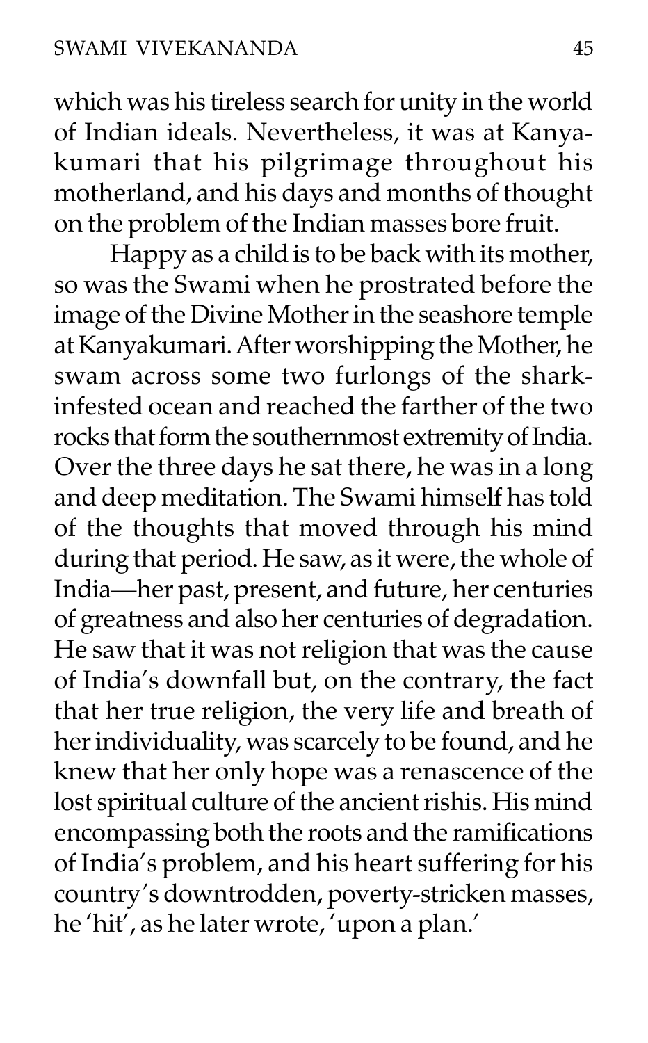which was his tireless search for unity in the world of Indian ideals. Nevertheless, it was at Kanyakumari that his pilgrimage throughout his motherland, and his days and months of thought on the problem of the Indian masses bore fruit.

Happy as a child is to be back with its mother, so was the Swami when he prostrated before the image of the Divine Mother in the seashore temple at Kanyakumari. After worshipping the Mother, he swam across some two furlongs of the shark-infested ocean and reached the farther of the two rocks that form the southernmost extremity of India. Over the three days he sat there, he was in a long and deep meditation. The Swami himself has told of the thoughts that moved through his mind during that period. He saw, as it were, the whole of India—her past, present, and future, her centuries of greatness and also her centuries of degradation. He saw that it was not religion that was the cause of India's downfall but, on the contrary, the fact that her true religion, the very life and breath of her individuality, was scarcely to be found, and he knew that her only hope was a renascence of the lost spiritual culture of the ancient rishis. His mind encompassing both the roots and the ramifications of India's problem, and his heart suffering for his country's downtrodden, poverty-stricken masses, he 'hit', as he later wrote, 'upon a plan.'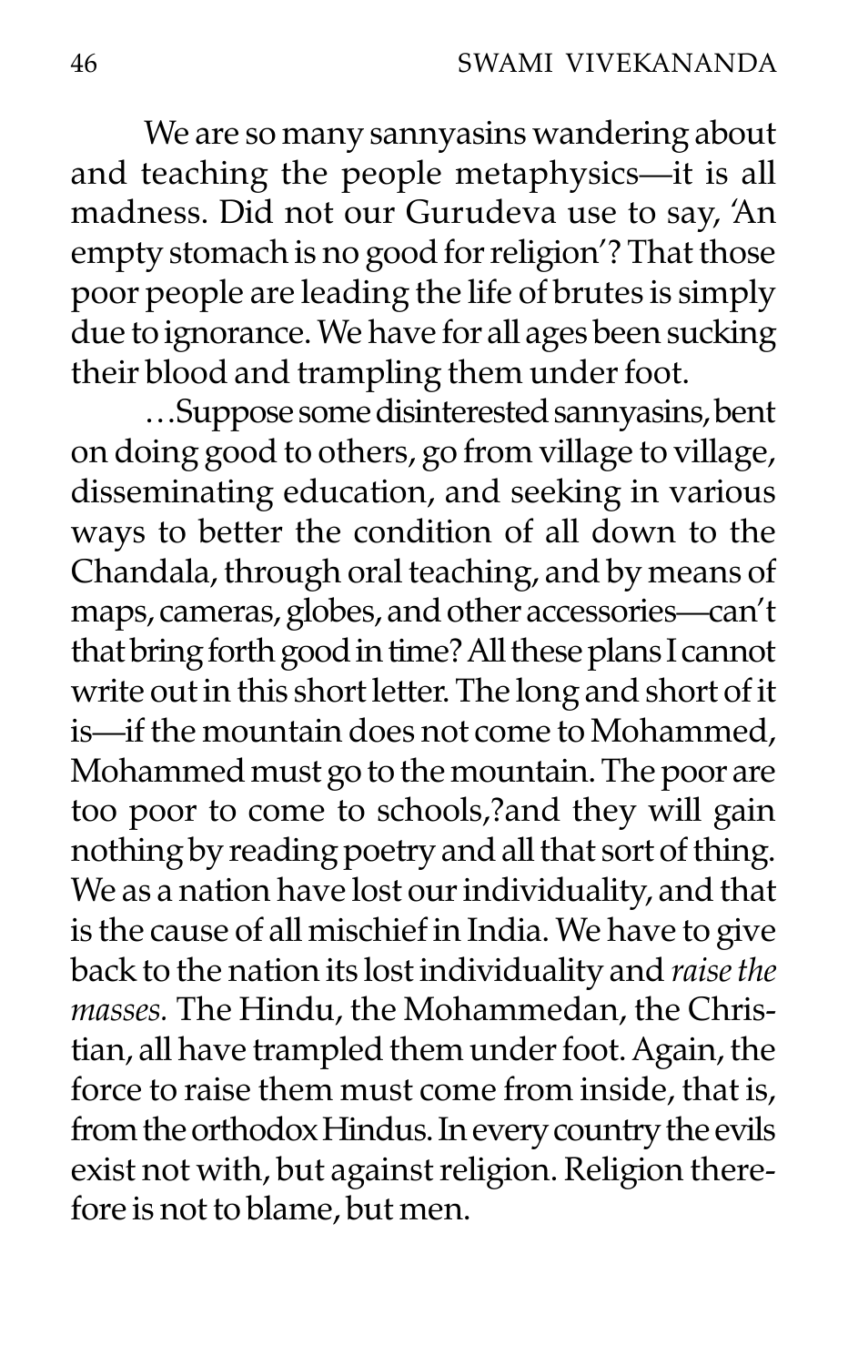We are so many sannyasins wandering about and teaching the people metaphysics—it is all madness. Did not our Gurudeva use to say, 'An empty stomach is no good for religion'? That those poor people are leading the life of brutes is simply due to ignorance. We have for all ages been sucking their blood and trampling them under foot.

…Suppose some disinterested sannyasins, bent on doing good to others, go from village to village, disseminating education, and seeking in various ways to better the condition of all down to the Chandala, through oral teaching, and by means of maps, cameras, globes, and other accessories—can't that bring forth good in time? All these plans I cannot write out in this short letter. The long and short of it is—if the mountain does not come to Mohammed, Mohammed must go to the mountain. The poor are too poor to come to schools,?and they will gain nothing by reading poetry and all that sort of thing. We as a nation have lost our individuality, and that is the cause of all mischief in India. We have to give back to the nation its lost individuality and *raise the masses.* The Hindu, the Mohammedan, the Christian, all have trampled them under foot. Again, the force to raise them must come from inside, that is, from the orthodox Hindus. In every country the evils exist not with, but against religion. Religion therefore is not to blame, but men.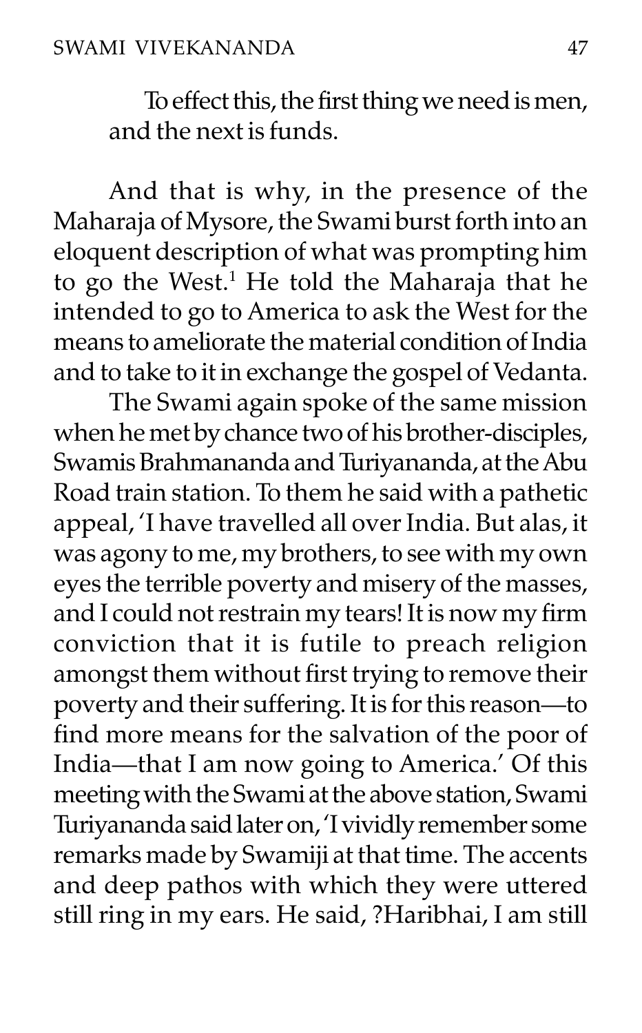To effect this, the first thing we need is men, and the next is funds.

And that is why, in the presence of the Maharaja of Mysore, the Swami burst forth into an eloquent description of what was prompting him to go the West.[1] He told the Maharaja that he intended to go to America to ask the West for the means to ameliorate the material condition of India and to take to it in exchange the gospel of Vedanta.

The Swami again spoke of the same mission when he met by chance two of his brother-disciples, Swamis Brahmananda and Turiyananda, at the Abu Road train station. To them he said with a pathetic appeal, 'I have travelled all over India. But alas, it was agony to me, my brothers, to see with my own eyes the terrible poverty and misery of the masses, and I could not restrain my tears! It is now my firm conviction that it is futile to preach religion amongst them without first trying to remove their poverty and their suffering. It is for this reason—to find more means for the salvation of the poor of India—that I am now going to America.' Of this meeting with the Swami at the above station, Swami Turiyananda said later on, 'I vividly remember some remarks made by Swamiji at that time. The accents and deep pathos with which they were uttered still ring in my ears. He said, ?Haribhai, I am still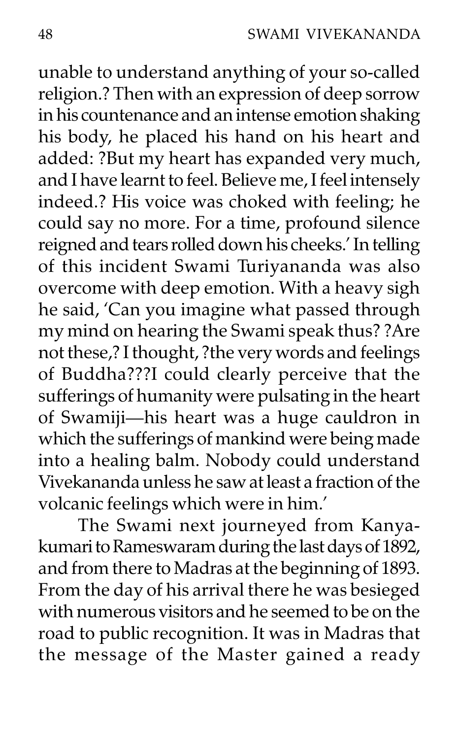unable to understand anything of your so-called religion.? Then with an expression of deep sorrow in his countenance and an intense emotion shaking his body, he placed his hand on his heart and added: ?But my heart has expanded very much, and I have learnt to feel. Believe me, I feel intensely indeed.? His voice was choked with feeling; he could say no more. For a time, profound silence reigned and tears rolled down his cheeks.' In telling of this incident Swami Turiyananda was also overcome with deep emotion. With a heavy sigh he said, 'Can you imagine what passed through my mind on hearing the Swami speak thus? ?Are not these,? I thought, ?the very words and feelings of Buddha???I could clearly perceive that the sufferings of humanity were pulsating in the heart of Swamiji—his heart was a huge cauldron in which the sufferings of mankind were being made into a healing balm. Nobody could understand Vivekananda unless he saw at least a fraction of the volcanic feelings which were in him.'

The Swami next journeyed from Kanyakumari to Rameswaram during the last days of 1892, and from there to Madras at the beginning of 1893. From the day of his arrival there he was besieged with numerous visitors and he seemed to be on the road to public recognition. It was in Madras that the message of the Master gained a ready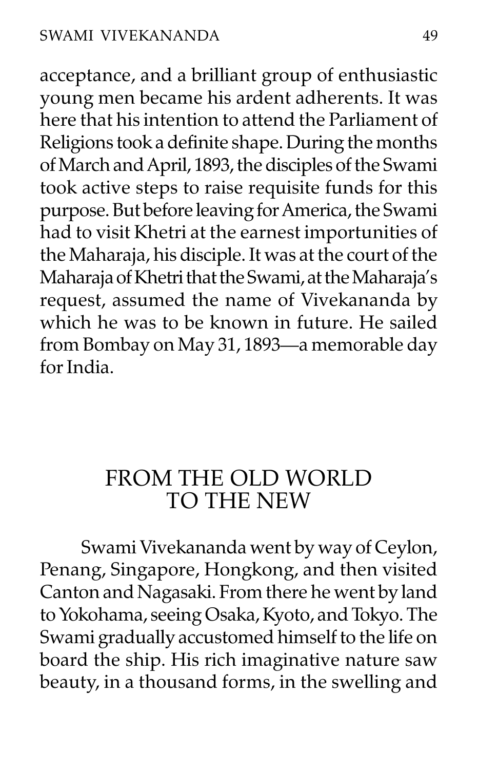acceptance, and a brilliant group of enthusiastic young men became his ardent adherents. It was here that his intention to attend the Parliament of Religions took a definite shape. During the months of March and April, 1893, the disciples of the Swami took active steps to raise requisite funds for this purpose. But before leaving for America, the Swami had to visit Khetri at the earnest importunities of the Maharaja, his disciple. It was at the court of the Maharaja of Khetri that the Swami, at the Maharaja's request, assumed the name of Vivekananda by which he was to be known in future. He sailed from Bombay on May 31, 1893—a memorable day for India.

## FROM THE OLD WORLD TO THE NEW

Swami Vivekananda went by way of Ceylon, Penang, Singapore, Hongkong, and then visited Canton and Nagasaki. From there he went by land to Yokohama, seeing Osaka, Kyoto, and Tokyo. The Swami gradually accustomed himself to the life on board the ship. His rich imaginative nature saw beauty, in a thousand forms, in the swelling and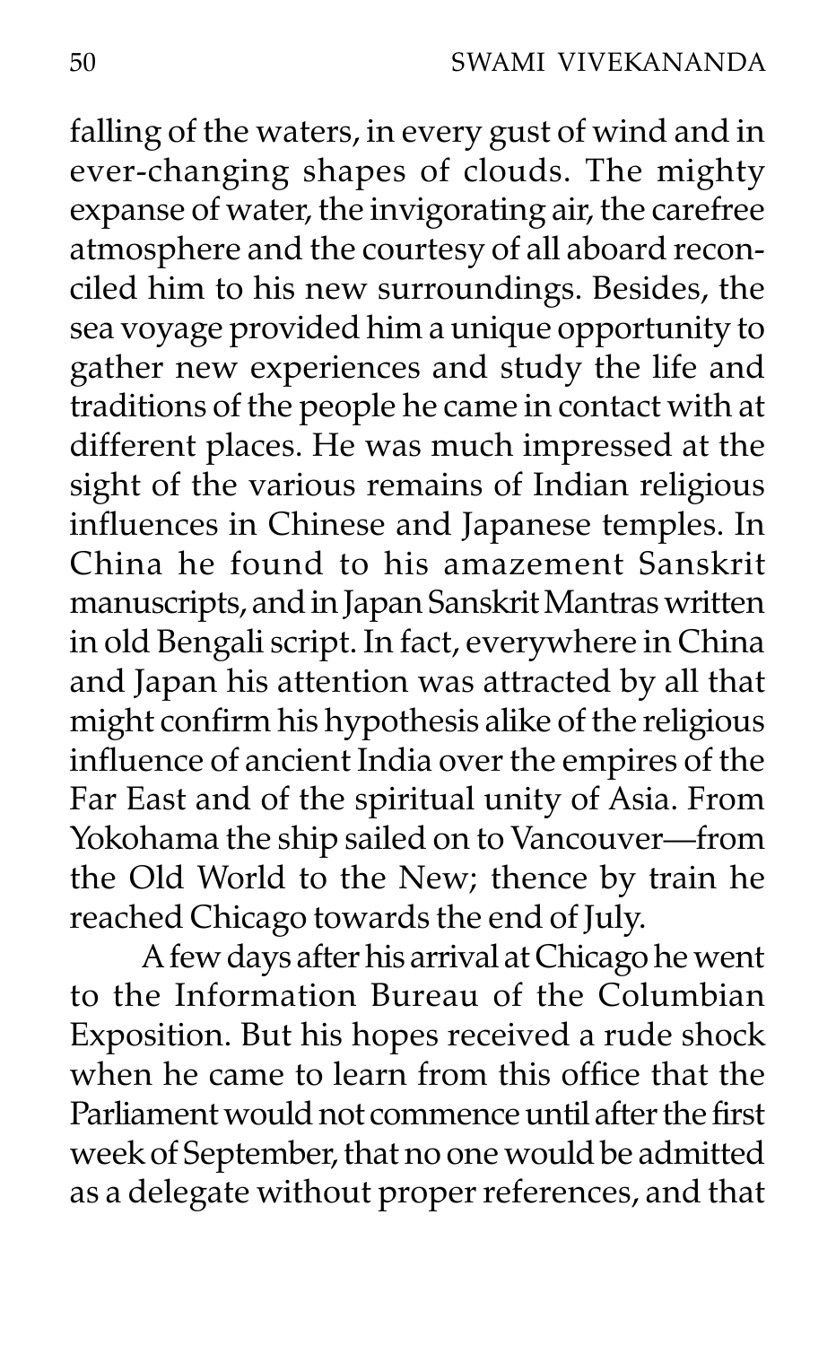falling of the waters, in every gust of wind and in ever-changing shapes of clouds. The mighty expanse of water, the invigorating air, the carefree atmosphere and the courtesy of all aboard reconciled him to his new surroundings. Besides, the sea voyage provided him a unique opportunity to gather new experiences and study the life and traditions of the people he came in contact with at different places. He was much impressed at the sight of the various remains of Indian religious influences in Chinese and Japanese temples. In China he found to his amazement Sanskrit manuscripts, and in Japan Sanskrit Mantras written in old Bengali script. In fact, everywhere in China and Japan his attention was attracted by all that might confirm his hypothesis alike of the religious influence of ancient India over the empires of the Far East and of the spiritual unity of Asia. From Yokohama the ship sailed on to Vancouver—from the Old World to the New; thence by train he reached Chicago towards the end of July.

A few days after his arrival at Chicago he went to the Information Bureau of the Columbian Exposition. But his hopes received a rude shock when he came to learn from this office that the Parliament would not commence until after the first week of September, that no one would be admitted as a delegate without proper references, and that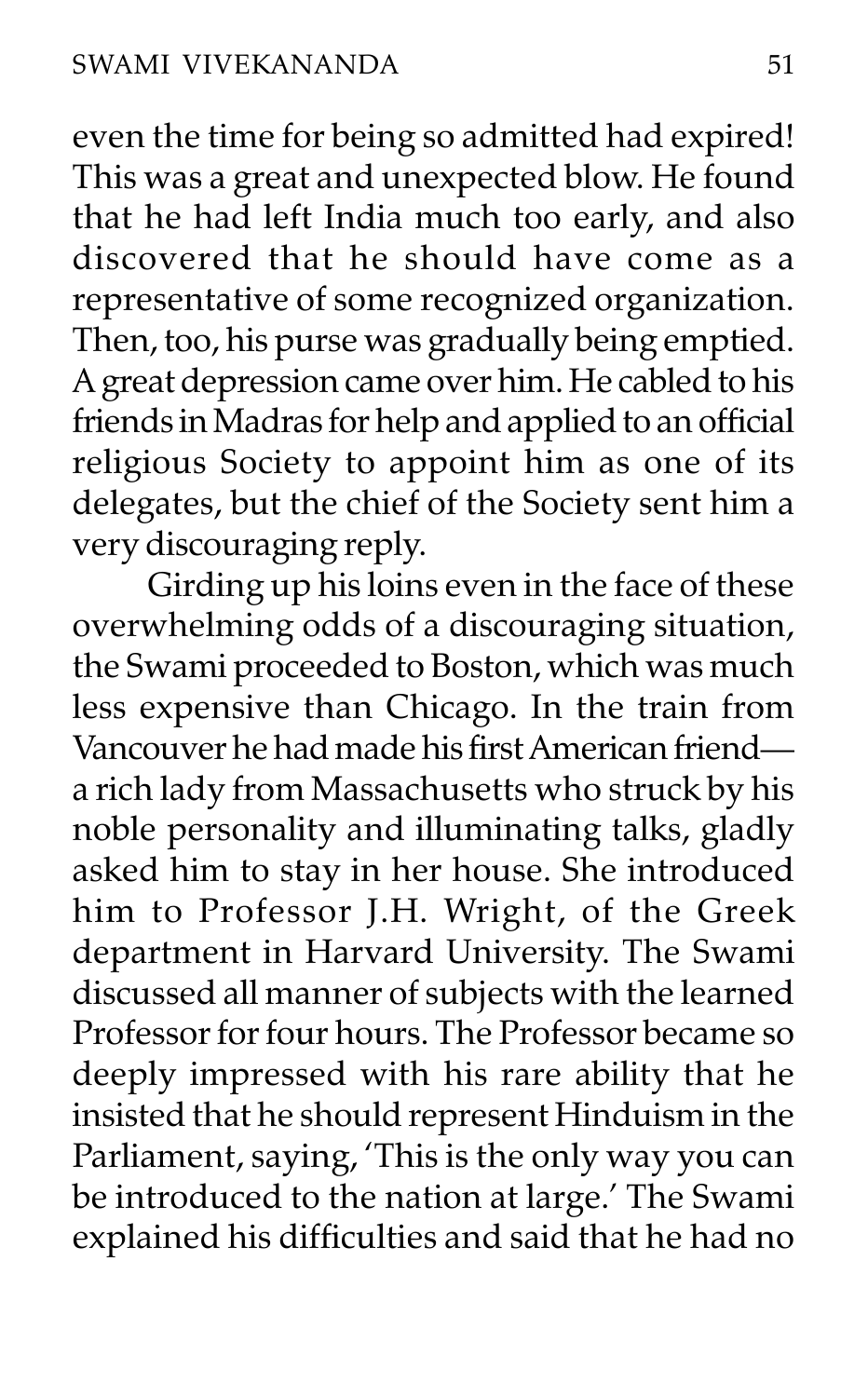even the time for being so admitted had expired! This was a great and unexpected blow. He found that he had left India much too early, and also discovered that he should have come as a representative of some recognized organization. Then, too, his purse was gradually being emptied. A great depression came over him. He cabled to his friends in Madras for help and applied to an official religious Society to appoint him as one of its delegates, but the chief of the Society sent him a very discouraging reply.

Girding up his loins even in the face of these overwhelming odds of a discouraging situation, the Swami proceeded to Boston, which was much less expensive than Chicago. In the train from Vancouver he had made his first American friend—a rich lady from Massachusetts who struck by his noble personality and illuminating talks, gladly asked him to stay in her house. She introduced him to Professor J.H. Wright, of the Greek department in Harvard University. The Swami discussed all manner of subjects with the learned Professor for four hours. The Professor became so deeply impressed with his rare ability that he insisted that he should represent Hinduism in the Parliament, saying, 'This is the only way you can be introduced to the nation at large.' The Swami explained his difficulties and said that he had no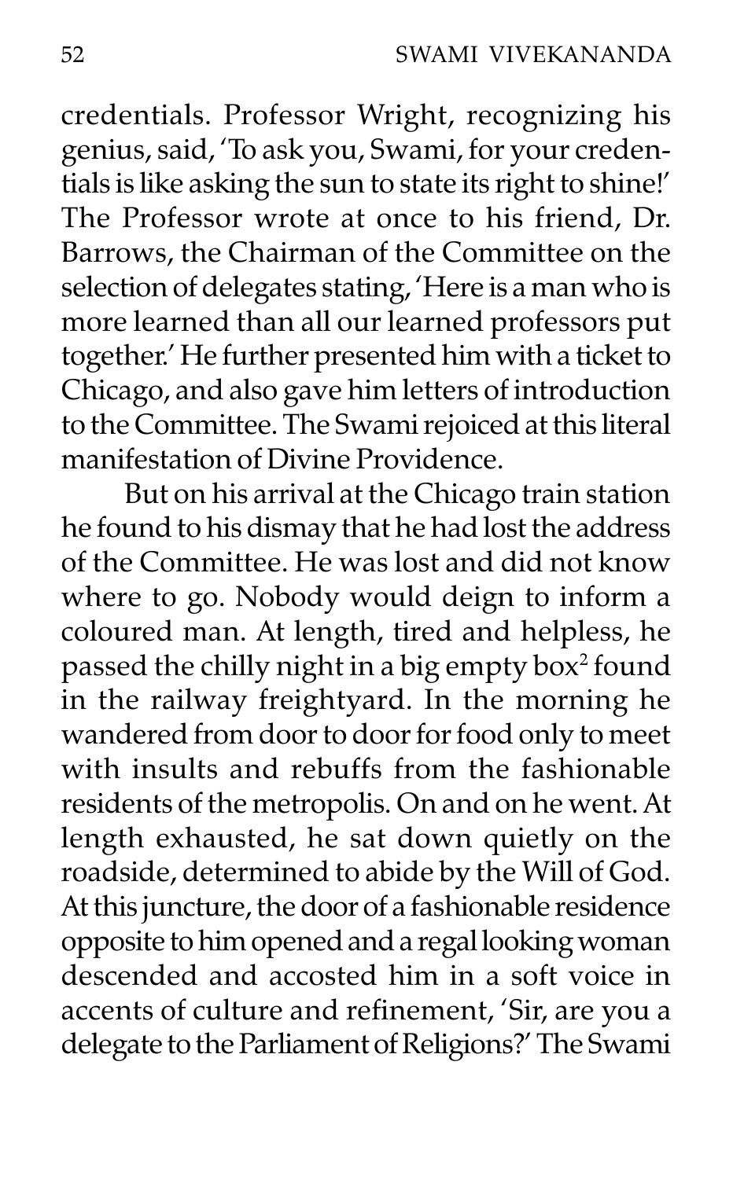credentials. Professor Wright, recognizing his genius, said, 'To ask you, Swami, for your credentials is like asking the sun to state its right to shine!' The Professor wrote at once to his friend, Dr. Barrows, the Chairman of the Committee on the selection of delegates stating, 'Here is a man who is more learned than all our learned professors put together.' He further presented him with a ticket to Chicago, and also gave him letters of introduction to the Committee. The Swami rejoiced at this literal manifestation of Divine Providence.

But on his arrival at the Chicago train station he found to his dismay that he had lost the address of the Committee. He was lost and did not know where to go. Nobody would deign to inform a coloured man. At length, tired and helpless, he passed the chilly night in a big empty box[2] found in the railway freightyard. In the morning he wandered from door to door for food only to meet with insults and rebuffs from the fashionable residents of the metropolis. On and on he went. At length exhausted, he sat down quietly on the roadside, determined to abide by the Will of God. At this juncture, the door of a fashionable residence opposite to him opened and a regal looking woman descended and accosted him in a soft voice in accents of culture and refinement, 'Sir, are you a delegate to the Parliament of Religions?' The Swami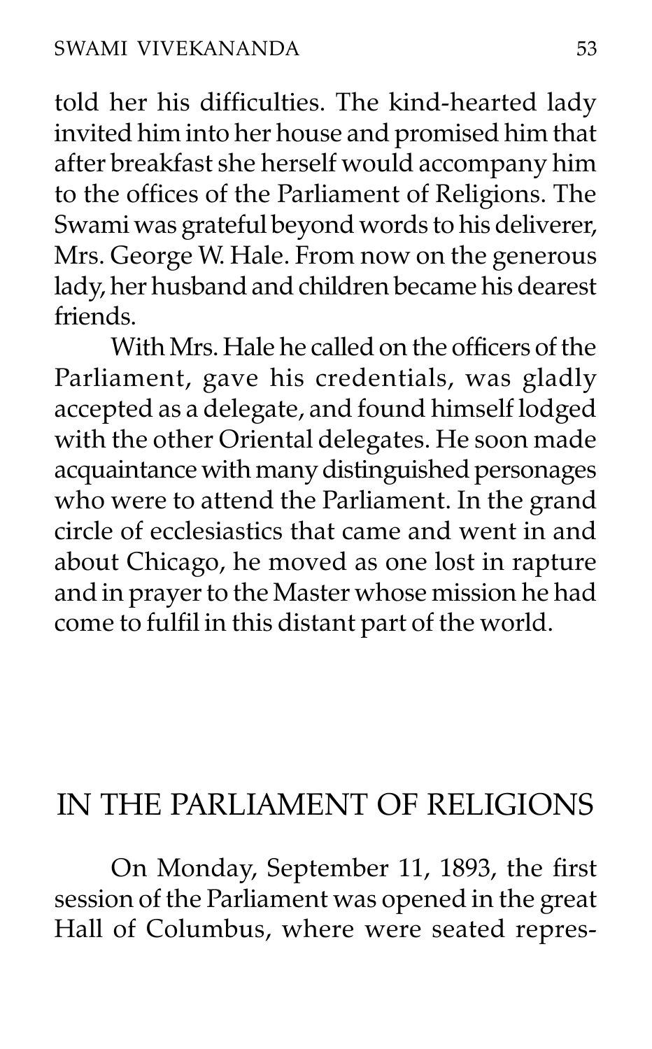told her his difficulties. The kind-hearted lady invited him into her house and promised him that after breakfast she herself would accompany him to the offices of the Parliament of Religions. The Swami was grateful beyond words to his deliverer, Mrs. George W. Hale. From now on the generous lady, her husband and children became his dearest friends.

With Mrs. Hale he called on the officers of the Parliament, gave his credentials, was gladly accepted as a delegate, and found himself lodged with the other Oriental delegates. He soon made acquaintance with many distinguished personages who were to attend the Parliament. In the grand circle of ecclesiastics that came and went in and about Chicago, he moved as one lost in rapture and in prayer to the Master whose mission he had come to fulfil in this distant part of the world.

## IN THE PARLIAMENT OF RELIGIONS

On Monday, September 11, 1893, the first session of the Parliament was opened in the great Hall of Columbus, where were seated repres-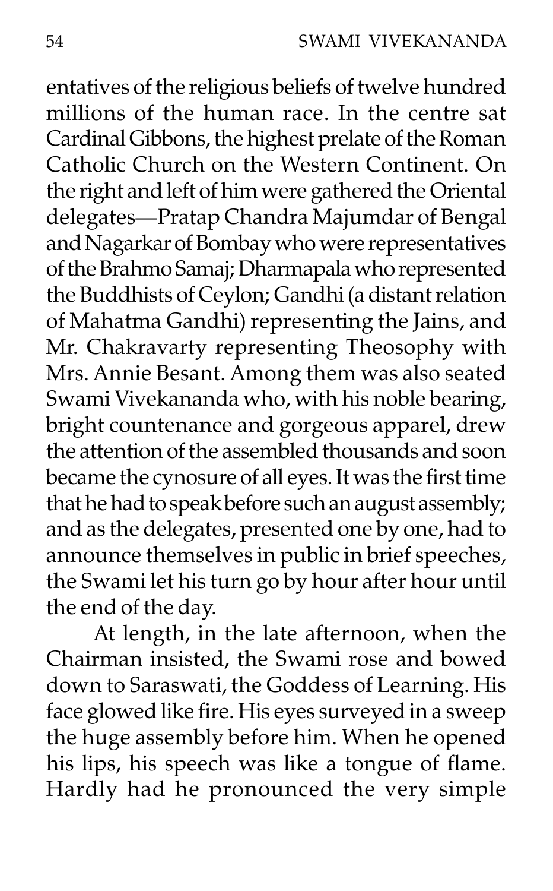entatives of the religious beliefs of twelve hundred millions of the human race. In the centre sat Cardinal Gibbons, the highest prelate of the Roman Catholic Church on the Western Continent. On the right and left of him were gathered the Oriental delegates—Pratap Chandra Majumdar of Bengal and Nagarkar of Bombay who were representatives of the Brahmo Samaj; Dharmapala who represented the Buddhists of Ceylon; Gandhi (a distant relation of Mahatma Gandhi) representing the Jains, and Mr. Chakravarty representing Theosophy with Mrs. Annie Besant. Among them was also seated Swami Vivekananda who, with his noble bearing, bright countenance and gorgeous apparel, drew the attention of the assembled thousands and soon became the cynosure of all eyes. It was the first time that he had to speak before such an august assembly; and as the delegates, presented one by one, had to announce themselves in public in brief speeches, the Swami let his turn go by hour after hour until the end of the day.

At length, in the late afternoon, when the Chairman insisted, the Swami rose and bowed down to Saraswati, the Goddess of Learning. His face glowed like fire. His eyes surveyed in a sweep the huge assembly before him. When he opened his lips, his speech was like a tongue of flame. Hardly had he pronounced the very simple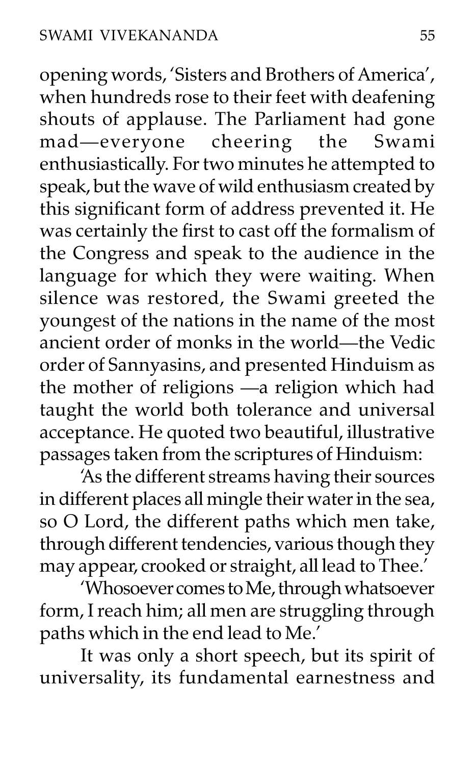opening words, 'Sisters and Brothers of America', when hundreds rose to their feet with deafening shouts of applause. The Parliament had gone mad—everyone cheering the Swami enthusiastically. For two minutes he attempted to speak, but the wave of wild enthusiasm created by this significant form of address prevented it. He was certainly the first to cast off the formalism of the Congress and speak to the audience in the language for which they were waiting. When silence was restored, the Swami greeted the youngest of the nations in the name of the most ancient order of monks in the world—the Vedic order of Sannyasins, and presented Hinduism as the mother of religions —a religion which had taught the world both tolerance and universal acceptance. He quoted two beautiful, illustrative passages taken from the scriptures of Hinduism:

'As the different streams having their sources in different places all mingle their water in the sea, so O Lord, the different paths which men take, through different tendencies, various though they may appear, crooked or straight, all lead to Thee.'

'Whosoever comes to Me, through whatsoever form, I reach him; all men are struggling through paths which in the end lead to Me.'

It was only a short speech, but its spirit of universality, its fundamental earnestness and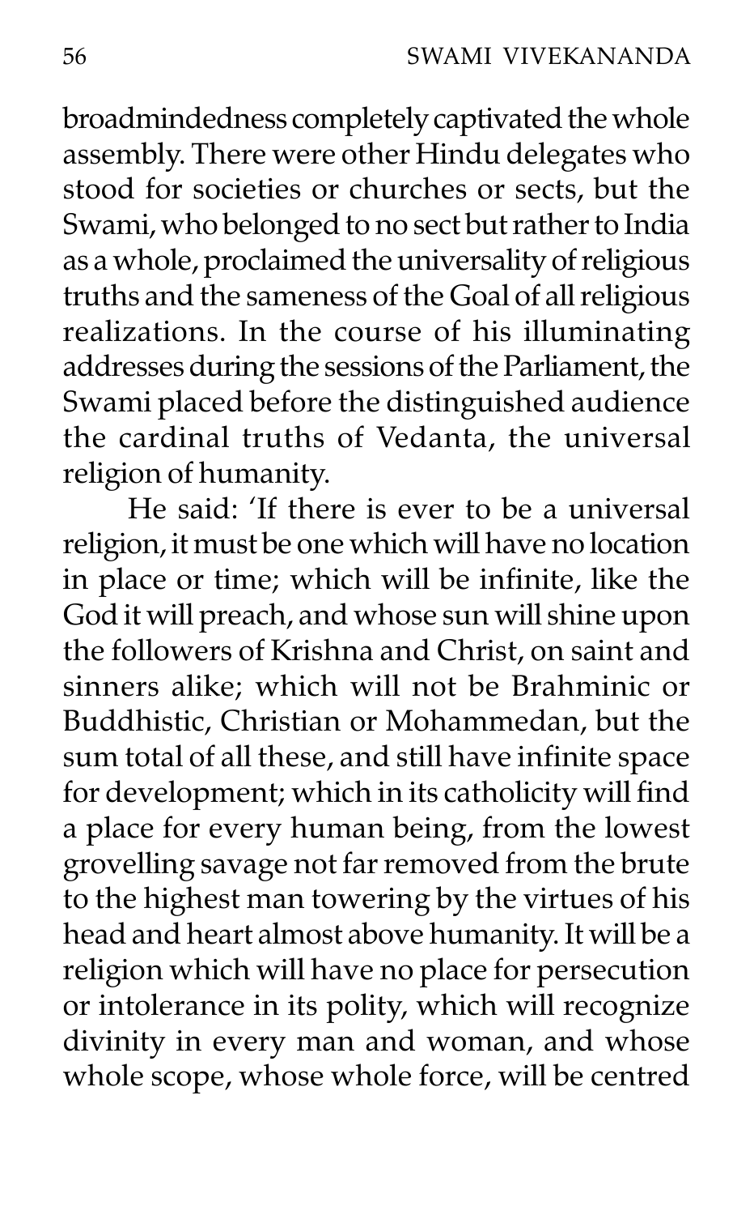broadmindedness completely captivated the whole assembly. There were other Hindu delegates who stood for societies or churches or sects, but the Swami, who belonged to no sect but rather to India as a whole, proclaimed the universality of religious truths and the sameness of the Goal of all religious realizations. In the course of his illuminating addresses during the sessions of the Parliament, the Swami placed before the distinguished audience the cardinal truths of Vedanta, the universal religion of humanity.

He said: 'If there is ever to be a universal religion, it must be one which will have no location in place or time; which will be infinite, like the God it will preach, and whose sun will shine upon the followers of Krishna and Christ, on saint and sinners alike; which will not be Brahminic or Buddhistic, Christian or Mohammedan, but the sum total of all these, and still have infinite space for development; which in its catholicity will find a place for every human being, from the lowest grovelling savage not far removed from the brute to the highest man towering by the virtues of his head and heart almost above humanity. It will be a religion which will have no place for persecution or intolerance in its polity, which will recognize divinity in every man and woman, and whose whole scope, whose whole force, will be centred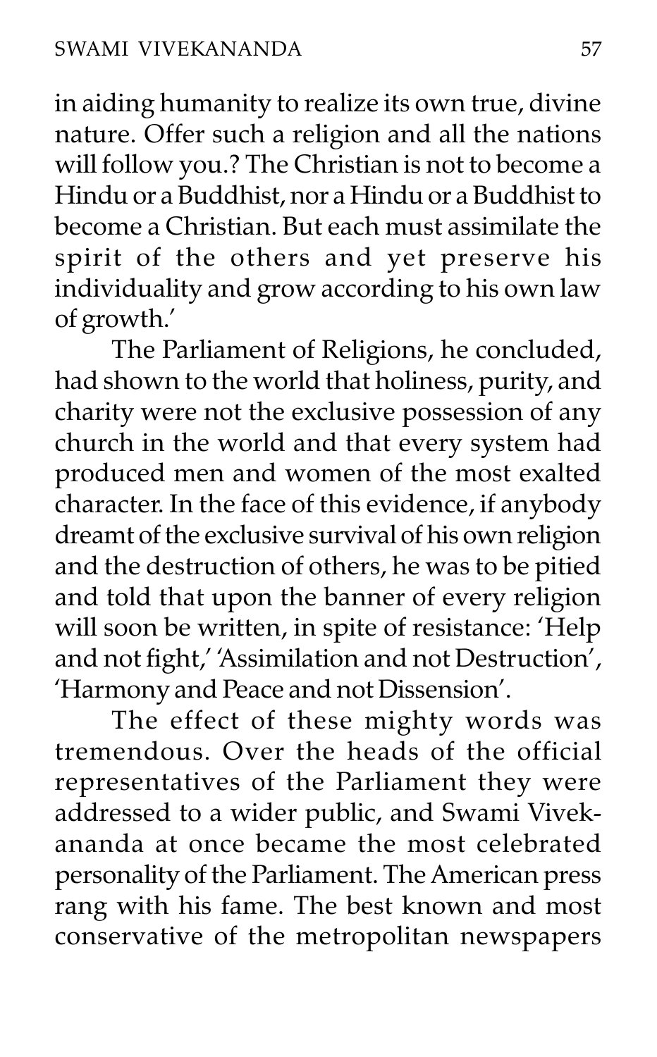in aiding humanity to realize its own true, divine nature. Offer such a religion and all the nations will follow you.? The Christian is not to become a Hindu or a Buddhist, nor a Hindu or a Buddhist to become a Christian. But each must assimilate the spirit of the others and yet preserve his individuality and grow according to his own law of growth.'

The Parliament of Religions, he concluded, had shown to the world that holiness, purity, and charity were not the exclusive possession of any church in the world and that every system had produced men and women of the most exalted character. In the face of this evidence, if anybody dreamt of the exclusive survival of his own religion and the destruction of others, he was to be pitied and told that upon the banner of every religion will soon be written, in spite of resistance: 'Help and not fight,' 'Assimilation and not Destruction', 'Harmony and Peace and not Dissension'.

The effect of these mighty words was tremendous. Over the heads of the official representatives of the Parliament they were addressed to a wider public, and Swami Vivekananda at once became the most celebrated personality of the Parliament. The American press rang with his fame. The best known and most conservative of the metropolitan newspapers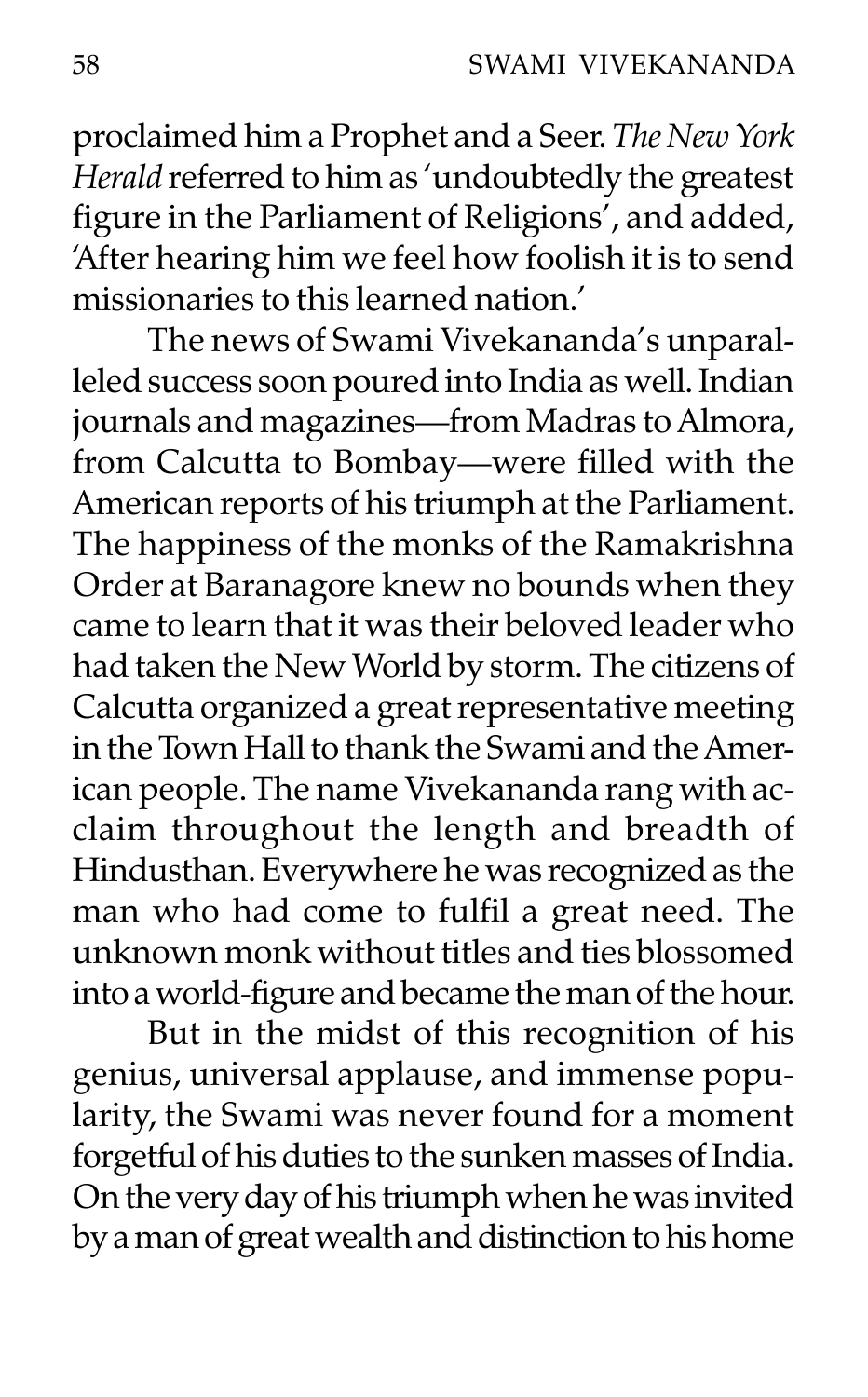proclaimed him a Prophet and a Seer. *The New York Herald* referred to him as 'undoubtedly the greatest figure in the Parliament of Religions', and added, 'After hearing him we feel how foolish it is to send missionaries to this learned nation.'

The news of Swami Vivekananda's unparalleled success soon poured into India as well. Indian journals and magazines—from Madras to Almora, from Calcutta to Bombay—were filled with the American reports of his triumph at the Parliament. The happiness of the monks of the Ramakrishna Order at Baranagore knew no bounds when they came to learn that it was their beloved leader who had taken the New World by storm. The citizens of Calcutta organized a great representative meeting in the Town Hall to thank the Swami and the American people. The name Vivekananda rang with acclaim throughout the length and breadth of Hindusthan. Everywhere he was recognized as the man who had come to fulfil a great need. The unknown monk without titles and ties blossomed into a world-figure and became the man of the hour.

But in the midst of this recognition of his genius, universal applause, and immense popularity, the Swami was never found for a moment forgetful of his duties to the sunken masses of India. On the very day of his triumph when he was invited by a man of great wealth and distinction to his home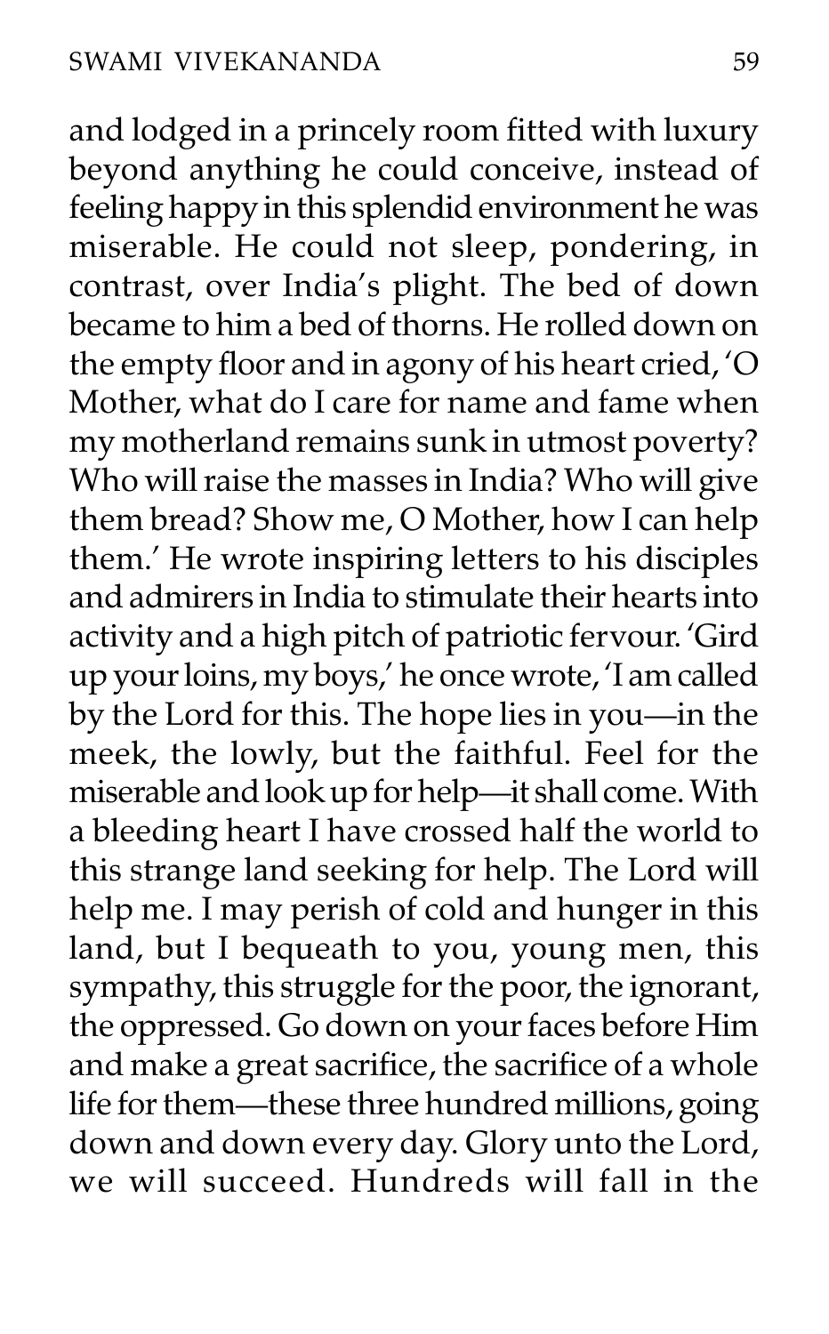and lodged in a princely room fitted with luxury beyond anything he could conceive, instead of feeling happy in this splendid environment he was miserable. He could not sleep, pondering, in contrast, over India's plight. The bed of down became to him a bed of thorns. He rolled down on the empty floor and in agony of his heart cried, 'O Mother, what do I care for name and fame when my motherland remains sunk in utmost poverty? Who will raise the masses in India? Who will give them bread? Show me, O Mother, how I can help them.' He wrote inspiring letters to his disciples and admirers in India to stimulate their hearts into activity and a high pitch of patriotic fervour. 'Gird up your loins, my boys,' he once wrote, 'I am called by the Lord for this. The hope lies in you—in the meek, the lowly, but the faithful. Feel for the miserable and look up for help—it shall come. With a bleeding heart I have crossed half the world to this strange land seeking for help. The Lord will help me. I may perish of cold and hunger in this land, but I bequeath to you, young men, this sympathy, this struggle for the poor, the ignorant, the oppressed. Go down on your faces before Him and make a great sacrifice, the sacrifice of a whole life for them—these three hundred millions, going down and down every day. Glory unto the Lord, we will succeed. Hundreds will fall in the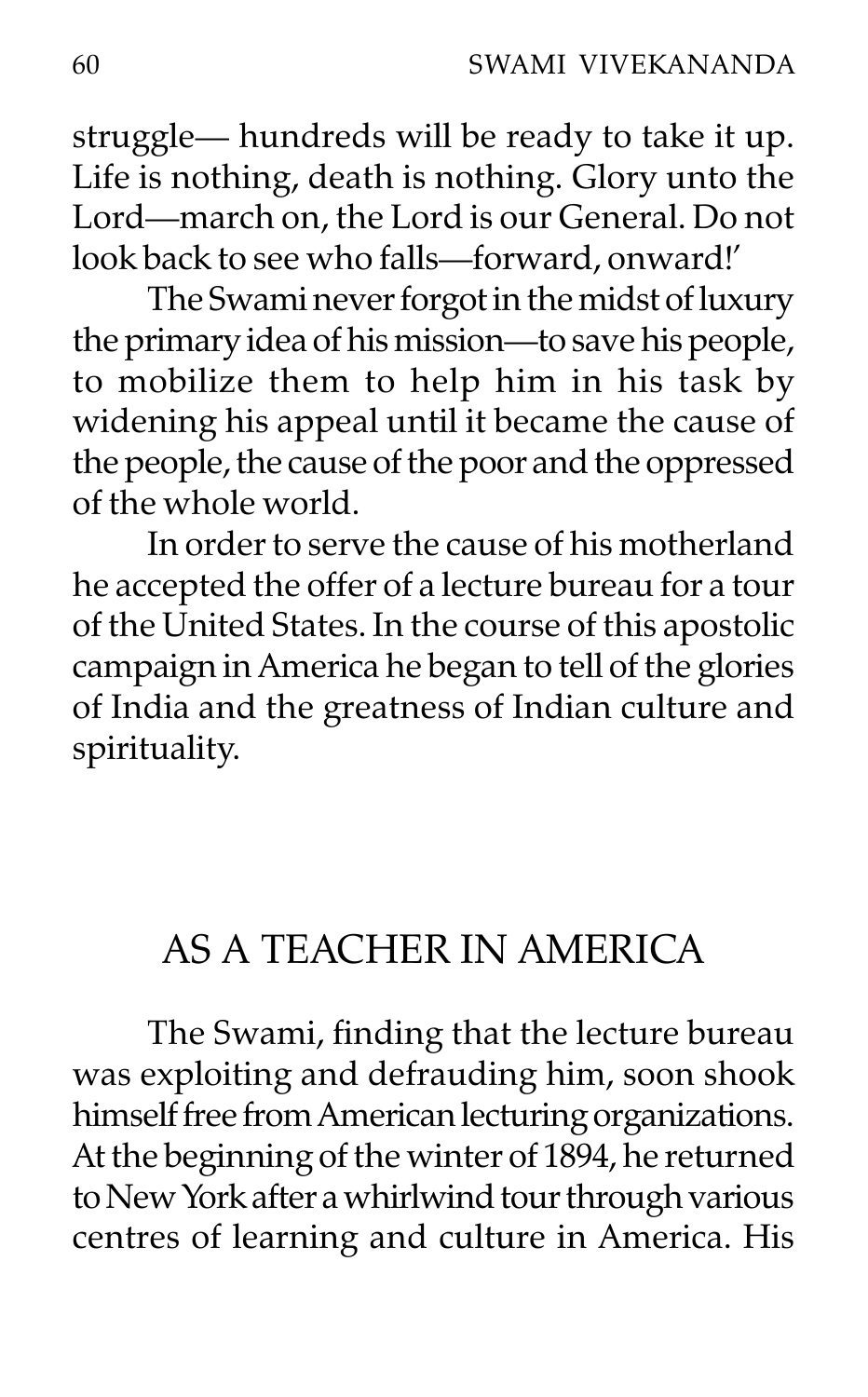struggle— hundreds will be ready to take it up. Life is nothing, death is nothing. Glory unto the Lord—march on, the Lord is our General. Do not look back to see who falls—forward, onward!'

The Swami never forgot in the midst of luxury the primary idea of his mission—to save his people, to mobilize them to help him in his task by widening his appeal until it became the cause of the people, the cause of the poor and the oppressed of the whole world.

In order to serve the cause of his motherland he accepted the offer of a lecture bureau for a tour of the United States. In the course of this apostolic campaign in America he began to tell of the glories of India and the greatness of Indian culture and spirituality.

## AS A TEACHER IN AMERICA

The Swami, finding that the lecture bureau was exploiting and defrauding him, soon shook himself free from American lecturing organizations. At the beginning of the winter of 1894, he returned to New York after a whirlwind tour through various centres of learning and culture in America. His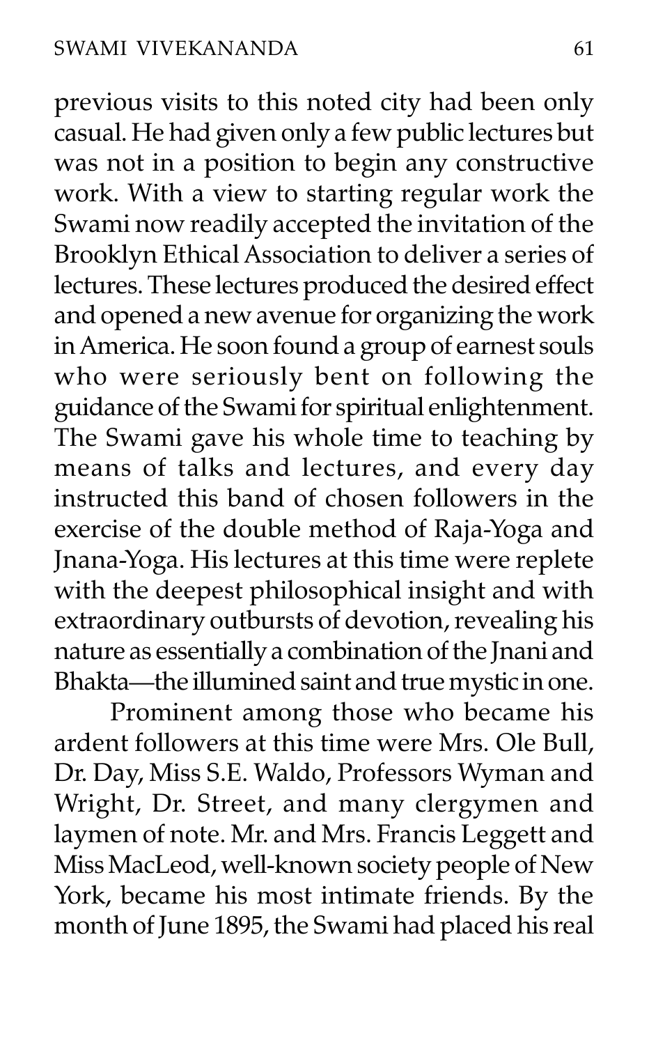previous visits to this noted city had been only casual. He had given only a few public lectures but was not in a position to begin any constructive work. With a view to starting regular work the Swami now readily accepted the invitation of the Brooklyn Ethical Association to deliver a series of lectures. These lectures produced the desired effect and opened a new avenue for organizing the work in America. He soon found a group of earnest souls who were seriously bent on following the guidance of the Swami for spiritual enlightenment. The Swami gave his whole time to teaching by means of talks and lectures, and every day instructed this band of chosen followers in the exercise of the double method of Raja-Yoga and Jnana-Yoga. His lectures at this time were replete with the deepest philosophical insight and with extraordinary outbursts of devotion, revealing his nature as essentially a combination of the Jnani and Bhakta—the illumined saint and true mystic in one.

Prominent among those who became his ardent followers at this time were Mrs. Ole Bull, Dr. Day, Miss S.E. Waldo, Professors Wyman and Wright, Dr. Street, and many clergymen and laymen of note. Mr. and Mrs. Francis Leggett and Miss MacLeod, well-known society people of New York, became his most intimate friends. By the month of June 1895, the Swami had placed his real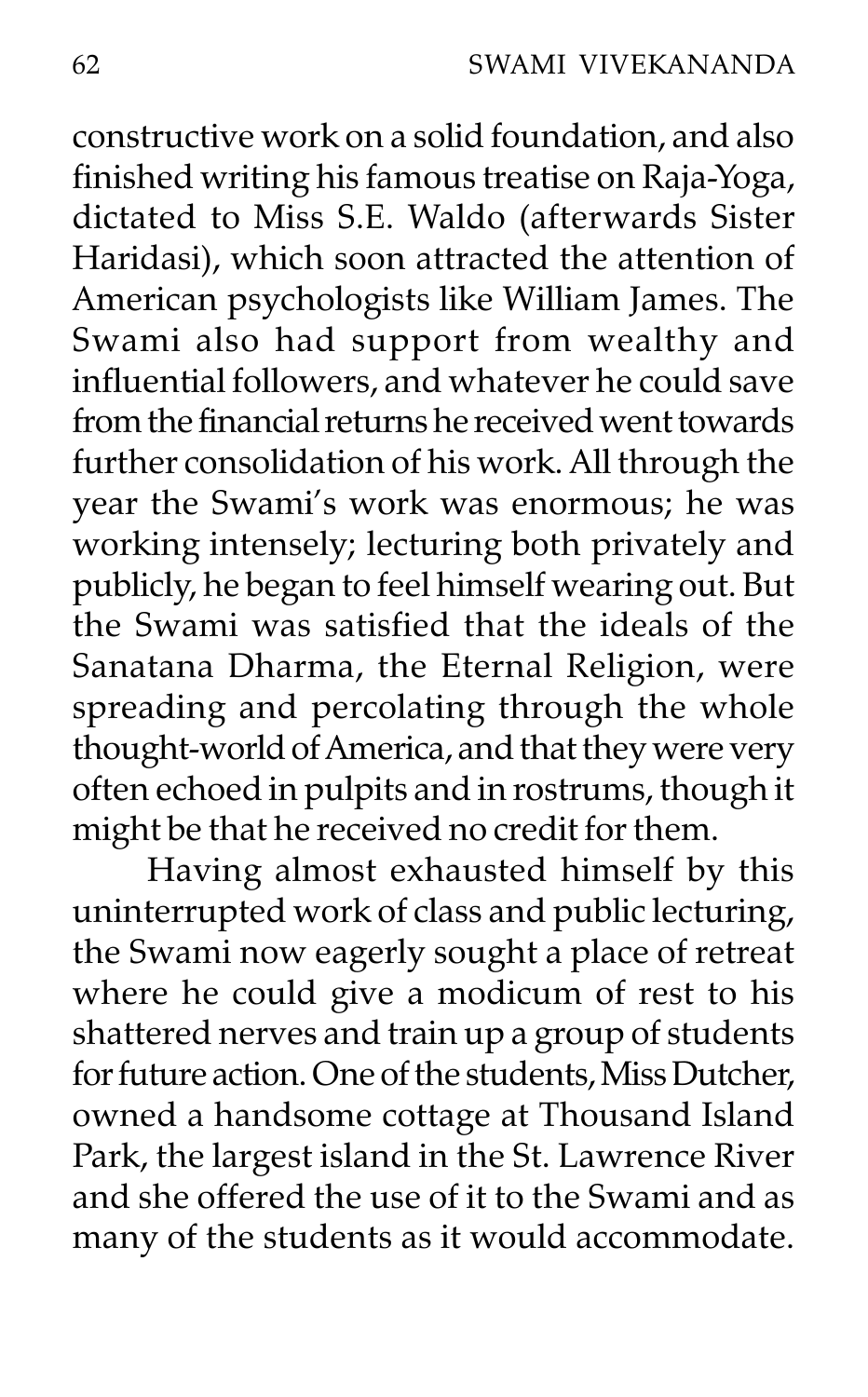constructive work on a solid foundation, and also finished writing his famous treatise on Raja-Yoga, dictated to Miss S.E. Waldo (afterwards Sister Haridasi), which soon attracted the attention of American psychologists like William James. The Swami also had support from wealthy and influential followers, and whatever he could save from the financial returns he received went towards further consolidation of his work. All through the year the Swami's work was enormous; he was working intensely; lecturing both privately and publicly, he began to feel himself wearing out. But the Swami was satisfied that the ideals of the Sanatana Dharma, the Eternal Religion, were spreading and percolating through the whole thought-world of America, and that they were very often echoed in pulpits and in rostrums, though it might be that he received no credit for them.

Having almost exhausted himself by this uninterrupted work of class and public lecturing, the Swami now eagerly sought a place of retreat where he could give a modicum of rest to his shattered nerves and train up a group of students for future action. One of the students, Miss Dutcher, owned a handsome cottage at Thousand Island Park, the largest island in the St. Lawrence River and she offered the use of it to the Swami and as many of the students as it would accommodate.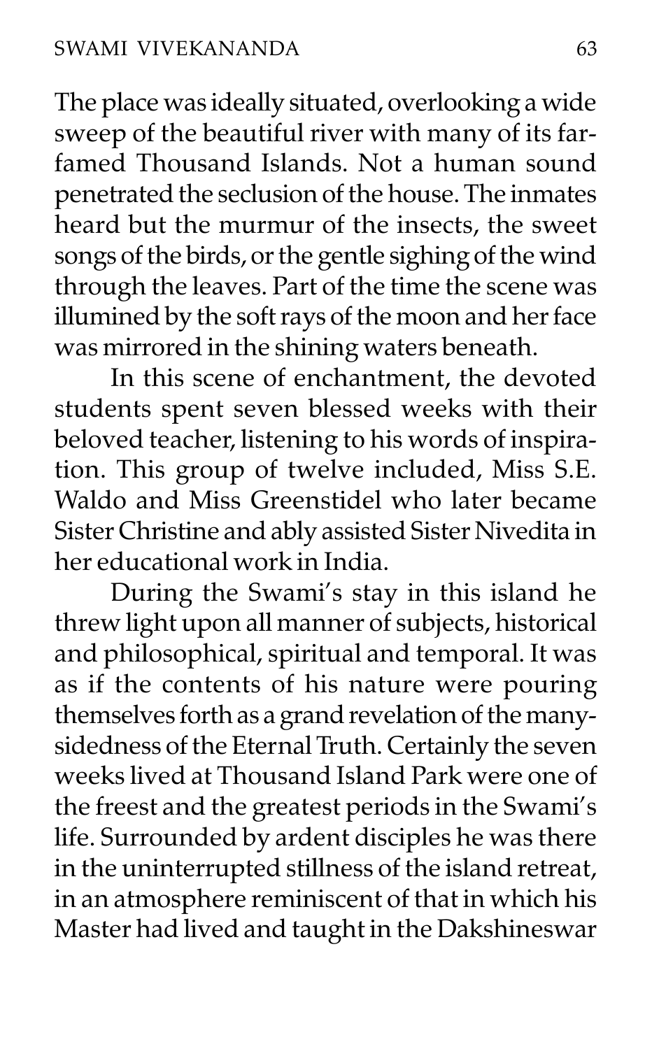The place was ideally situated, overlooking a wide sweep of the beautiful river with many of its far-famed Thousand Islands. Not a human sound penetrated the seclusion of the house. The inmates heard but the murmur of the insects, the sweet songs of the birds, or the gentle sighing of the wind through the leaves. Part of the time the scene was illumined by the soft rays of the moon and her face was mirrored in the shining waters beneath.

In this scene of enchantment, the devoted students spent seven blessed weeks with their beloved teacher, listening to his words of inspiration. This group of twelve included, Miss S.E. Waldo and Miss Greenstidel who later became Sister Christine and ably assisted Sister Nivedita in her educational work in India.

During the Swami's stay in this island he threw light upon all manner of subjects, historical and philosophical, spiritual and temporal. It was as if the contents of his nature were pouring themselves forth as a grand revelation of the many-sidedness of the Eternal Truth. Certainly the seven weeks lived at Thousand Island Park were one of the freest and the greatest periods in the Swami's life. Surrounded by ardent disciples he was there in the uninterrupted stillness of the island retreat, in an atmosphere reminiscent of that in which his Master had lived and taught in the Dakshineswar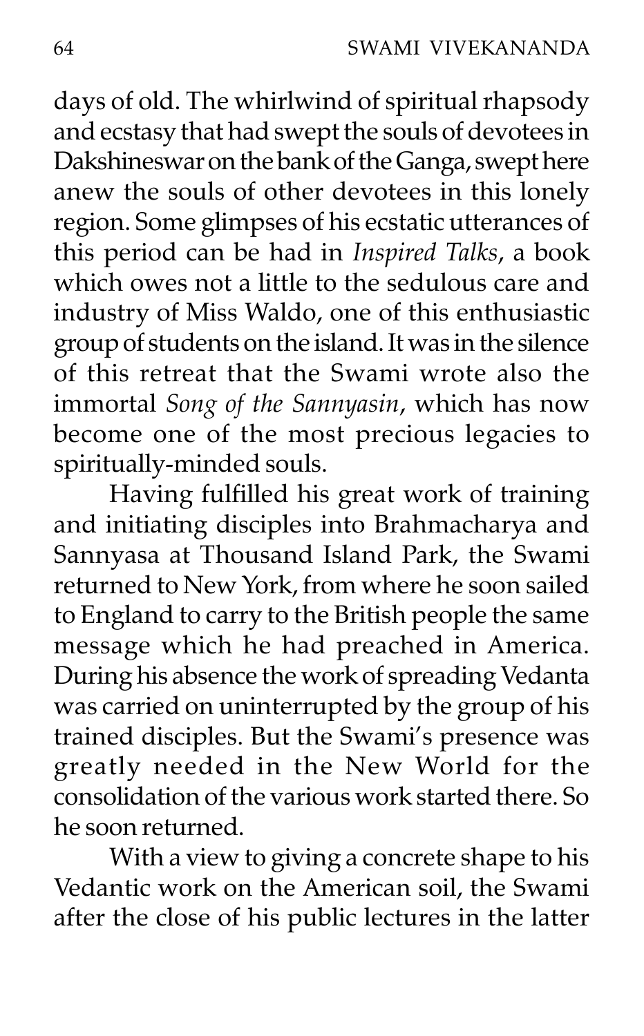days of old. The whirlwind of spiritual rhapsody and ecstasy that had swept the souls of devotees in Dakshineswar on the bank of the Ganga, swept here anew the souls of other devotees in this lonely region. Some glimpses of his ecstatic utterances of this period can be had in *Inspired Talks*, a book which owes not a little to the sedulous care and industry of Miss Waldo, one of this enthusiastic group of students on the island. It was in the silence of this retreat that the Swami wrote also the immortal *Song of the Sannyasin*, which has now become one of the most precious legacies to spiritually-minded souls.

Having fulfilled his great work of training and initiating disciples into Brahmacharya and Sannyasa at Thousand Island Park, the Swami returned to New York, from where he soon sailed to England to carry to the British people the same message which he had preached in America. During his absence the work of spreading Vedanta was carried on uninterrupted by the group of his trained disciples. But the Swami's presence was greatly needed in the New World for the consolidation of the various work started there. So he soon returned.

With a view to giving a concrete shape to his Vedantic work on the American soil, the Swami after the close of his public lectures in the latter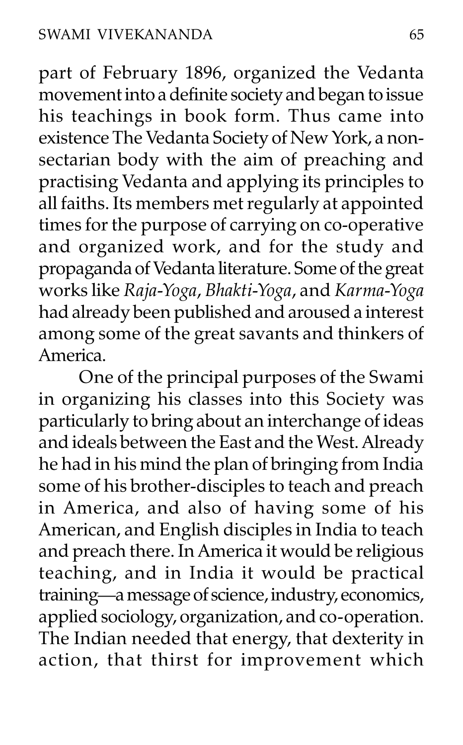part of February 1896, organized the Vedanta movement into a definite society and began to issue his teachings in book form. Thus came into existence The Vedanta Society of New York, a non-sectarian body with the aim of preaching and practising Vedanta and applying its principles to all faiths. Its members met regularly at appointed times for the purpose of carrying on co-operative and organized work, and for the study and propaganda of Vedanta literature. Some of the great works like *Raja-Yoga*, *Bhakti-Yoga*, and *Karma-Yoga* had already been published and aroused a interest among some of the great savants and thinkers of America.

One of the principal purposes of the Swami in organizing his classes into this Society was particularly to bring about an interchange of ideas and ideals between the East and the West. Already he had in his mind the plan of bringing from India some of his brother-disciples to teach and preach in America, and also of having some of his American, and English disciples in India to teach and preach there. In America it would be religious teaching, and in India it would be practical training—a message of science, industry, economics, applied sociology, organization, and co-operation. The Indian needed that energy, that dexterity in action, that thirst for improvement which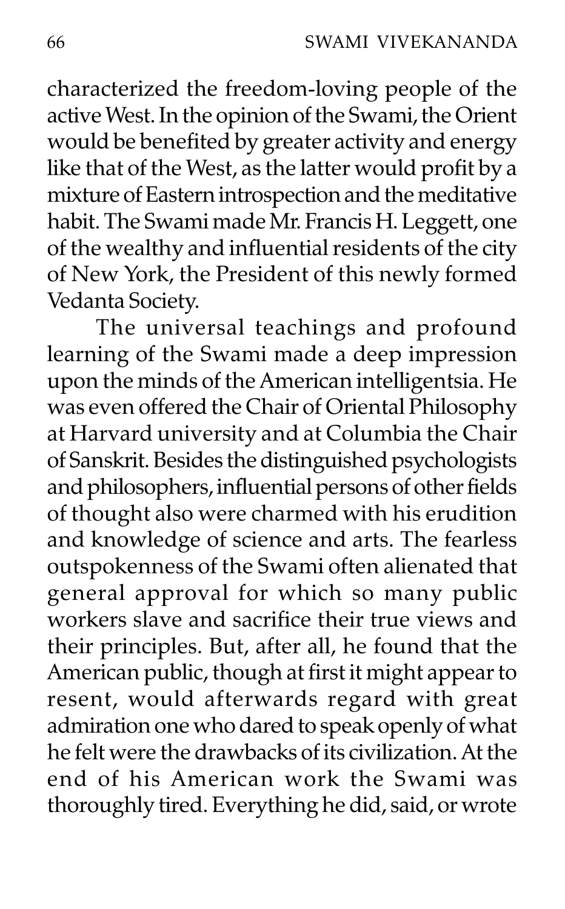characterized the freedom-loving people of the active West. In the opinion of the Swami, the Orient would be benefited by greater activity and energy like that of the West, as the latter would profit by a mixture of Eastern introspection and the meditative habit. The Swami made Mr. Francis H. Leggett, one of the wealthy and influential residents of the city of New York, the President of this newly formed Vedanta Society.

The universal teachings and profound learning of the Swami made a deep impression upon the minds of the American intelligentsia. He was even offered the Chair of Oriental Philosophy at Harvard university and at Columbia the Chair of Sanskrit. Besides the distinguished psychologists and philosophers, influential persons of other fields of thought also were charmed with his erudition and knowledge of science and arts. The fearless outspokenness of the Swami often alienated that general approval for which so many public workers slave and sacrifice their true views and their principles. But, after all, he found that the American public, though at first it might appear to resent, would afterwards regard with great admiration one who dared to speak openly of what he felt were the drawbacks of its civilization. At the end of his American work the Swami was thoroughly tired. Everything he did, said, or wrote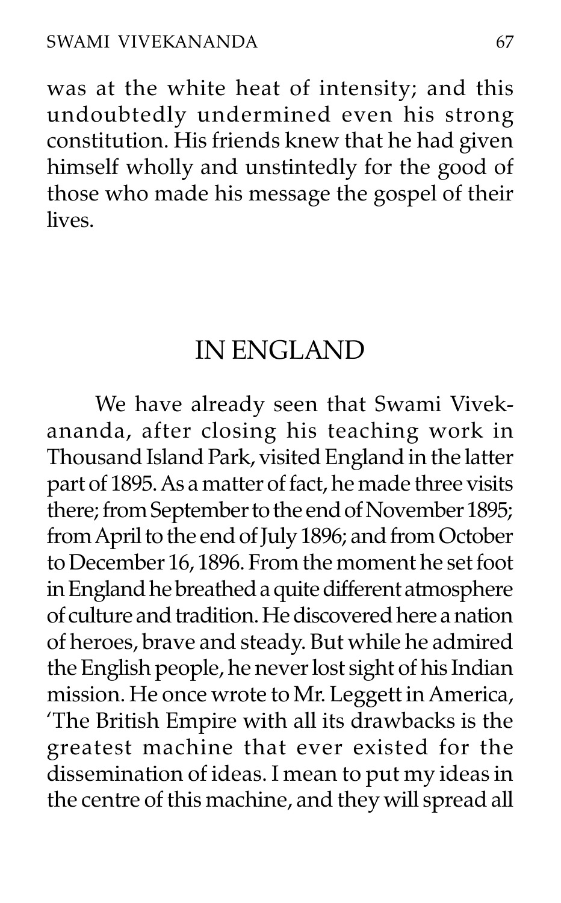was at the white heat of intensity; and this undoubtedly undermined even his strong constitution. His friends knew that he had given himself wholly and unstintedly for the good of those who made his message the gospel of their lives.

## IN ENGLAND

We have already seen that Swami Vivekananda, after closing his teaching work in Thousand Island Park, visited England in the latter part of 1895. As a matter of fact, he made three visits there; from September to the end of November 1895; from April to the end of July 1896; and from October to December 16, 1896. From the moment he set foot in England he breathed a quite different atmosphere of culture and tradition. He discovered here a nation of heroes, brave and steady. But while he admired the English people, he never lost sight of his Indian mission. He once wrote to Mr. Leggett in America, 'The British Empire with all its drawbacks is the greatest machine that ever existed for the dissemination of ideas. I mean to put my ideas in the centre of this machine, and they will spread all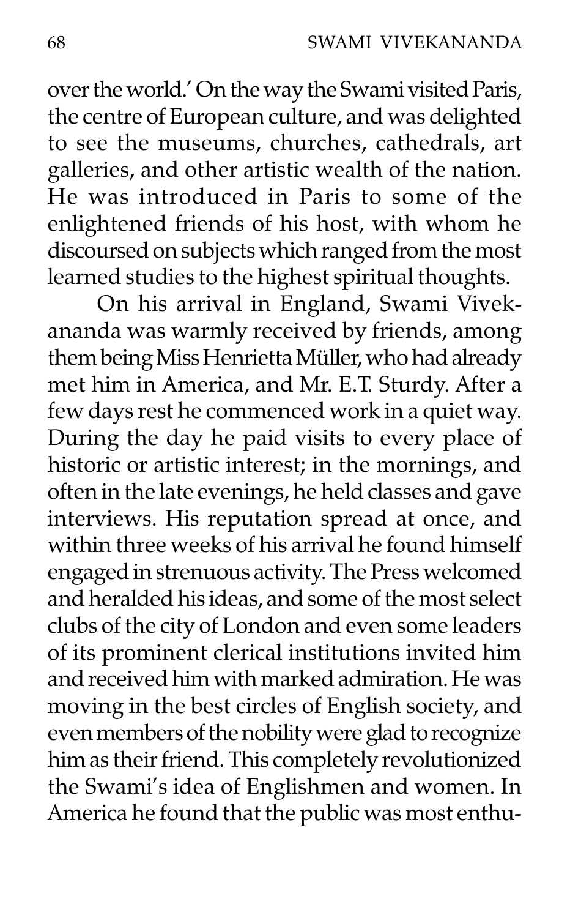over the world.' On the way the Swami visited Paris, the centre of European culture, and was delighted to see the museums, churches, cathedrals, art galleries, and other artistic wealth of the nation. He was introduced in Paris to some of the enlightened friends of his host, with whom he discoursed on subjects which ranged from the most learned studies to the highest spiritual thoughts.

On his arrival in England, Swami Vivekananda was warmly received by friends, among them being Miss Henrietta Müller, who had already met him in America, and Mr. E.T. Sturdy. After a few days rest he commenced work in a quiet way. During the day he paid visits to every place of historic or artistic interest; in the mornings, and often in the late evenings, he held classes and gave interviews. His reputation spread at once, and within three weeks of his arrival he found himself engaged in strenuous activity. The Press welcomed and heralded his ideas, and some of the most select clubs of the city of London and even some leaders of its prominent clerical institutions invited him and received him with marked admiration. He was moving in the best circles of English society, and even members of the nobility were glad to recognize him as their friend. This completely revolutionized the Swami's idea of Englishmen and women. In America he found that the public was most enthu-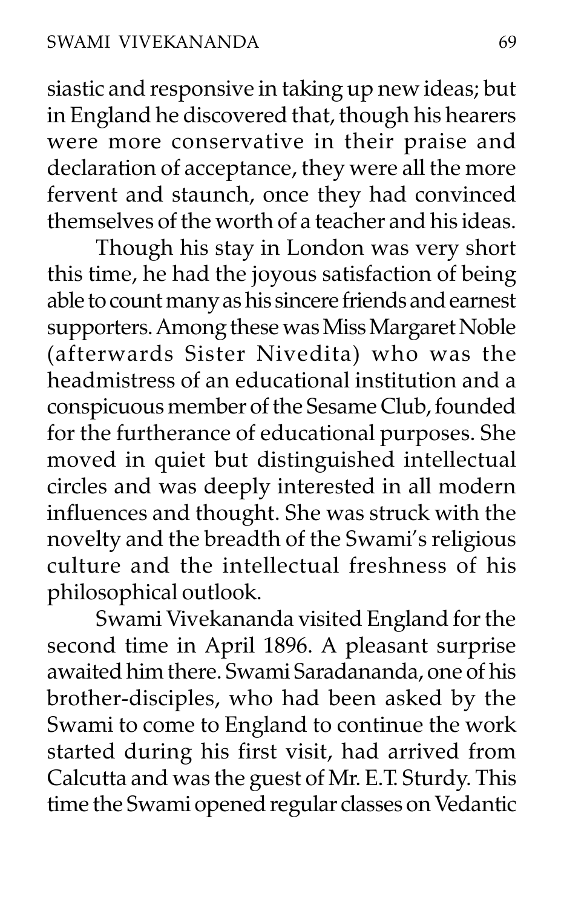siastic and responsive in taking up new ideas; but in England he discovered that, though his hearers were more conservative in their praise and declaration of acceptance, they were all the more fervent and staunch, once they had convinced themselves of the worth of a teacher and his ideas.

Though his stay in London was very short this time, he had the joyous satisfaction of being able to count many as his sincere friends and earnest supporters. Among these was Miss Margaret Noble (afterwards Sister Nivedita) who was the headmistress of an educational institution and a conspicuous member of the Sesame Club, founded for the furtherance of educational purposes. She moved in quiet but distinguished intellectual circles and was deeply interested in all modern influences and thought. She was struck with the novelty and the breadth of the Swami's religious culture and the intellectual freshness of his philosophical outlook.

Swami Vivekananda visited England for the second time in April 1896. A pleasant surprise awaited him there. Swami Saradananda, one of his brother-disciples, who had been asked by the Swami to come to England to continue the work started during his first visit, had arrived from Calcutta and was the guest of Mr. E.T. Sturdy. This time the Swami opened regular classes on Vedantic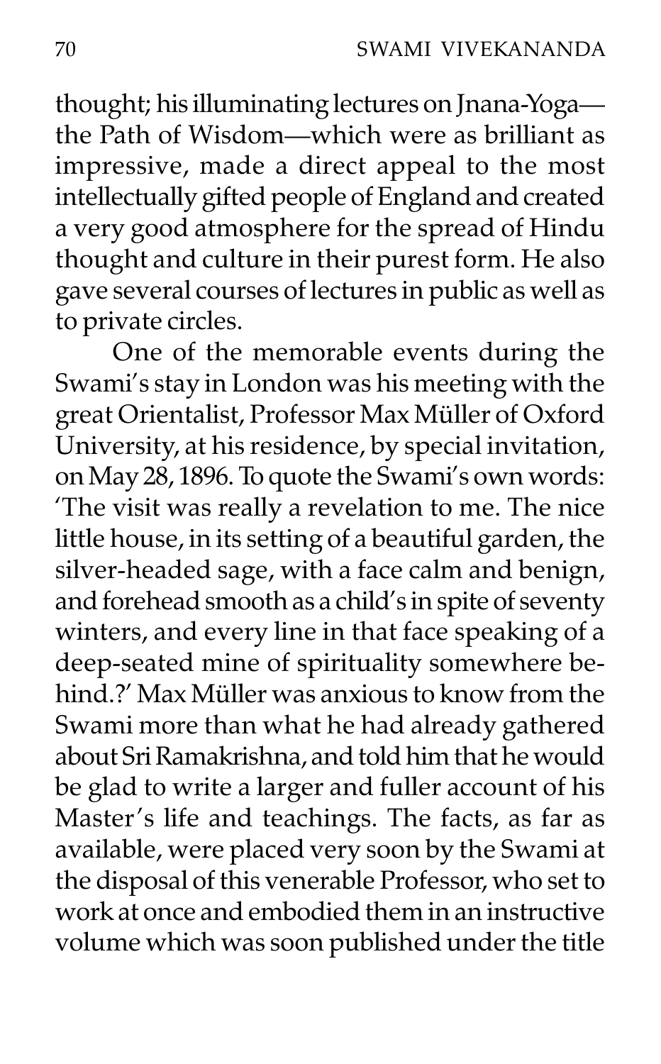thought; his illuminating lectures on Jnana-Yoga—the Path of Wisdom—which were as brilliant as impressive, made a direct appeal to the most intellectually gifted people of England and created a very good atmosphere for the spread of Hindu thought and culture in their purest form. He also gave several courses of lectures in public as well as to private circles.

One of the memorable events during the Swami's stay in London was his meeting with the great Orientalist, Professor Max Müller of Oxford University, at his residence, by special invitation, on May 28, 1896. To quote the Swami's own words: 'The visit was really a revelation to me. The nice little house, in its setting of a beautiful garden, the silver-headed sage, with a face calm and benign, and forehead smooth as a child's in spite of seventy winters, and every line in that face speaking of a deep-seated mine of spirituality somewhere behind.?' Max Müller was anxious to know from the Swami more than what he had already gathered about Sri Ramakrishna, and told him that he would be glad to write a larger and fuller account of his Master's life and teachings. The facts, as far as available, were placed very soon by the Swami at the disposal of this venerable Professor, who set to work at once and embodied them in an instructive volume which was soon published under the title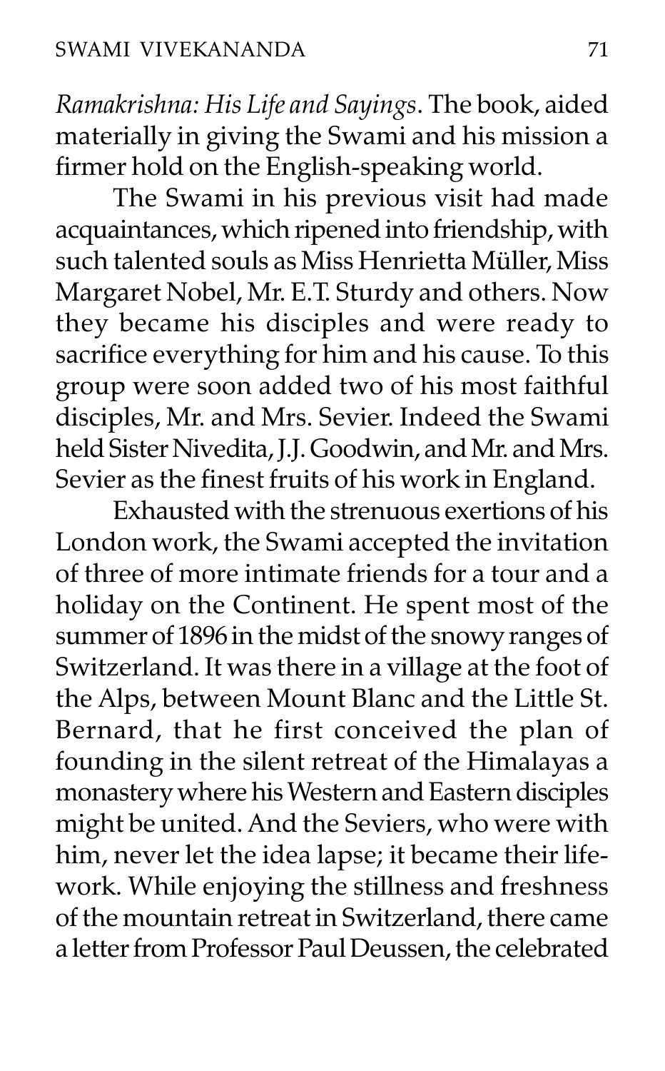*Ramakrishna: His Life and Sayings*. The book, aided materially in giving the Swami and his mission a firmer hold on the English-speaking world.

The Swami in his previous visit had made acquaintances, which ripened into friendship, with such talented souls as Miss Henrietta Müller, Miss Margaret Nobel, Mr. E.T. Sturdy and others. Now they became his disciples and were ready to sacrifice everything for him and his cause. To this group were soon added two of his most faithful disciples, Mr. and Mrs. Sevier. Indeed the Swami held Sister Nivedita, J.J. Goodwin, and Mr. and Mrs. Sevier as the finest fruits of his work in England.

Exhausted with the strenuous exertions of his London work, the Swami accepted the invitation of three of more intimate friends for a tour and a holiday on the Continent. He spent most of the summer of 1896 in the midst of the snowy ranges of Switzerland. It was there in a village at the foot of the Alps, between Mount Blanc and the Little St. Bernard, that he first conceived the plan of founding in the silent retreat of the Himalayas a monastery where his Western and Eastern disciples might be united. And the Seviers, who were with him, never let the idea lapse; it became their life-work. While enjoying the stillness and freshness of the mountain retreat in Switzerland, there came a letter from Professor Paul Deussen, the celebrated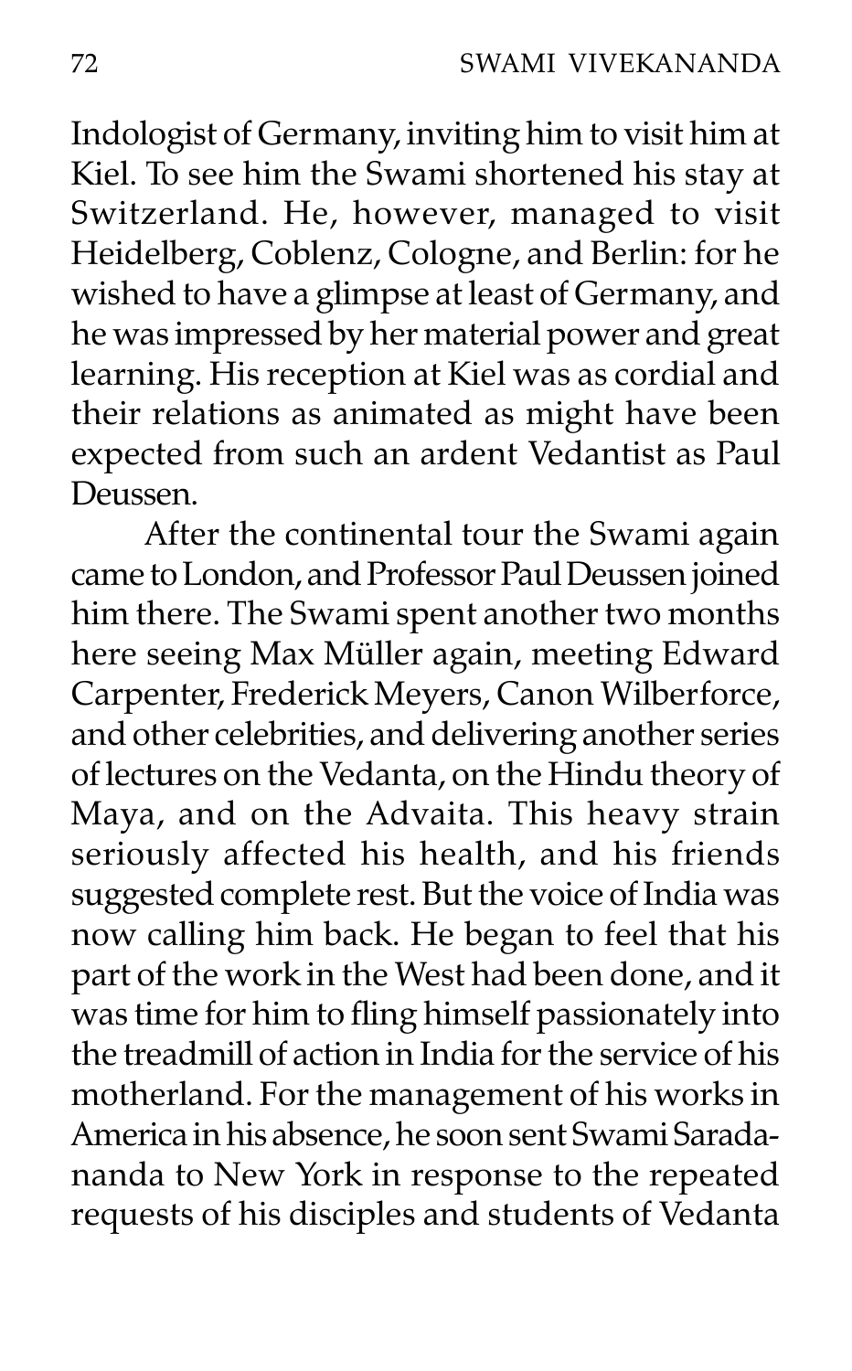Indologist of Germany, inviting him to visit him at Kiel. To see him the Swami shortened his stay at Switzerland. He, however, managed to visit Heidelberg, Coblenz, Cologne, and Berlin: for he wished to have a glimpse at least of Germany, and he was impressed by her material power and great learning. His reception at Kiel was as cordial and their relations as animated as might have been expected from such an ardent Vedantist as Paul Deussen.

After the continental tour the Swami again came to London, and Professor Paul Deussen joined him there. The Swami spent another two months here seeing Max Müller again, meeting Edward Carpenter, Frederick Meyers, Canon Wilberforce, and other celebrities, and delivering another series of lectures on the Vedanta, on the Hindu theory of Maya, and on the Advaita. This heavy strain seriously affected his health, and his friends suggested complete rest. But the voice of India was now calling him back. He began to feel that his part of the work in the West had been done, and it was time for him to fling himself passionately into the treadmill of action in India for the service of his motherland. For the management of his works in America in his absence, he soon sent Swami Saradananda to New York in response to the repeated requests of his disciples and students of Vedanta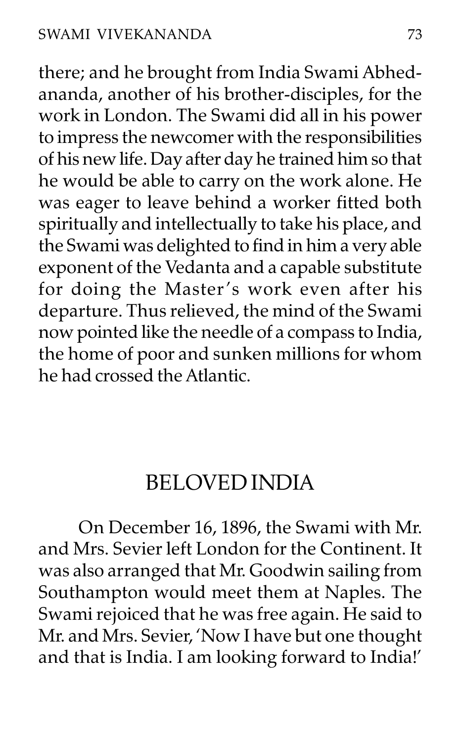there; and he brought from India Swami Abhedananda, another of his brother-disciples, for the work in London. The Swami did all in his power to impress the newcomer with the responsibilities of his new life. Day after day he trained him so that he would be able to carry on the work alone. He was eager to leave behind a worker fitted both spiritually and intellectually to take his place, and the Swami was delighted to find in him a very able exponent of the Vedanta and a capable substitute for doing the Master's work even after his departure. Thus relieved, the mind of the Swami now pointed like the needle of a compass to India, the home of poor and sunken millions for whom he had crossed the Atlantic.

## BELOVED INDIA

On December 16, 1896, the Swami with Mr. and Mrs. Sevier left London for the Continent. It was also arranged that Mr. Goodwin sailing from Southampton would meet them at Naples. The Swami rejoiced that he was free again. He said to Mr. and Mrs. Sevier, 'Now I have but one thought and that is India. I am looking forward to India!'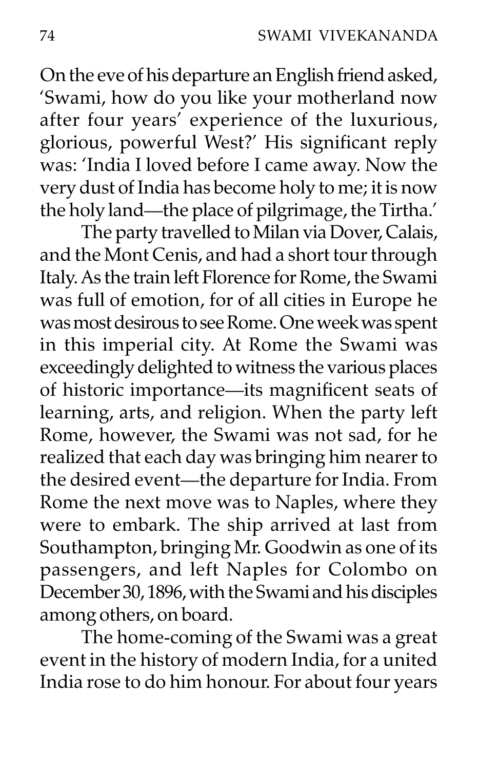On the eve of his departure an English friend asked, 'Swami, how do you like your motherland now after four years' experience of the luxurious, glorious, powerful West?' His significant reply was: 'India I loved before I came away. Now the very dust of India has become holy to me; it is now the holy land—the place of pilgrimage, the Tirtha.'

The party travelled to Milan via Dover, Calais, and the Mont Cenis, and had a short tour through Italy. As the train left Florence for Rome, the Swami was full of emotion, for of all cities in Europe he was most desirous to see Rome. One week was spent in this imperial city. At Rome the Swami was exceedingly delighted to witness the various places of historic importance—its magnificent seats of learning, arts, and religion. When the party left Rome, however, the Swami was not sad, for he realized that each day was bringing him nearer to the desired event—the departure for India. From Rome the next move was to Naples, where they were to embark. The ship arrived at last from Southampton, bringing Mr. Goodwin as one of its passengers, and left Naples for Colombo on December 30, 1896, with the Swami and his disciples among others, on board.

The home-coming of the Swami was a great event in the history of modern India, for a united India rose to do him honour. For about four years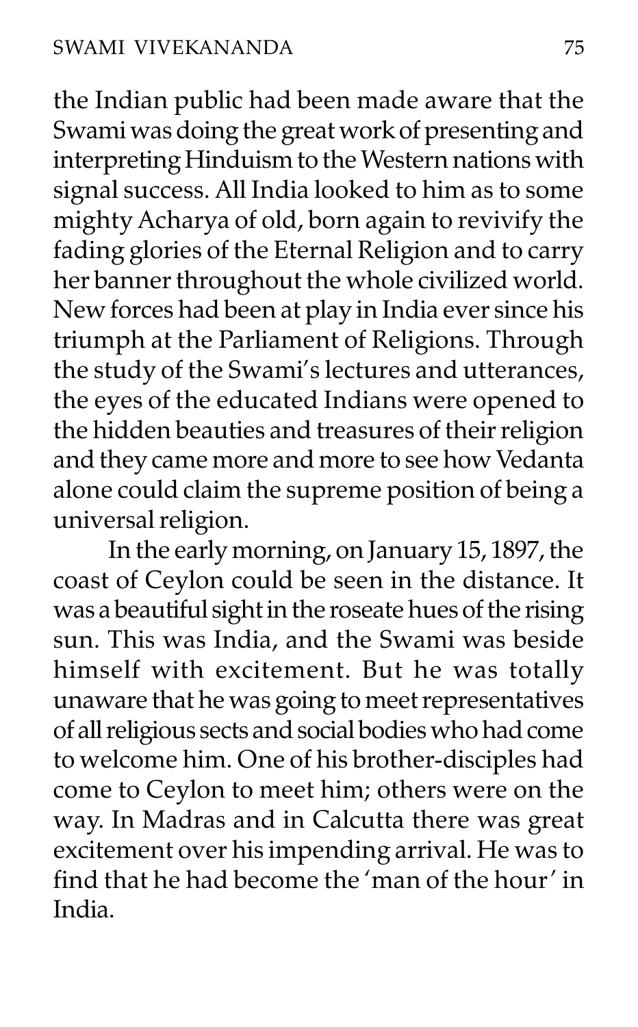the Indian public had been made aware that the Swami was doing the great work of presenting and interpreting Hinduism to the Western nations with signal success. All India looked to him as to some mighty Acharya of old, born again to revivify the fading glories of the Eternal Religion and to carry her banner throughout the whole civilized world. New forces had been at play in India ever since his triumph at the Parliament of Religions. Through the study of the Swami's lectures and utterances, the eyes of the educated Indians were opened to the hidden beauties and treasures of their religion and they came more and more to see how Vedanta alone could claim the supreme position of being a universal religion.

In the early morning, on January 15, 1897, the coast of Ceylon could be seen in the distance. It was a beautiful sight in the roseate hues of the rising sun. This was India, and the Swami was beside himself with excitement. But he was totally unaware that he was going to meet representatives of all religious sects and social bodies who had come to welcome him. One of his brother-disciples had come to Ceylon to meet him; others were on the way. In Madras and in Calcutta there was great excitement over his impending arrival. He was to find that he had become the 'man of the hour' in India.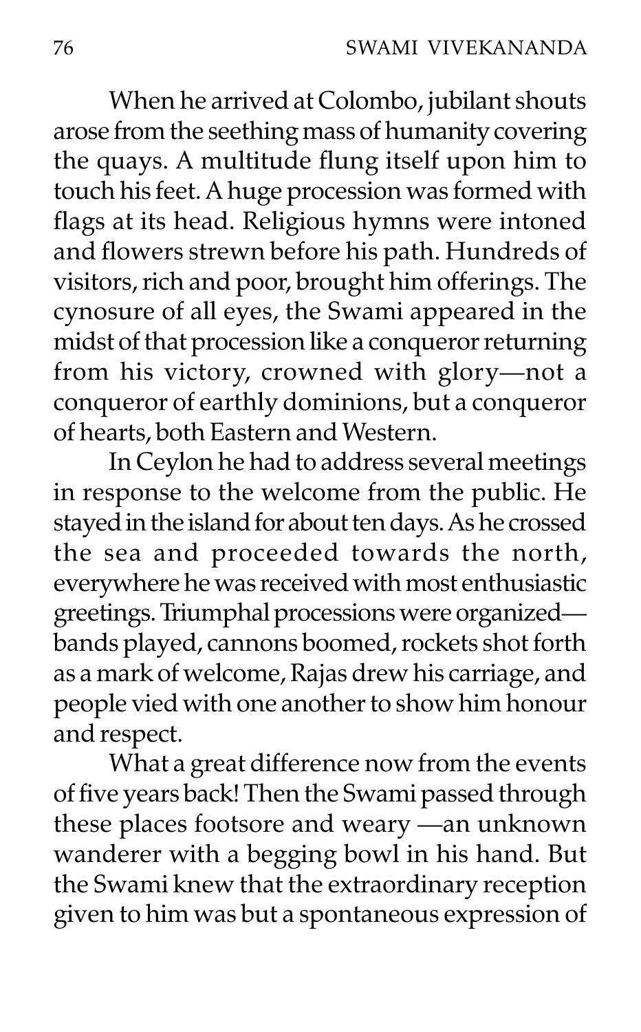When he arrived at Colombo, jubilant shouts arose from the seething mass of humanity covering the quays. A multitude flung itself upon him to touch his feet. A huge procession was formed with flags at its head. Religious hymns were intoned and flowers strewn before his path. Hundreds of visitors, rich and poor, brought him offerings. The cynosure of all eyes, the Swami appeared in the midst of that procession like a conqueror returning from his victory, crowned with glory—not a conqueror of earthly dominions, but a conqueror of hearts, both Eastern and Western.

In Ceylon he had to address several meetings in response to the welcome from the public. He stayed in the island for about ten days. As he crossed the sea and proceeded towards the north, everywhere he was received with most enthusiastic greetings. Triumphal processions were organized—bands played, cannons boomed, rockets shot forth as a mark of welcome, Rajas drew his carriage, and people vied with one another to show him honour and respect.

What a great difference now from the events of five years back! Then the Swami passed through these places footsore and weary —an unknown wanderer with a begging bowl in his hand. But the Swami knew that the extraordinary reception given to him was but a spontaneous expression of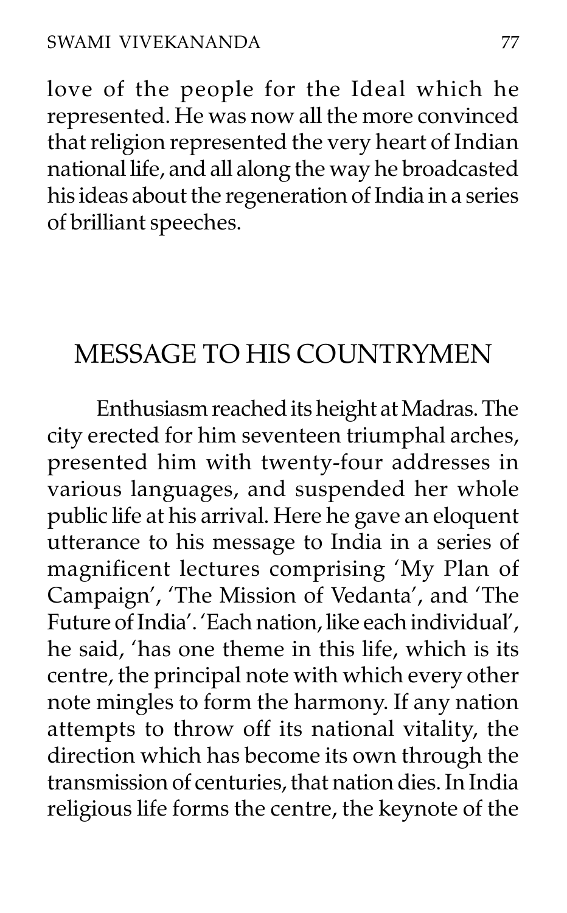love of the people for the Ideal which he represented. He was now all the more convinced that religion represented the very heart of Indian national life, and all along the way he broadcasted his ideas about the regeneration of India in a series of brilliant speeches.

## MESSAGE TO HIS COUNTRYMEN

Enthusiasm reached its height at Madras. The city erected for him seventeen triumphal arches, presented him with twenty-four addresses in various languages, and suspended her whole public life at his arrival. Here he gave an eloquent utterance to his message to India in a series of magnificent lectures comprising 'My Plan of Campaign', 'The Mission of Vedanta', and 'The Future of India'. 'Each nation, like each individual', he said, 'has one theme in this life, which is its centre, the principal note with which every other note mingles to form the harmony. If any nation attempts to throw off its national vitality, the direction which has become its own through the transmission of centuries, that nation dies. In India religious life forms the centre, the keynote of the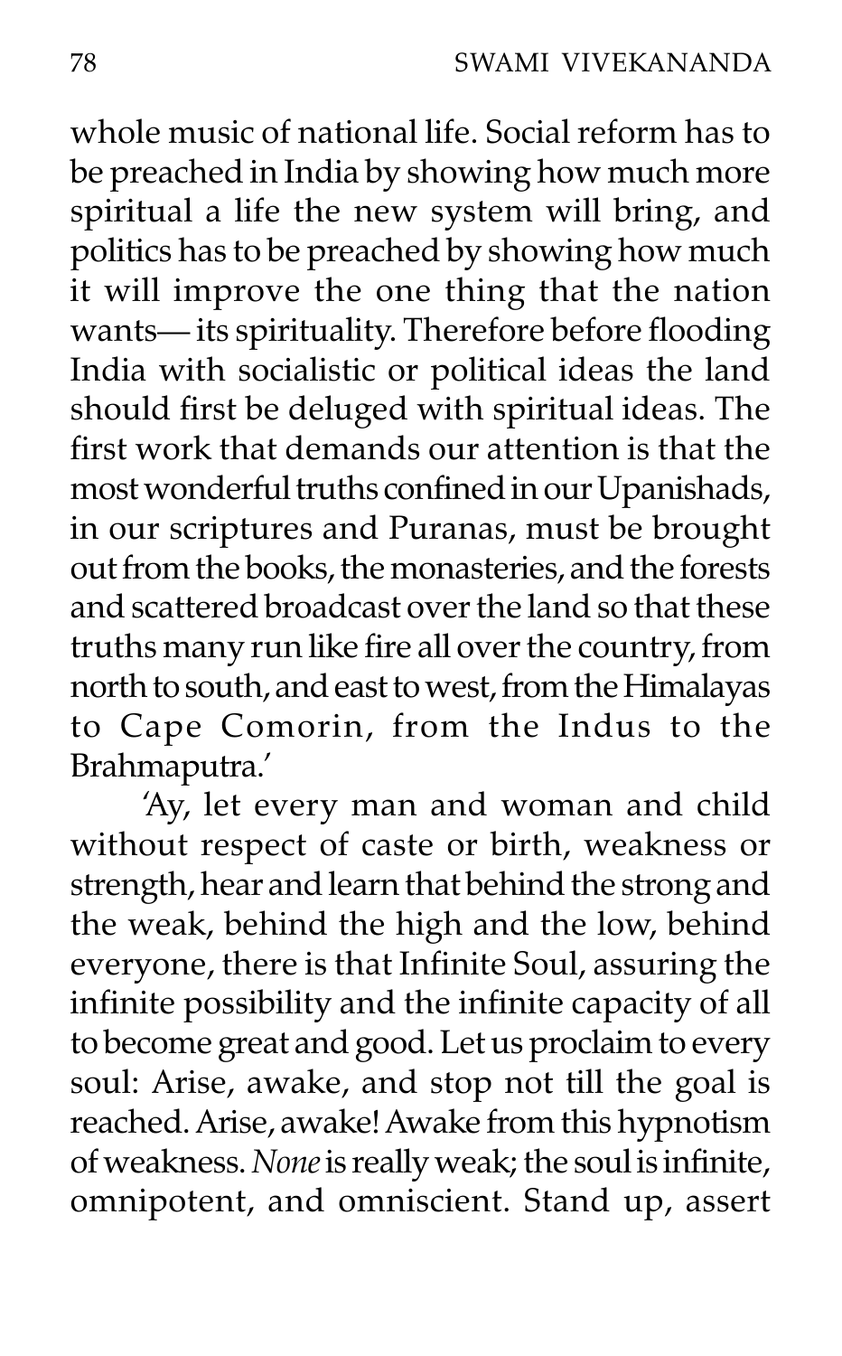whole music of national life. Social reform has to be preached in India by showing how much more spiritual a life the new system will bring, and politics has to be preached by showing how much it will improve the one thing that the nation wants— its spirituality. Therefore before flooding India with socialistic or political ideas the land should first be deluged with spiritual ideas. The first work that demands our attention is that the most wonderful truths confined in our Upanishads, in our scriptures and Puranas, must be brought out from the books, the monasteries, and the forests and scattered broadcast over the land so that these truths many run like fire all over the country, from north to south, and east to west, from the Himalayas to Cape Comorin, from the Indus to the Brahmaputra.'

'Ay, let every man and woman and child without respect of caste or birth, weakness or strength, hear and learn that behind the strong and the weak, behind the high and the low, behind everyone, there is that Infinite Soul, assuring the infinite possibility and the infinite capacity of all to become great and good. Let us proclaim to every soul: Arise, awake, and stop not till the goal is reached. Arise, awake! Awake from this hypnotism of weakness. *None* is really weak; the soul is infinite, omnipotent, and omniscient. Stand up, assert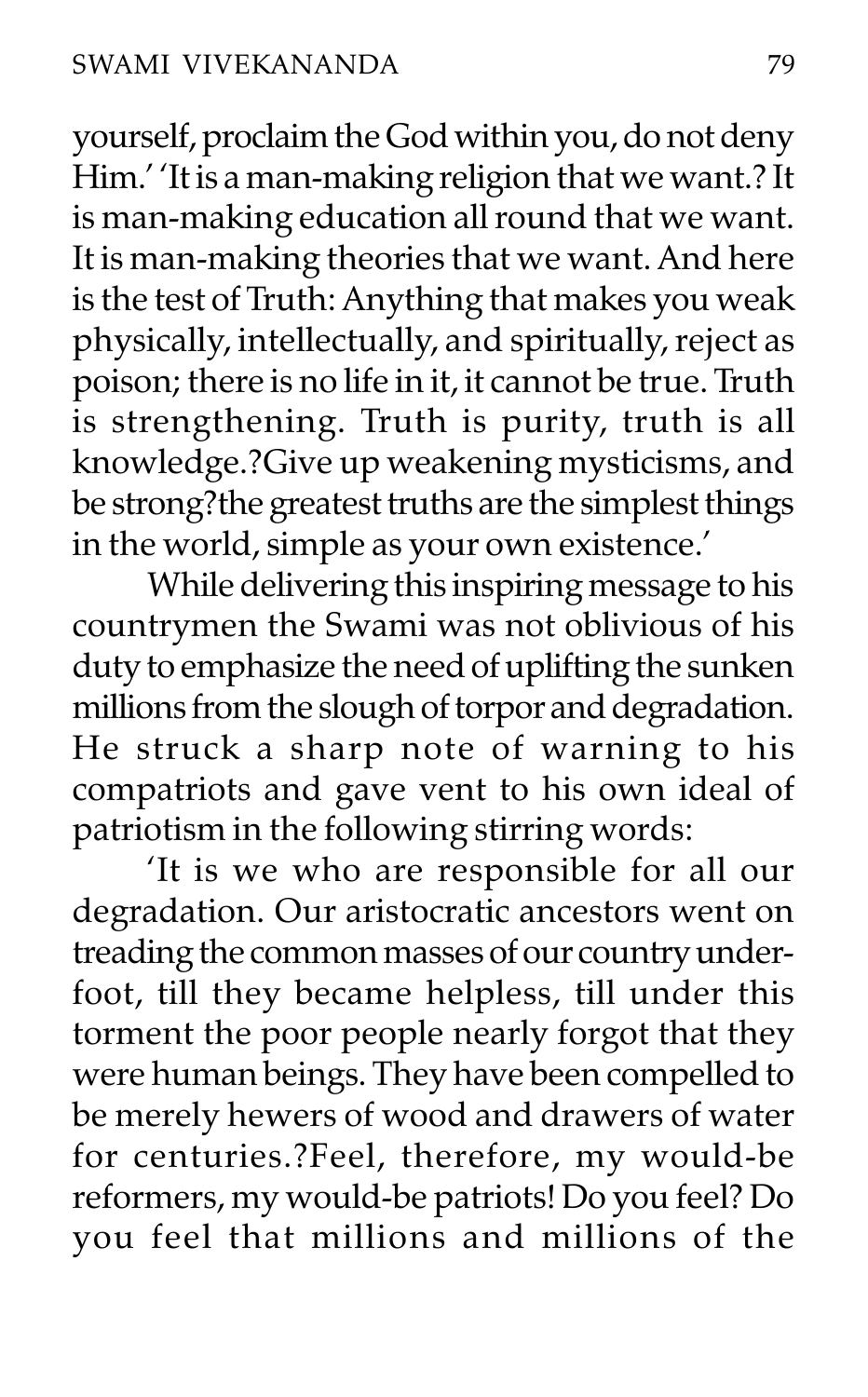yourself, proclaim the God within you, do not deny Him.' 'It is a man-making religion that we want.? It is man-making education all round that we want. It is man-making theories that we want. And here is the test of Truth: Anything that makes you weak physically, intellectually, and spiritually, reject as poison; there is no life in it, it cannot be true. Truth is strengthening. Truth is purity, truth is all knowledge.?Give up weakening mysticisms, and be strong?the greatest truths are the simplest things in the world, simple as your own existence.'

While delivering this inspiring message to his countrymen the Swami was not oblivious of his duty to emphasize the need of uplifting the sunken millions from the slough of torpor and degradation. He struck a sharp note of warning to his compatriots and gave vent to his own ideal of patriotism in the following stirring words:

'It is we who are responsible for all our degradation. Our aristocratic ancestors went on treading the common masses of our country underfoot, till they became helpless, till under this torment the poor people nearly forgot that they were human beings. They have been compelled to be merely hewers of wood and drawers of water for centuries.?Feel, therefore, my would-be reformers, my would-be patriots! Do you feel? Do you feel that millions and millions of the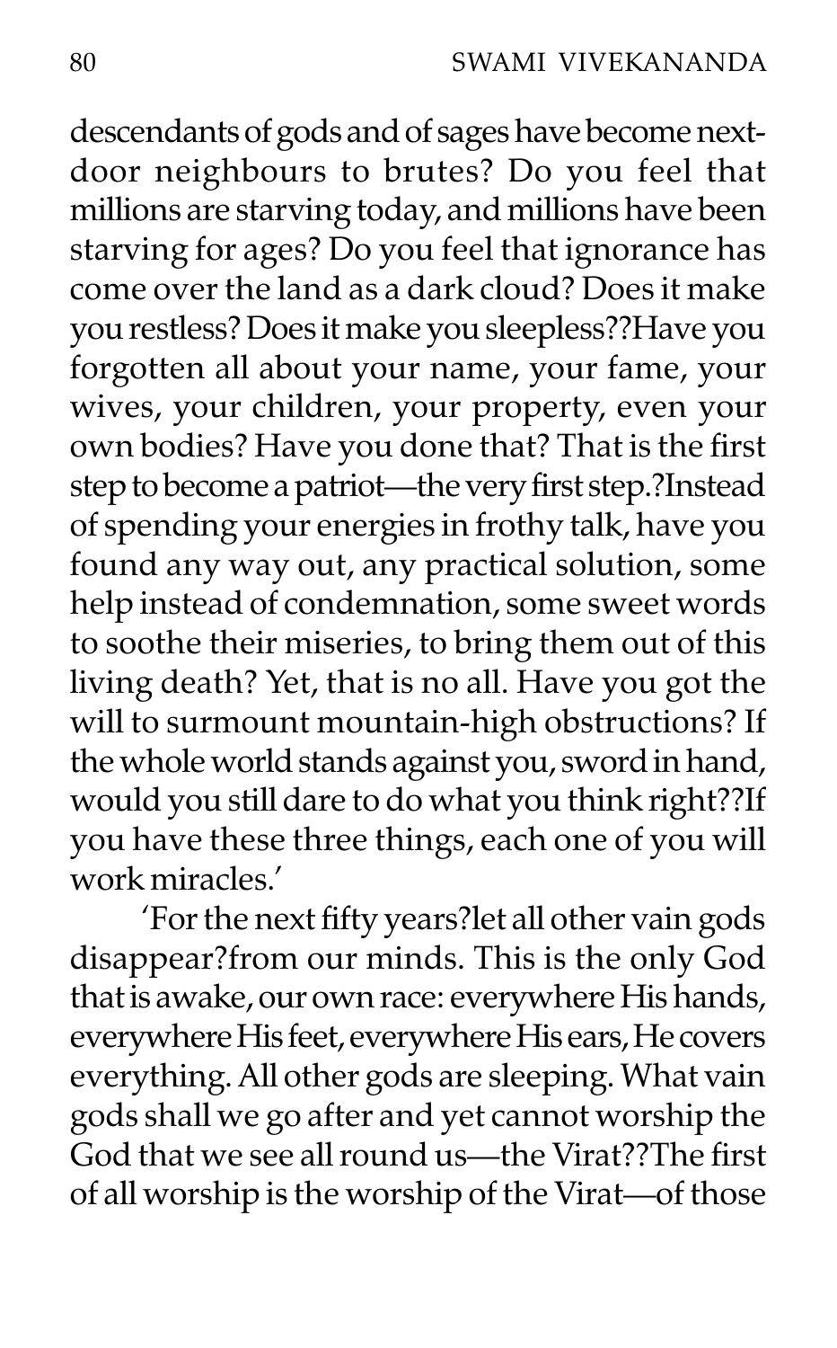descendants of gods and of sages have become next-door neighbours to brutes? Do you feel that millions are starving today, and millions have been starving for ages? Do you feel that ignorance has come over the land as a dark cloud? Does it make you restless? Does it make you sleepless??Have you forgotten all about your name, your fame, your wives, your children, your property, even your own bodies? Have you done that? That is the first step to become a patriot—the very first step.?Instead of spending your energies in frothy talk, have you found any way out, any practical solution, some help instead of condemnation, some sweet words to soothe their miseries, to bring them out of this living death? Yet, that is no all. Have you got the will to surmount mountain-high obstructions? If the whole world stands against you, sword in hand, would you still dare to do what you think right??If you have these three things, each one of you will work miracles.'

'For the next fifty years?let all other vain gods disappear?from our minds. This is the only God that is awake, our own race: everywhere His hands, everywhere His feet, everywhere His ears, He covers everything. All other gods are sleeping. What vain gods shall we go after and yet cannot worship the God that we see all round us—the Virat??The first of all worship is the worship of the Virat—of those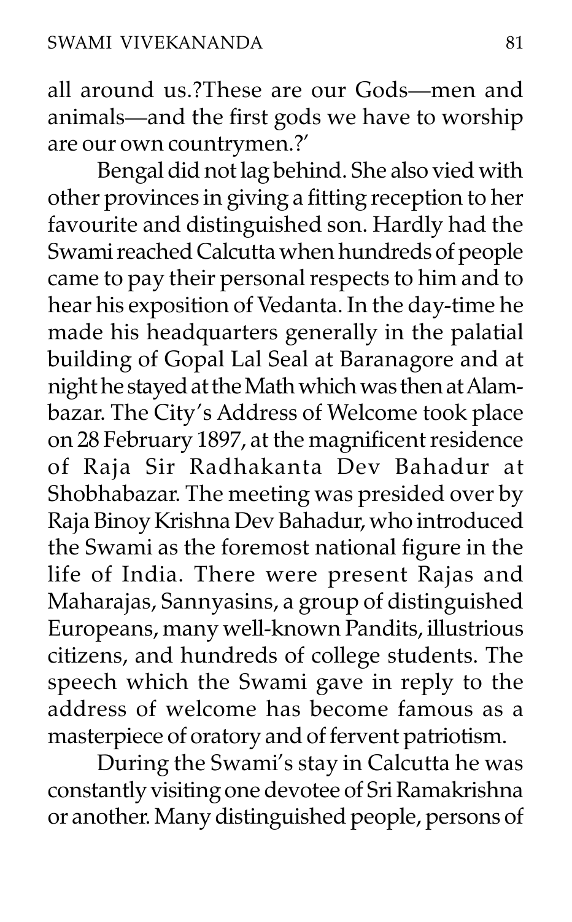all around us.?These are our Gods—men and animals—and the first gods we have to worship are our own countrymen.?'

Bengal did not lag behind. She also vied with other provinces in giving a fitting reception to her favourite and distinguished son. Hardly had the Swami reached Calcutta when hundreds of people came to pay their personal respects to him and to hear his exposition of Vedanta. In the day-time he made his headquarters generally in the palatial building of Gopal Lal Seal at Baranagore and at night he stayed at the Math which was then at Alambazar. The City's Address of Welcome took place on 28 February 1897, at the magnificent residence of Raja Sir Radhakanta Dev Bahadur at Shobhabazar. The meeting was presided over by Raja Binoy Krishna Dev Bahadur, who introduced the Swami as the foremost national figure in the life of India. There were present Rajas and Maharajas, Sannyasins, a group of distinguished Europeans, many well-known Pandits, illustrious citizens, and hundreds of college students. The speech which the Swami gave in reply to the address of welcome has become famous as a masterpiece of oratory and of fervent patriotism.

During the Swami's stay in Calcutta he was constantly visiting one devotee of Sri Ramakrishna or another. Many distinguished people, persons of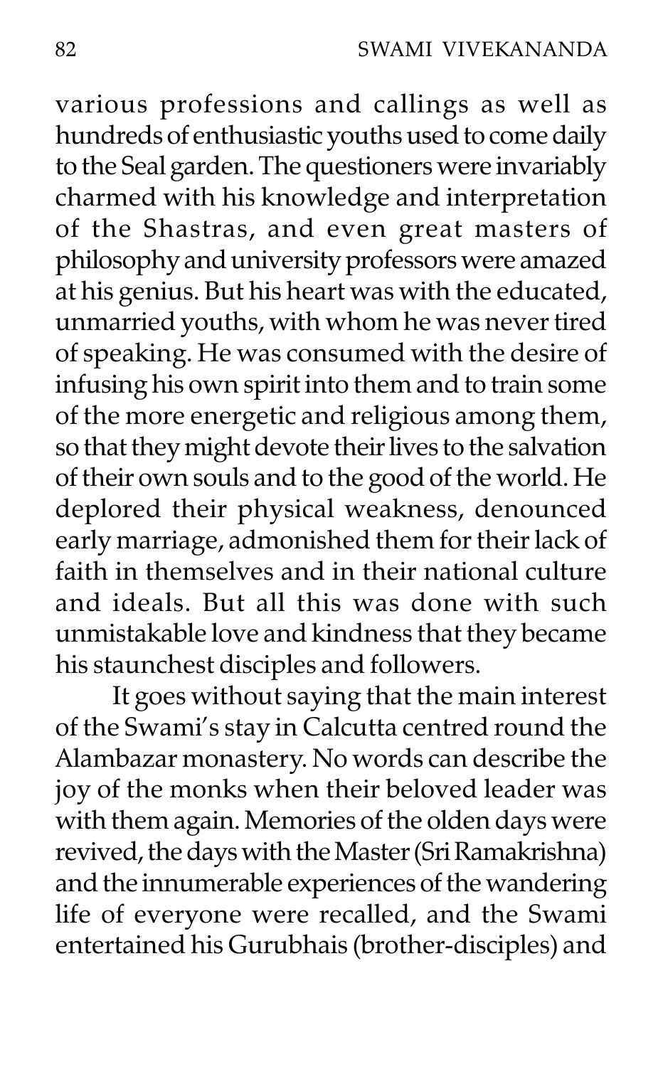various professions and callings as well as hundreds of enthusiastic youths used to come daily to the Seal garden. The questioners were invariably charmed with his knowledge and interpretation of the Shastras, and even great masters of philosophy and university professors were amazed at his genius. But his heart was with the educated, unmarried youths, with whom he was never tired of speaking. He was consumed with the desire of infusing his own spirit into them and to train some of the more energetic and religious among them, so that they might devote their lives to the salvation of their own souls and to the good of the world. He deplored their physical weakness, denounced early marriage, admonished them for their lack of faith in themselves and in their national culture and ideals. But all this was done with such unmistakable love and kindness that they became his staunchest disciples and followers.

It goes without saying that the main interest of the Swami's stay in Calcutta centred round the Alambazar monastery. No words can describe the joy of the monks when their beloved leader was with them again. Memories of the olden days were revived, the days with the Master (Sri Ramakrishna) and the innumerable experiences of the wandering life of everyone were recalled, and the Swami entertained his Gurubhais (brother-disciples) and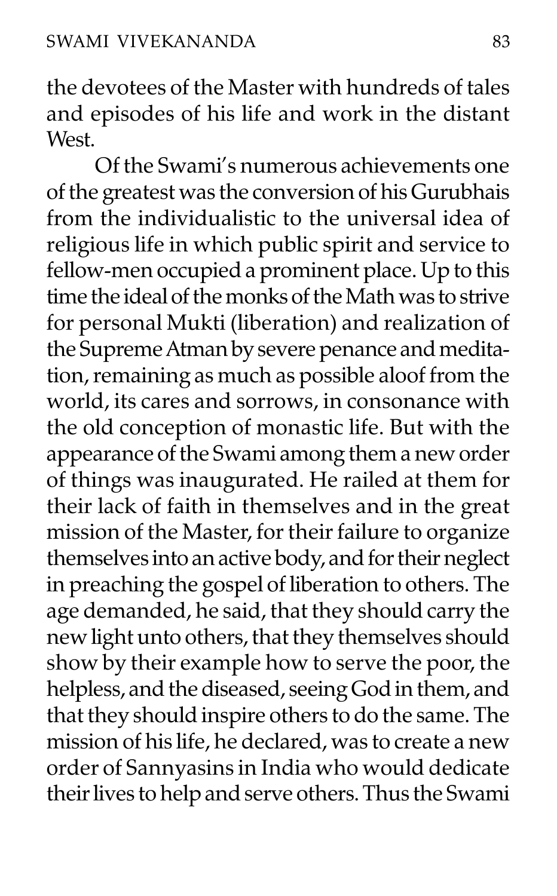the devotees of the Master with hundreds of tales and episodes of his life and work in the distant West.

Of the Swami's numerous achievements one of the greatest was the conversion of his Gurubhais from the individualistic to the universal idea of religious life in which public spirit and service to fellow-men occupied a prominent place. Up to this time the ideal of the monks of the Math was to strive for personal Mukti (liberation) and realization of the Supreme Atman by severe penance and meditation, remaining as much as possible aloof from the world, its cares and sorrows, in consonance with the old conception of monastic life. But with the appearance of the Swami among them a new order of things was inaugurated. He railed at them for their lack of faith in themselves and in the great mission of the Master, for their failure to organize themselves into an active body, and for their neglect in preaching the gospel of liberation to others. The age demanded, he said, that they should carry the new light unto others, that they themselves should show by their example how to serve the poor, the helpless, and the diseased, seeing God in them, and that they should inspire others to do the same. The mission of his life, he declared, was to create a new order of Sannyasins in India who would dedicate their lives to help and serve others. Thus the Swami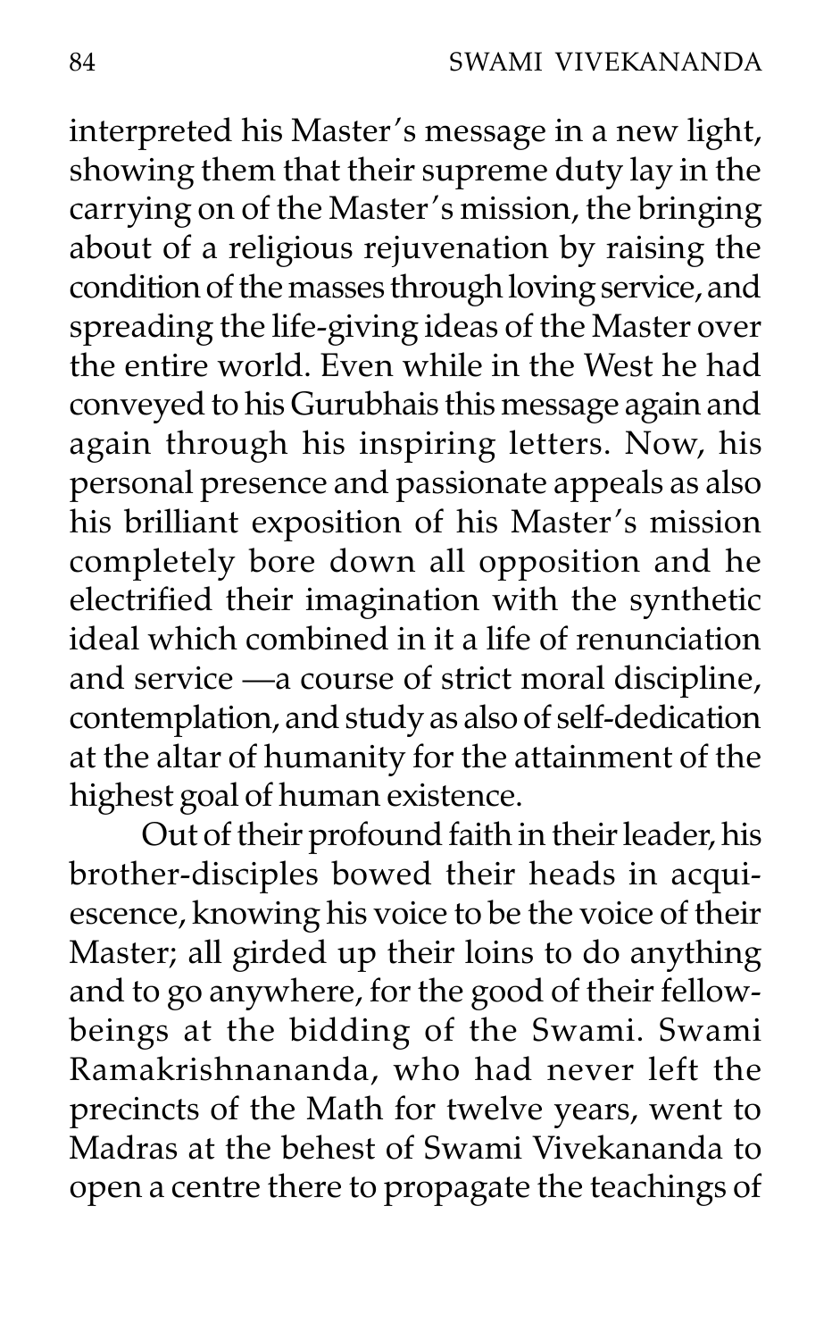interpreted his Master's message in a new light, showing them that their supreme duty lay in the carrying on of the Master's mission, the bringing about of a religious rejuvenation by raising the condition of the masses through loving service, and spreading the life-giving ideas of the Master over the entire world. Even while in the West he had conveyed to his Gurubhais this message again and again through his inspiring letters. Now, his personal presence and passionate appeals as also his brilliant exposition of his Master's mission completely bore down all opposition and he electrified their imagination with the synthetic ideal which combined in it a life of renunciation and service —a course of strict moral discipline, contemplation, and study as also of self-dedication at the altar of humanity for the attainment of the highest goal of human existence.

Out of their profound faith in their leader, his brother-disciples bowed their heads in acquiescence, knowing his voice to be the voice of their Master; all girded up their loins to do anything and to go anywhere, for the good of their fellow-beings at the bidding of the Swami. Swami Ramakrishnananda, who had never left the precincts of the Math for twelve years, went to Madras at the behest of Swami Vivekananda to open a centre there to propagate the teachings of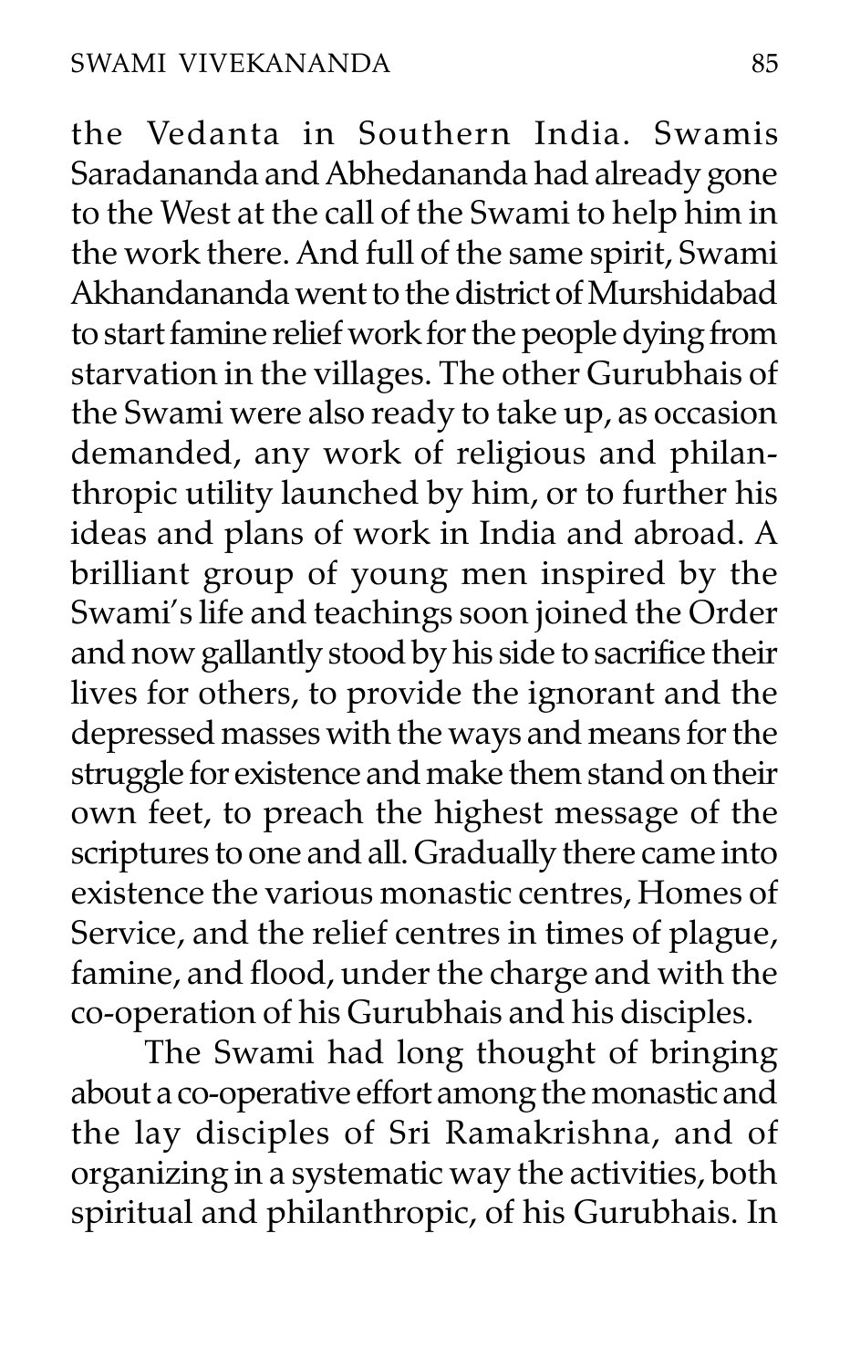the Vedanta in Southern India. Swamis Saradananda and Abhedananda had already gone to the West at the call of the Swami to help him in the work there. And full of the same spirit, Swami Akhandananda went to the district of Murshidabad to start famine relief work for the people dying from starvation in the villages. The other Gurubhais of the Swami were also ready to take up, as occasion demanded, any work of religious and philanthropic utility launched by him, or to further his ideas and plans of work in India and abroad. A brilliant group of young men inspired by the Swami's life and teachings soon joined the Order and now gallantly stood by his side to sacrifice their lives for others, to provide the ignorant and the depressed masses with the ways and means for the struggle for existence and make them stand on their own feet, to preach the highest message of the scriptures to one and all. Gradually there came into existence the various monastic centres, Homes of Service, and the relief centres in times of plague, famine, and flood, under the charge and with the co-operation of his Gurubhais and his disciples.

The Swami had long thought of bringing about a co-operative effort among the monastic and the lay disciples of Sri Ramakrishna, and of organizing in a systematic way the activities, both spiritual and philanthropic, of his Gurubhais. In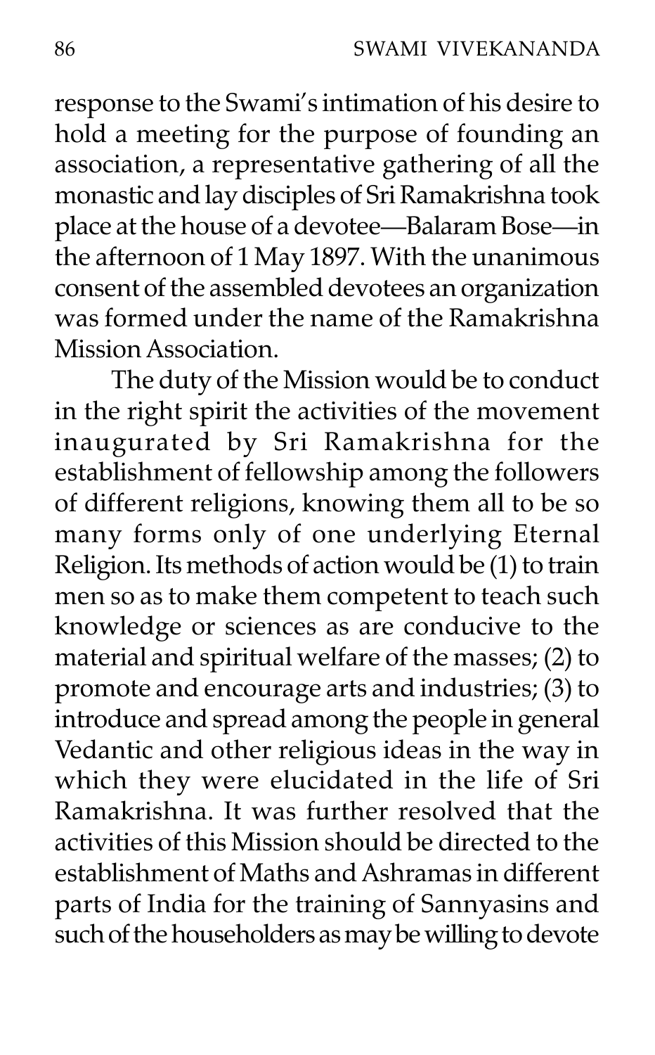response to the Swami's intimation of his desire to hold a meeting for the purpose of founding an association, a representative gathering of all the monastic and lay disciples of Sri Ramakrishna took place at the house of a devotee—Balaram Bose—in the afternoon of 1 May 1897. With the unanimous consent of the assembled devotees an organization was formed under the name of the Ramakrishna Mission Association.

The duty of the Mission would be to conduct in the right spirit the activities of the movement inaugurated by Sri Ramakrishna for the establishment of fellowship among the followers of different religions, knowing them all to be so many forms only of one underlying Eternal Religion. Its methods of action would be (1) to train men so as to make them competent to teach such knowledge or sciences as are conducive to the material and spiritual welfare of the masses; (2) to promote and encourage arts and industries; (3) to introduce and spread among the people in general Vedantic and other religious ideas in the way in which they were elucidated in the life of Sri Ramakrishna. It was further resolved that the activities of this Mission should be directed to the establishment of Maths and Ashramas in different parts of India for the training of Sannyasins and such of the householders as may be willing to devote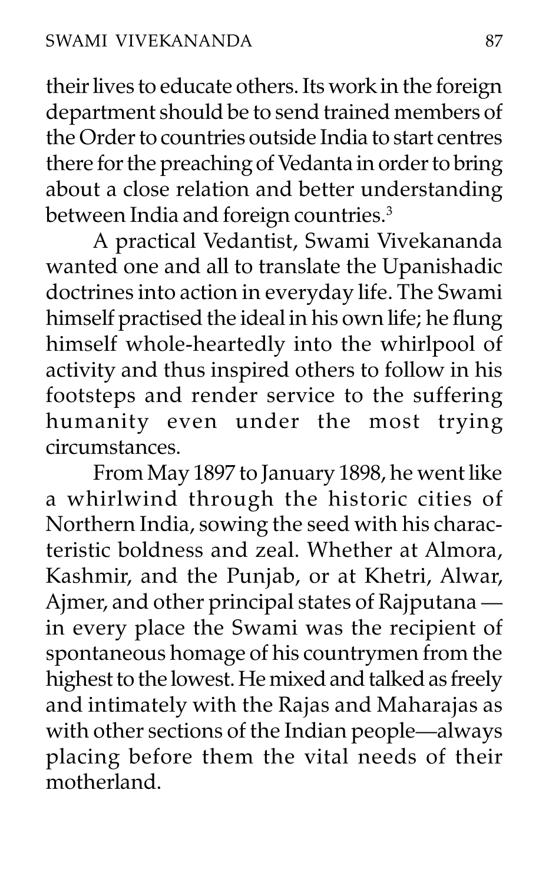their lives to educate others. Its work in the foreign department should be to send trained members of the Order to countries outside India to start centres there for the preaching of Vedanta in order to bring about a close relation and better understanding between India and foreign countries.[3]

A practical Vedantist, Swami Vivekananda wanted one and all to translate the Upanishadic doctrines into action in everyday life. The Swami himself practised the ideal in his own life; he flung himself whole-heartedly into the whirlpool of activity and thus inspired others to follow in his footsteps and render service to the suffering humanity even under the most trying circumstances.

From May 1897 to January 1898, he went like a whirlwind through the historic cities of Northern India, sowing the seed with his characteristic boldness and zeal. Whether at Almora, Kashmir, and the Punjab, or at Khetri, Alwar, Ajmer, and other principal states of Rajputana — in every place the Swami was the recipient of spontaneous homage of his countrymen from the highest to the lowest. He mixed and talked as freely and intimately with the Rajas and Maharajas as with other sections of the Indian people—always placing before them the vital needs of their motherland.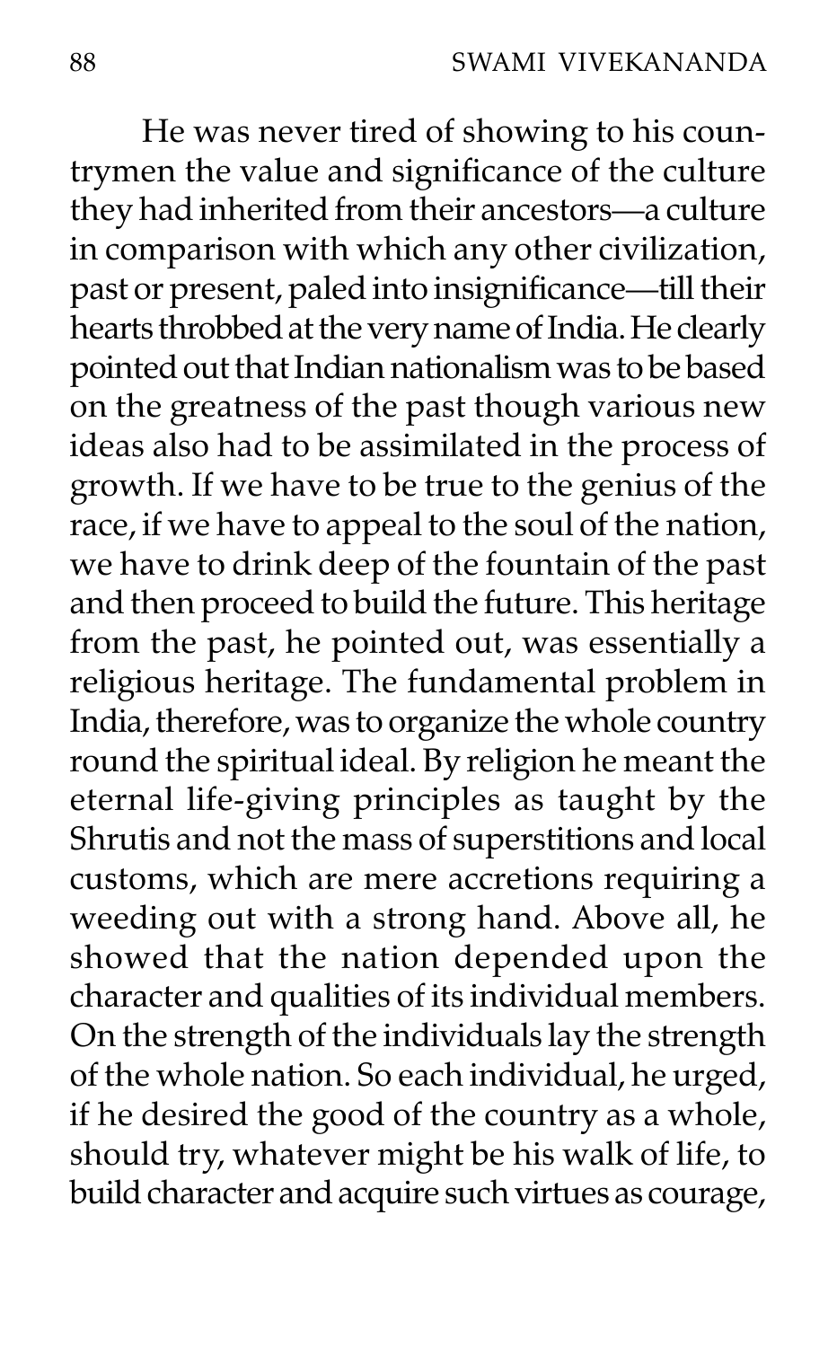He was never tired of showing to his countrymen the value and significance of the culture they had inherited from their ancestors—a culture in comparison with which any other civilization, past or present, paled into insignificance—till their hearts throbbed at the very name of India. He clearly pointed out that Indian nationalism was to be based on the greatness of the past though various new ideas also had to be assimilated in the process of growth. If we have to be true to the genius of the race, if we have to appeal to the soul of the nation, we have to drink deep of the fountain of the past and then proceed to build the future. This heritage from the past, he pointed out, was essentially a religious heritage. The fundamental problem in India, therefore, was to organize the whole country round the spiritual ideal. By religion he meant the eternal life-giving principles as taught by the Shrutis and not the mass of superstitions and local customs, which are mere accretions requiring a weeding out with a strong hand. Above all, he showed that the nation depended upon the character and qualities of its individual members. On the strength of the individuals lay the strength of the whole nation. So each individual, he urged, if he desired the good of the country as a whole, should try, whatever might be his walk of life, to build character and acquire such virtues as courage,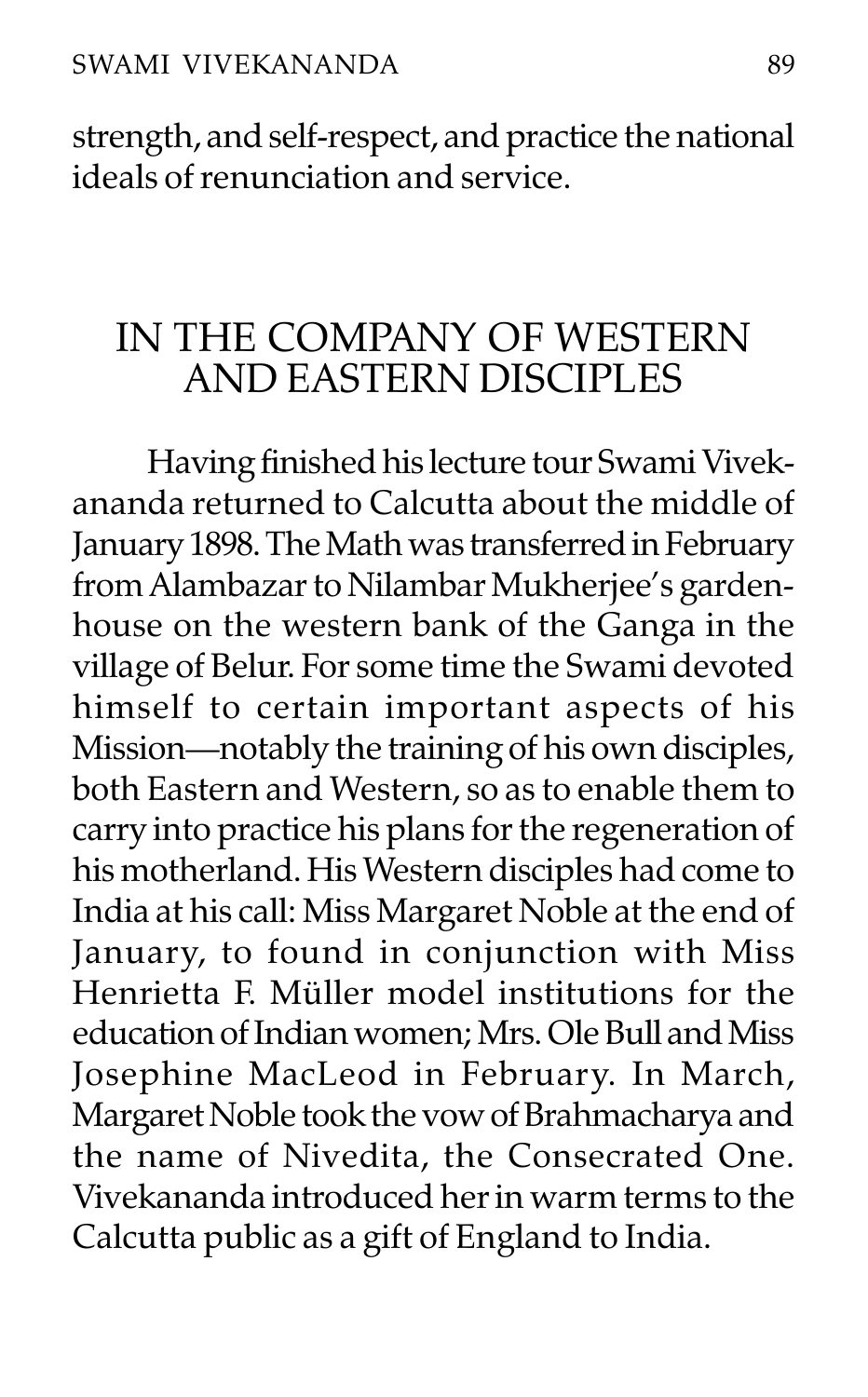strength, and self-respect, and practice the national ideals of renunciation and service.

## IN THE COMPANY OF WESTERN AND EASTERN DISCIPLES

Having finished his lecture tour Swami Vivekananda returned to Calcutta about the middle of January 1898. The Math was transferred in February from Alambazar to Nilambar Mukherjee's garden-house on the western bank of the Ganga in the village of Belur. For some time the Swami devoted himself to certain important aspects of his Mission—notably the training of his own disciples, both Eastern and Western, so as to enable them to carry into practice his plans for the regeneration of his motherland. His Western disciples had come to India at his call: Miss Margaret Noble at the end of January, to found in conjunction with Miss Henrietta F. Müller model institutions for the education of Indian women; Mrs. Ole Bull and Miss Josephine MacLeod in February. In March, Margaret Noble took the vow of Brahmacharya and the name of Nivedita, the Consecrated One. Vivekananda introduced her in warm terms to the Calcutta public as a gift of England to India.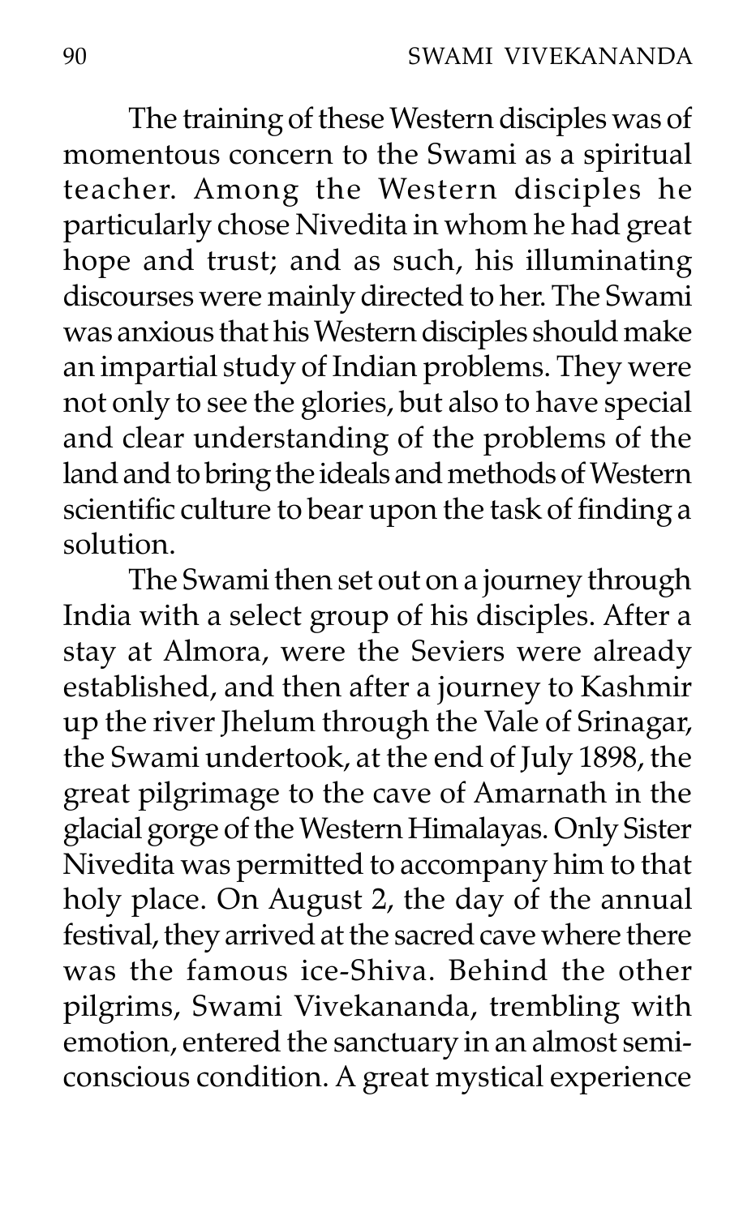The training of these Western disciples was of momentous concern to the Swami as a spiritual teacher. Among the Western disciples he particularly chose Nivedita in whom he had great hope and trust; and as such, his illuminating discourses were mainly directed to her. The Swami was anxious that his Western disciples should make an impartial study of Indian problems. They were not only to see the glories, but also to have special and clear understanding of the problems of the land and to bring the ideals and methods of Western scientific culture to bear upon the task of finding a solution.

The Swami then set out on a journey through India with a select group of his disciples. After a stay at Almora, were the Seviers were already established, and then after a journey to Kashmir up the river Jhelum through the Vale of Srinagar, the Swami undertook, at the end of July 1898, the great pilgrimage to the cave of Amarnath in the glacial gorge of the Western Himalayas. Only Sister Nivedita was permitted to accompany him to that holy place. On August 2, the day of the annual festival, they arrived at the sacred cave where there was the famous ice-Shiva. Behind the other pilgrims, Swami Vivekananda, trembling with emotion, entered the sanctuary in an almost semi-conscious condition. A great mystical experience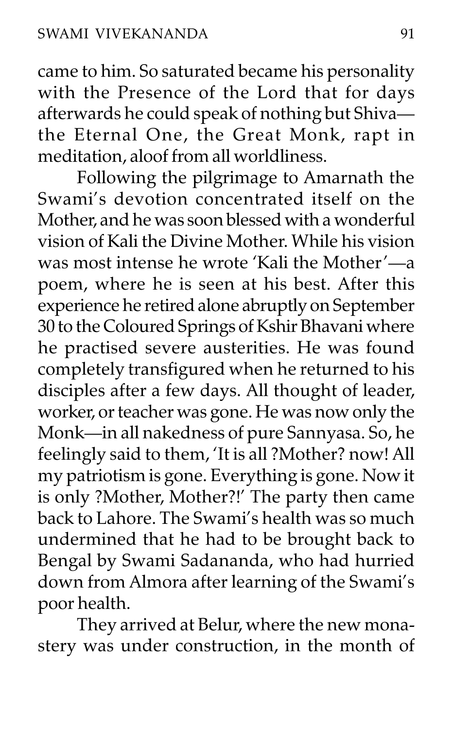came to him. So saturated became his personality with the Presence of the Lord that for days afterwards he could speak of nothing but Shiva—the Eternal One, the Great Monk, rapt in meditation, aloof from all worldliness.

Following the pilgrimage to Amarnath the Swami's devotion concentrated itself on the Mother, and he was soon blessed with a wonderful vision of Kali the Divine Mother. While his vision was most intense he wrote 'Kali the Mother'—a poem, where he is seen at his best. After this experience he retired alone abruptly on September 30 to the Coloured Springs of Kshir Bhavani where he practised severe austerities. He was found completely transfigured when he returned to his disciples after a few days. All thought of leader, worker, or teacher was gone. He was now only the Monk—in all nakedness of pure Sannyasa. So, he feelingly said to them, 'It is all ?Mother? now! All my patriotism is gone. Everything is gone. Now it is only ?Mother, Mother?!' The party then came back to Lahore. The Swami's health was so much undermined that he had to be brought back to Bengal by Swami Sadananda, who had hurried down from Almora after learning of the Swami's poor health.

They arrived at Belur, where the new monastery was under construction, in the month of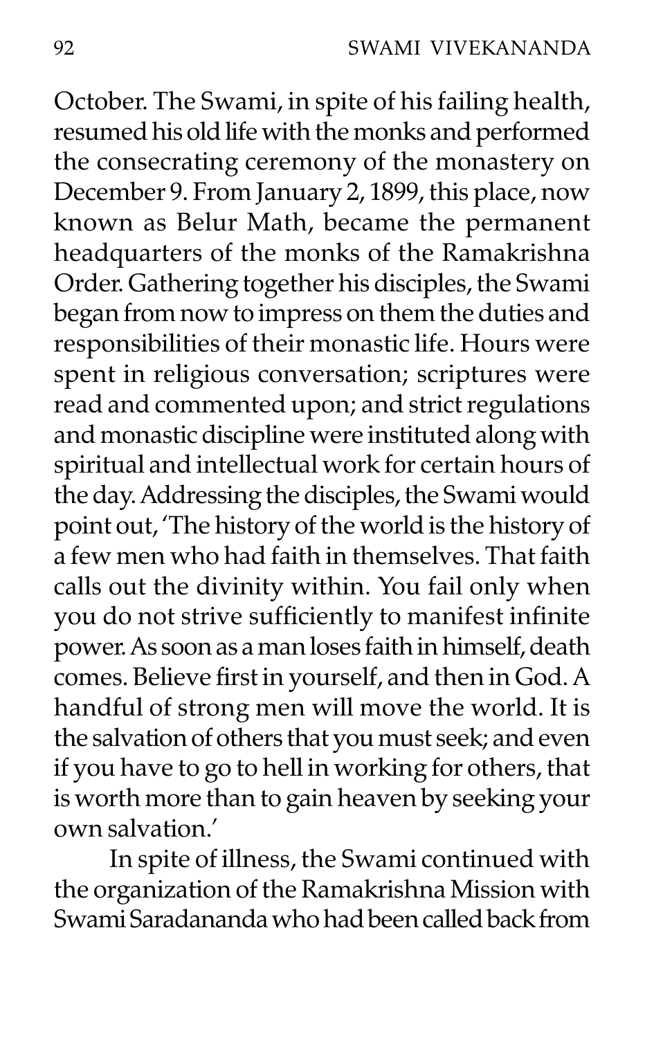October. The Swami, in spite of his failing health, resumed his old life with the monks and performed the consecrating ceremony of the monastery on December 9. From January 2, 1899, this place, now known as Belur Math, became the permanent headquarters of the monks of the Ramakrishna Order. Gathering together his disciples, the Swami began from now to impress on them the duties and responsibilities of their monastic life. Hours were spent in religious conversation; scriptures were read and commented upon; and strict regulations and monastic discipline were instituted along with spiritual and intellectual work for certain hours of the day. Addressing the disciples, the Swami would point out, 'The history of the world is the history of a few men who had faith in themselves. That faith calls out the divinity within. You fail only when you do not strive sufficiently to manifest infinite power. As soon as a man loses faith in himself, death comes. Believe first in yourself, and then in God. A handful of strong men will move the world. It is the salvation of others that you must seek; and even if you have to go to hell in working for others, that is worth more than to gain heaven by seeking your own salvation.'

In spite of illness, the Swami continued with the organization of the Ramakrishna Mission with Swami Saradananda who had been called back from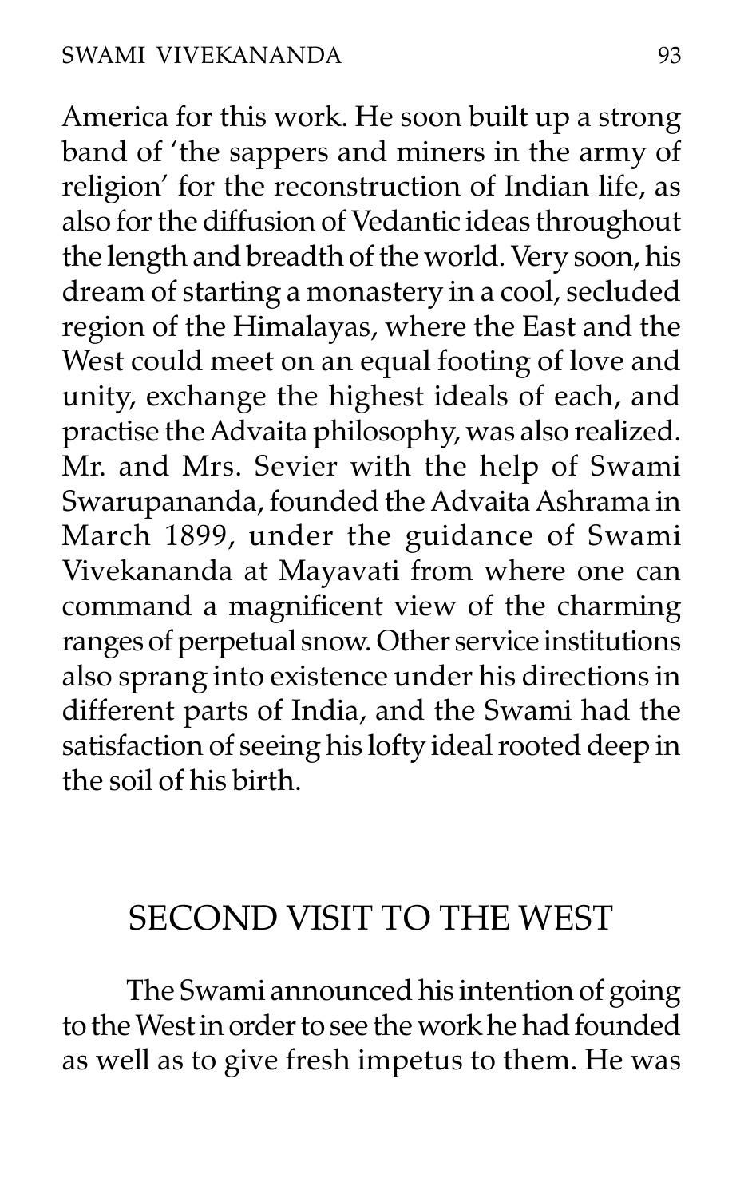America for this work. He soon built up a strong band of 'the sappers and miners in the army of religion' for the reconstruction of Indian life, as also for the diffusion of Vedantic ideas throughout the length and breadth of the world. Very soon, his dream of starting a monastery in a cool, secluded region of the Himalayas, where the East and the West could meet on an equal footing of love and unity, exchange the highest ideals of each, and practise the Advaita philosophy, was also realized. Mr. and Mrs. Sevier with the help of Swami Swarupananda, founded the Advaita Ashrama in March 1899, under the guidance of Swami Vivekananda at Mayavati from where one can command a magnificent view of the charming ranges of perpetual snow. Other service institutions also sprang into existence under his directions in different parts of India, and the Swami had the satisfaction of seeing his lofty ideal rooted deep in the soil of his birth.

## SECOND VISIT TO THE WEST

The Swami announced his intention of going to the West in order to see the work he had founded as well as to give fresh impetus to them. He was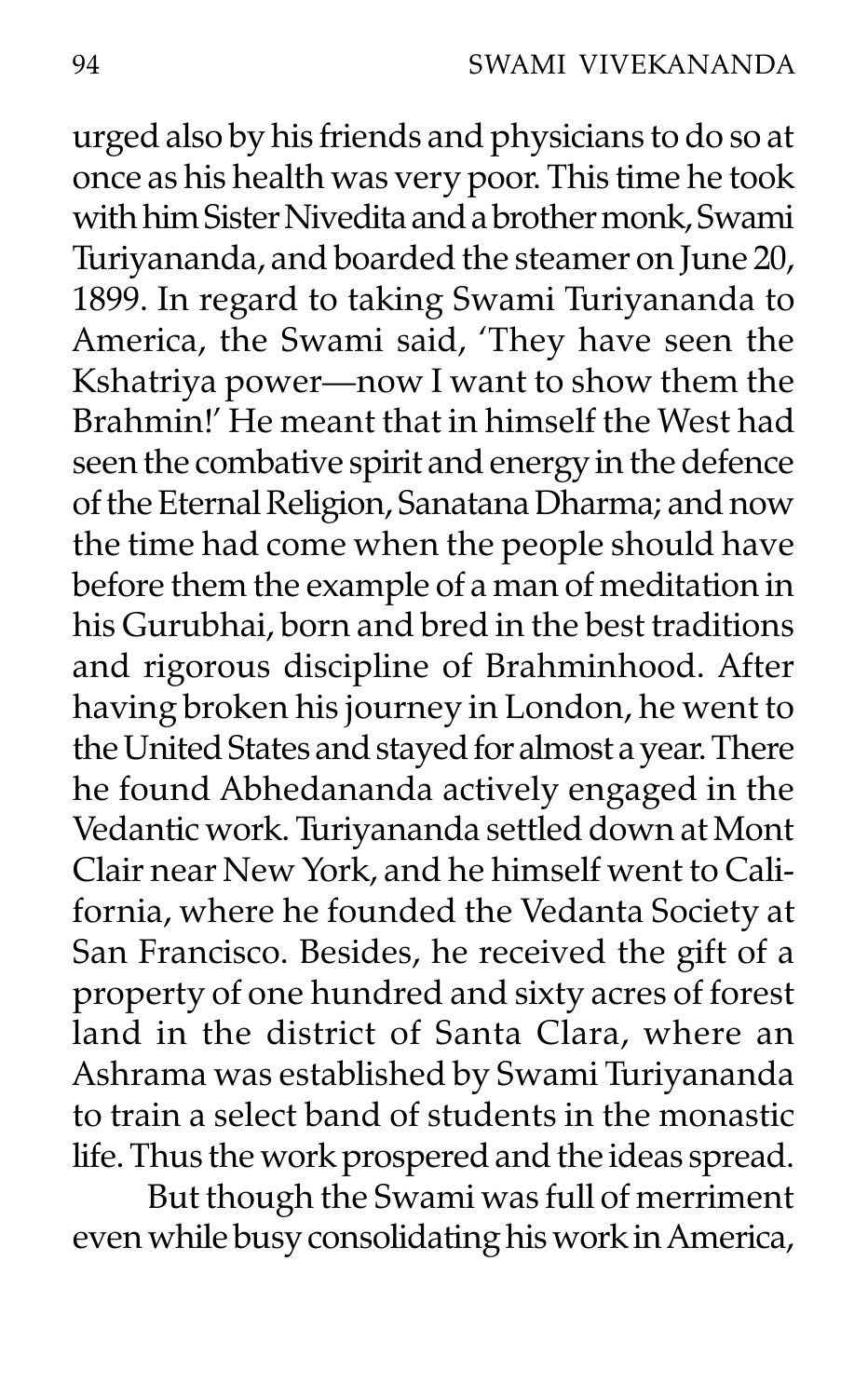urged also by his friends and physicians to do so at once as his health was very poor. This time he took with him Sister Nivedita and a brother monk, Swami Turiyananda, and boarded the steamer on June 20, 1899. In regard to taking Swami Turiyananda to America, the Swami said, 'They have seen the Kshatriya power—now I want to show them the Brahmin!' He meant that in himself the West had seen the combative spirit and energy in the defence of the Eternal Religion, Sanatana Dharma; and now the time had come when the people should have before them the example of a man of meditation in his Gurubhai, born and bred in the best traditions and rigorous discipline of Brahminhood. After having broken his journey in London, he went to the United States and stayed for almost a year. There he found Abhedananda actively engaged in the Vedantic work. Turiyananda settled down at Mont Clair near New York, and he himself went to California, where he founded the Vedanta Society at San Francisco. Besides, he received the gift of a property of one hundred and sixty acres of forest land in the district of Santa Clara, where an Ashrama was established by Swami Turiyananda to train a select band of students in the monastic life. Thus the work prospered and the ideas spread.

But though the Swami was full of merriment even while busy consolidating his work in America,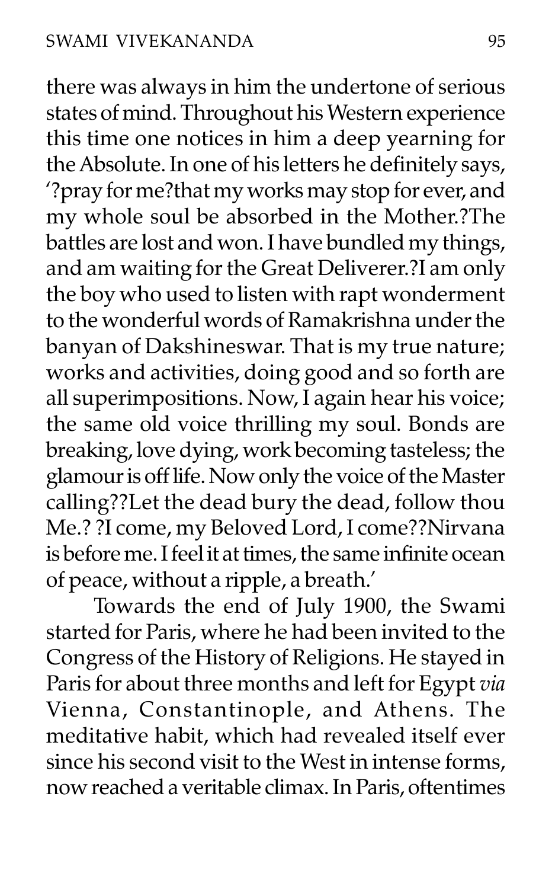there was always in him the undertone of serious states of mind. Throughout his Western experience this time one notices in him a deep yearning for the Absolute. In one of his letters he definitely says, '?pray for me?that my works may stop for ever, and my whole soul be absorbed in the Mother.?The battles are lost and won. I have bundled my things, and am waiting for the Great Deliverer.?I am only the boy who used to listen with rapt wonderment to the wonderful words of Ramakrishna under the banyan of Dakshineswar. That is my true nature; works and activities, doing good and so forth are all superimpositions. Now, I again hear his voice; the same old voice thrilling my soul. Bonds are breaking, love dying, work becoming tasteless; the glamour is off life. Now only the voice of the Master calling??Let the dead bury the dead, follow thou Me.? ?I come, my Beloved Lord, I come??Nirvana is before me. I feel it at times, the same infinite ocean of peace, without a ripple, a breath.'

Towards the end of July 1900, the Swami started for Paris, where he had been invited to the Congress of the History of Religions. He stayed in Paris for about three months and left for Egypt *via* Vienna, Constantinople, and Athens. The meditative habit, which had revealed itself ever since his second visit to the West in intense forms, now reached a veritable climax. In Paris, oftentimes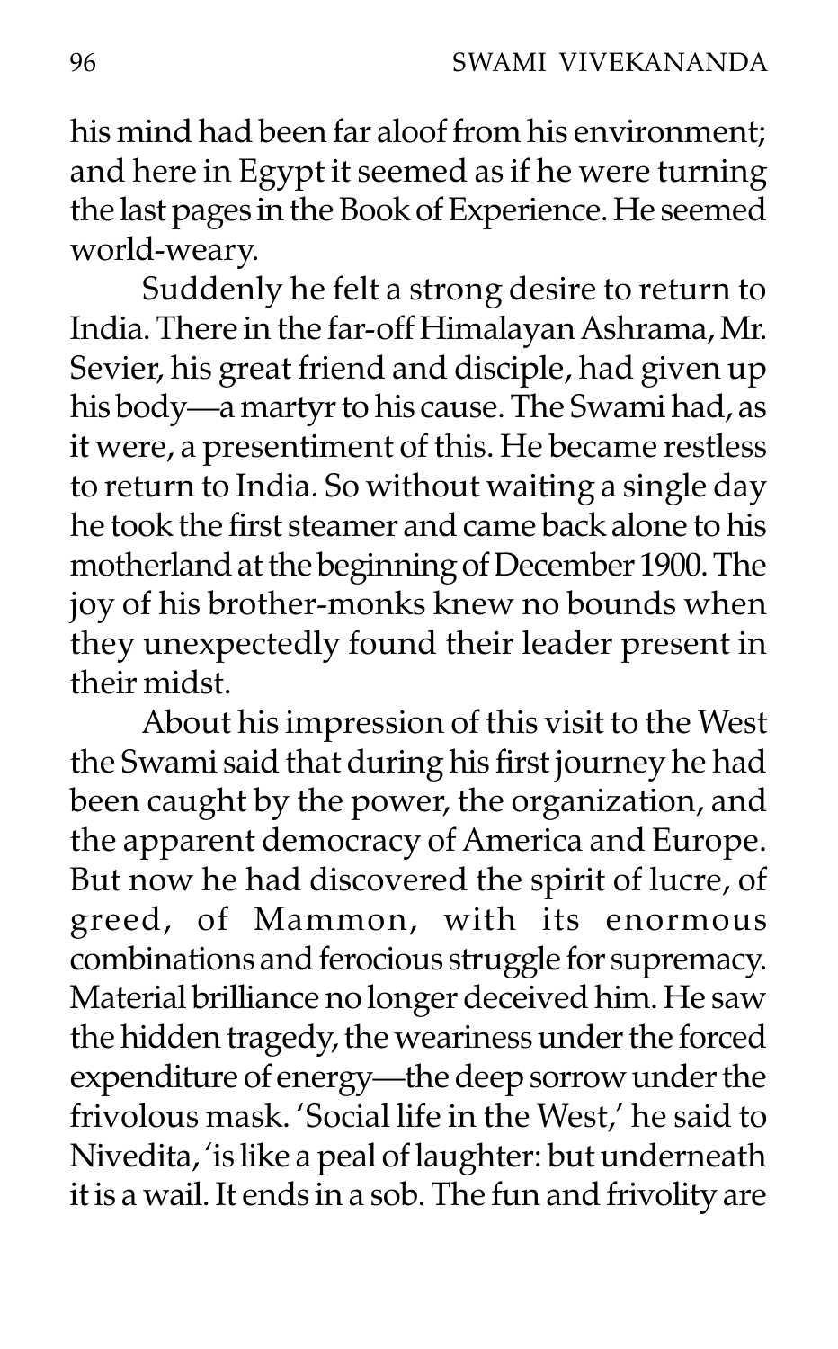his mind had been far aloof from his environment; and here in Egypt it seemed as if he were turning the last pages in the Book of Experience. He seemed world-weary.

Suddenly he felt a strong desire to return to India. There in the far-off Himalayan Ashrama, Mr. Sevier, his great friend and disciple, had given up his body—a martyr to his cause. The Swami had, as it were, a presentiment of this. He became restless to return to India. So without waiting a single day he took the first steamer and came back alone to his motherland at the beginning of December 1900. The joy of his brother-monks knew no bounds when they unexpectedly found their leader present in their midst.

About his impression of this visit to the West the Swami said that during his first journey he had been caught by the power, the organization, and the apparent democracy of America and Europe. But now he had discovered the spirit of lucre, of greed, of Mammon, with its enormous combinations and ferocious struggle for supremacy. Material brilliance no longer deceived him. He saw the hidden tragedy, the weariness under the forced expenditure of energy—the deep sorrow under the frivolous mask. 'Social life in the West,' he said to Nivedita, 'is like a peal of laughter: but underneath it is a wail. It ends in a sob. The fun and frivolity are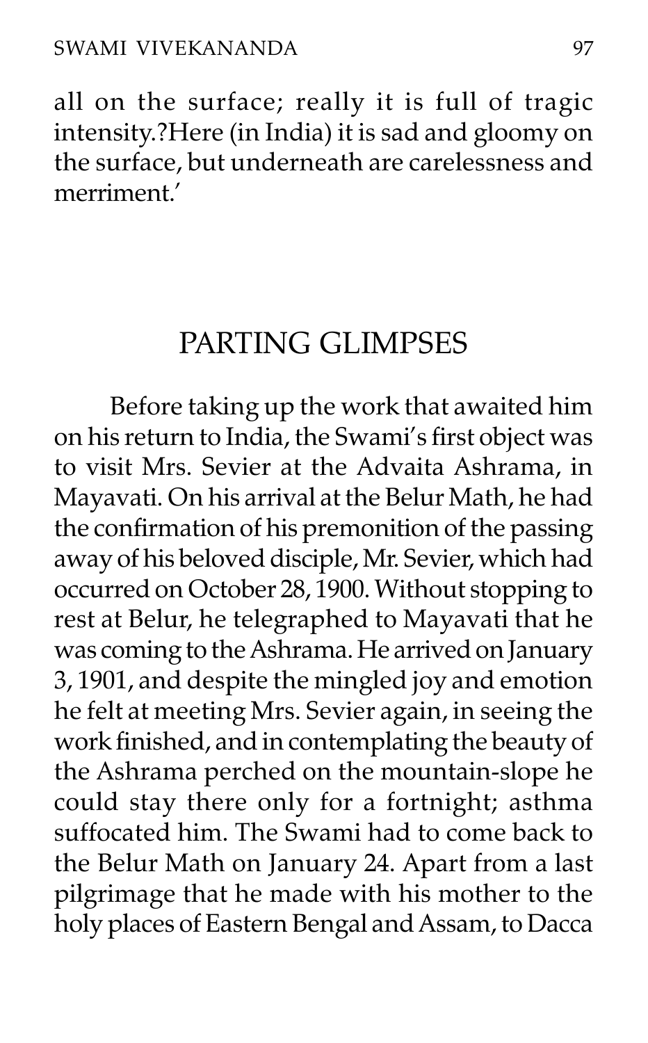all on the surface; really it is full of tragic intensity.?Here (in India) it is sad and gloomy on the surface, but underneath are carelessness and merriment.'

## PARTING GLIMPSES

Before taking up the work that awaited him on his return to India, the Swami's first object was to visit Mrs. Sevier at the Advaita Ashrama, in Mayavati. On his arrival at the Belur Math, he had the confirmation of his premonition of the passing away of his beloved disciple, Mr. Sevier, which had occurred on October 28, 1900. Without stopping to rest at Belur, he telegraphed to Mayavati that he was coming to the Ashrama. He arrived on January 3, 1901, and despite the mingled joy and emotion he felt at meeting Mrs. Sevier again, in seeing the work finished, and in contemplating the beauty of the Ashrama perched on the mountain-slope he could stay there only for a fortnight; asthma suffocated him. The Swami had to come back to the Belur Math on January 24. Apart from a last pilgrimage that he made with his mother to the holy places of Eastern Bengal and Assam, to Dacca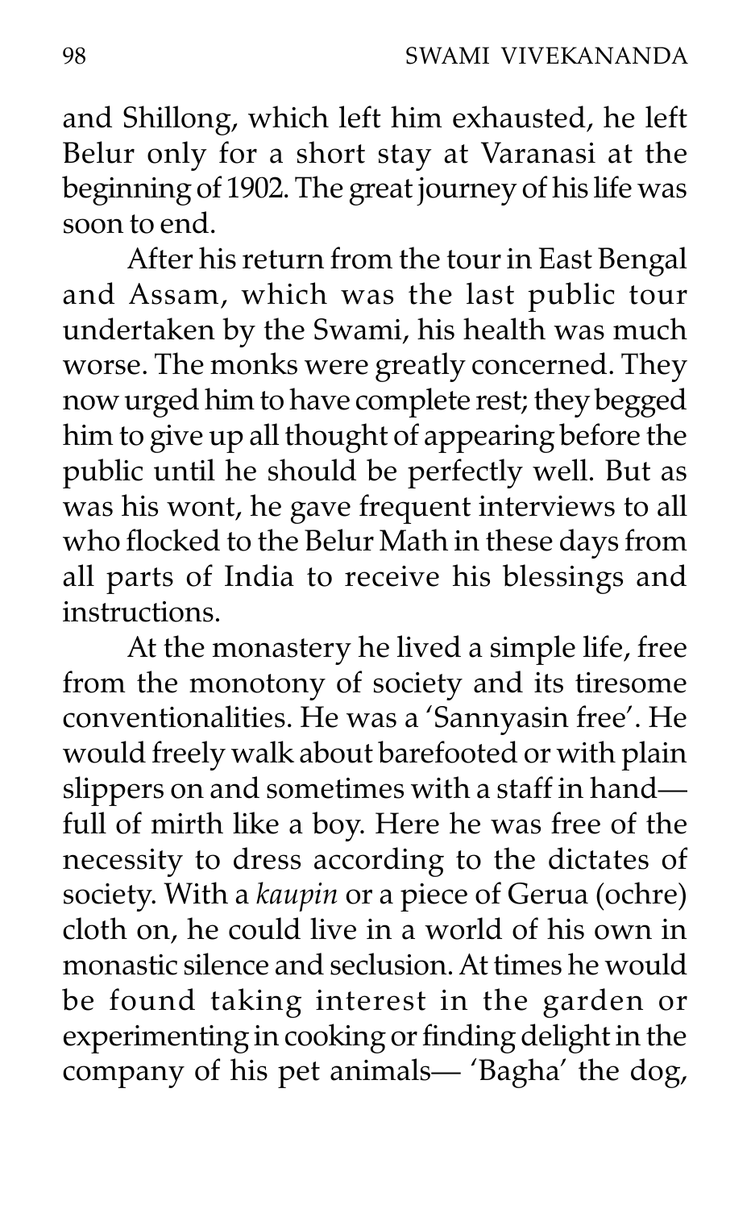and Shillong, which left him exhausted, he left Belur only for a short stay at Varanasi at the beginning of 1902. The great journey of his life was soon to end.

After his return from the tour in East Bengal and Assam, which was the last public tour undertaken by the Swami, his health was much worse. The monks were greatly concerned. They now urged him to have complete rest; they begged him to give up all thought of appearing before the public until he should be perfectly well. But as was his wont, he gave frequent interviews to all who flocked to the Belur Math in these days from all parts of India to receive his blessings and instructions.

At the monastery he lived a simple life, free from the monotony of society and its tiresome conventionalities. He was a 'Sannyasin free'. He would freely walk about barefooted or with plain slippers on and sometimes with a staff in hand— full of mirth like a boy. Here he was free of the necessity to dress according to the dictates of society. With a *kaupin* or a piece of Gerua (ochre) cloth on, he could live in a world of his own in monastic silence and seclusion. At times he would be found taking interest in the garden or experimenting in cooking or finding delight in the company of his pet animals— 'Bagha' the dog,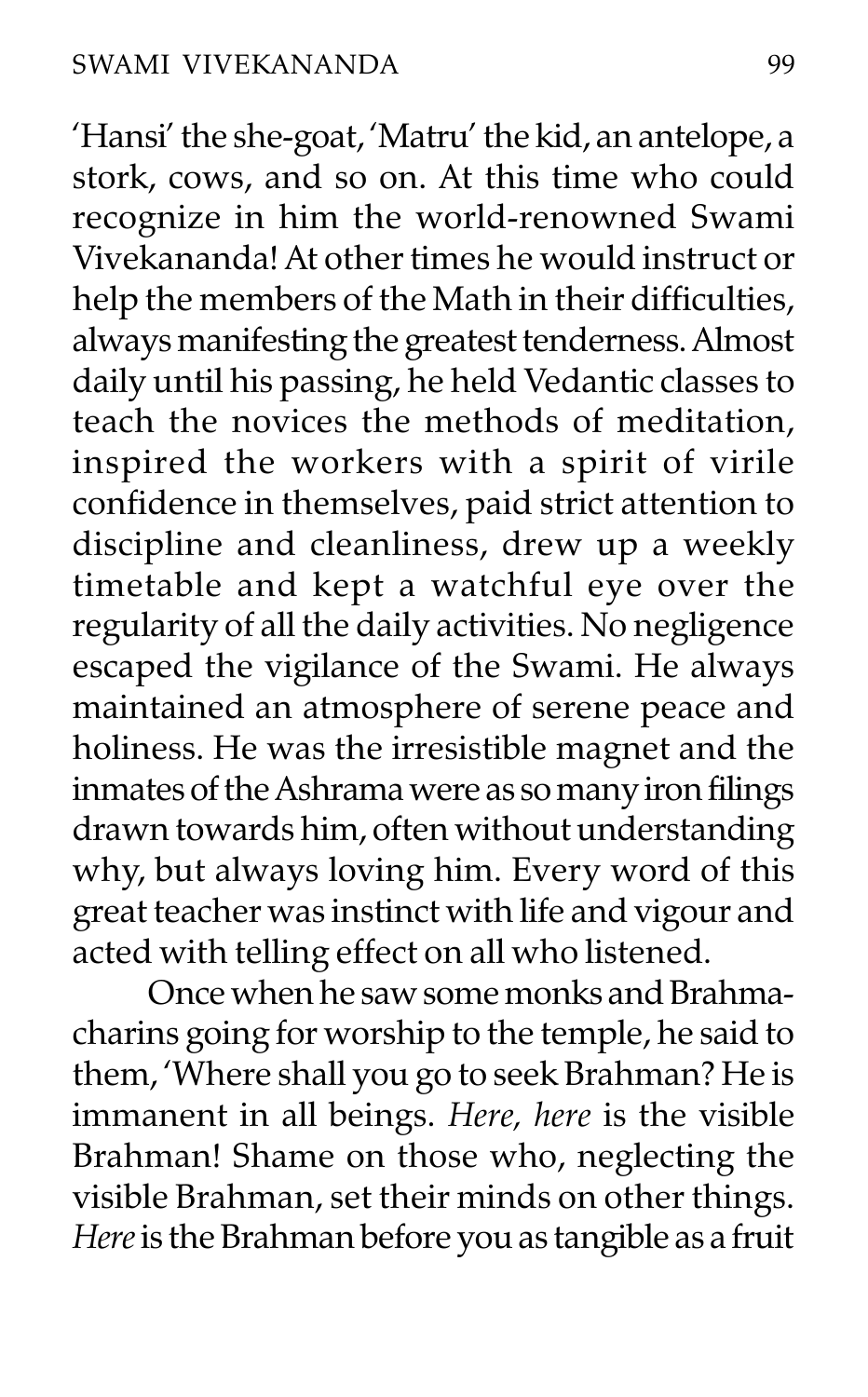'Hansi' the she-goat, 'Matru' the kid, an antelope, a stork, cows, and so on. At this time who could recognize in him the world-renowned Swami Vivekananda! At other times he would instruct or help the members of the Math in their difficulties, always manifesting the greatest tenderness. Almost daily until his passing, he held Vedantic classes to teach the novices the methods of meditation, inspired the workers with a spirit of virile confidence in themselves, paid strict attention to discipline and cleanliness, drew up a weekly timetable and kept a watchful eye over the regularity of all the daily activities. No negligence escaped the vigilance of the Swami. He always maintained an atmosphere of serene peace and holiness. He was the irresistible magnet and the inmates of the Ashrama were as so many iron filings drawn towards him, often without understanding why, but always loving him. Every word of this great teacher was instinct with life and vigour and acted with telling effect on all who listened.

Once when he saw some monks and Brahmacharins going for worship to the temple, he said to them, 'Where shall you go to seek Brahman? He is immanent in all beings. *Here, here* is the visible Brahman! Shame on those who, neglecting the visible Brahman, set their minds on other things. *Here* is the Brahman before you as tangible as a fruit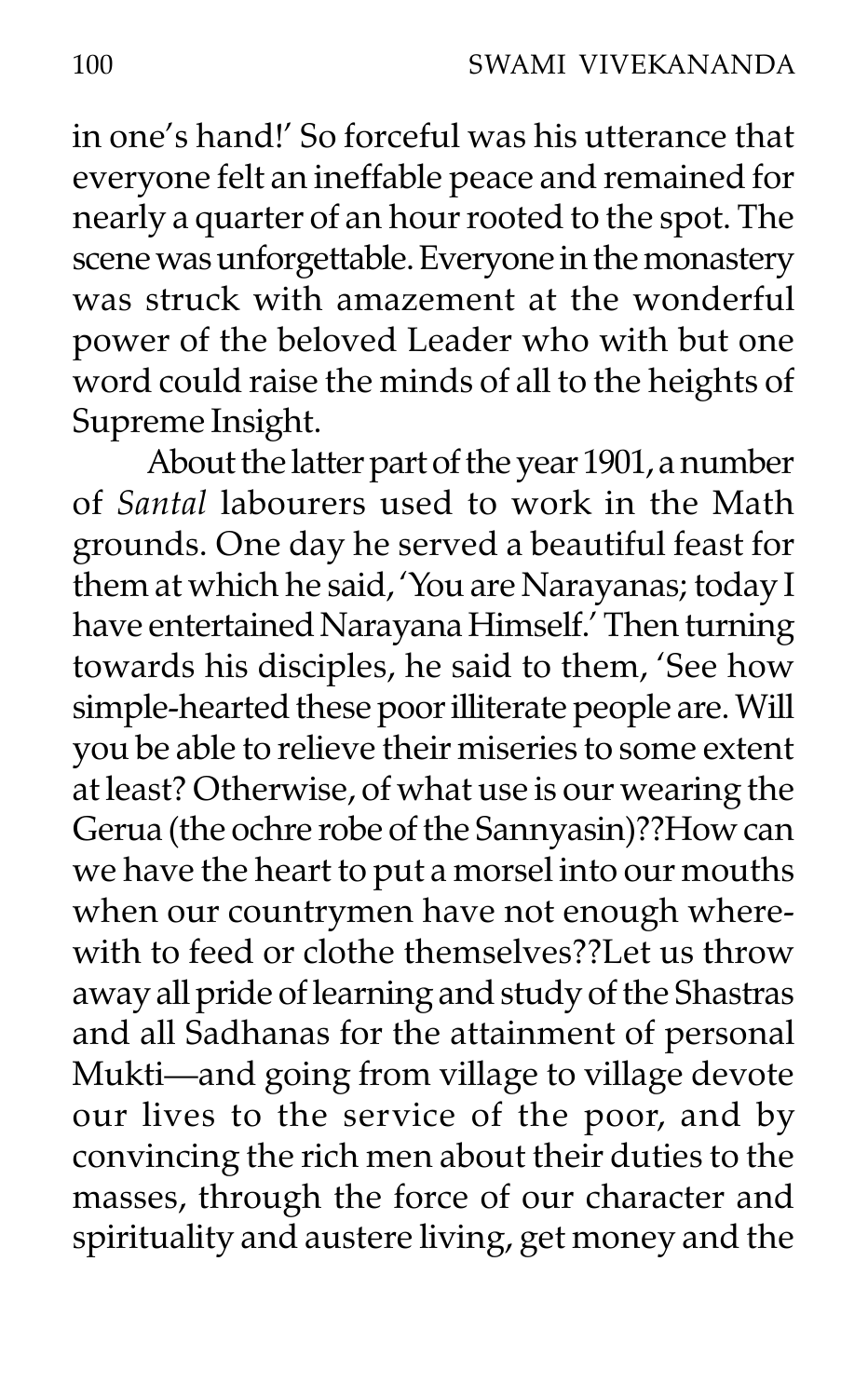in one's hand!' So forceful was his utterance that everyone felt an ineffable peace and remained for nearly a quarter of an hour rooted to the spot. The scene was unforgettable. Everyone in the monastery was struck with amazement at the wonderful power of the beloved Leader who with but one word could raise the minds of all to the heights of Supreme Insight.

About the latter part of the year 1901, a number of *Santal* labourers used to work in the Math grounds. One day he served a beautiful feast for them at which he said, 'You are Narayanas; today I have entertained Narayana Himself.' Then turning towards his disciples, he said to them, 'See how simple-hearted these poor illiterate people are. Will you be able to relieve their miseries to some extent at least? Otherwise, of what use is our wearing the Gerua (the ochre robe of the Sannyasin)??How can we have the heart to put a morsel into our mouths when our countrymen have not enough wherewith to feed or clothe themselves??Let us throw away all pride of learning and study of the Shastras and all Sadhanas for the attainment of personal Mukti—and going from village to village devote our lives to the service of the poor, and by convincing the rich men about their duties to the masses, through the force of our character and spirituality and austere living, get money and the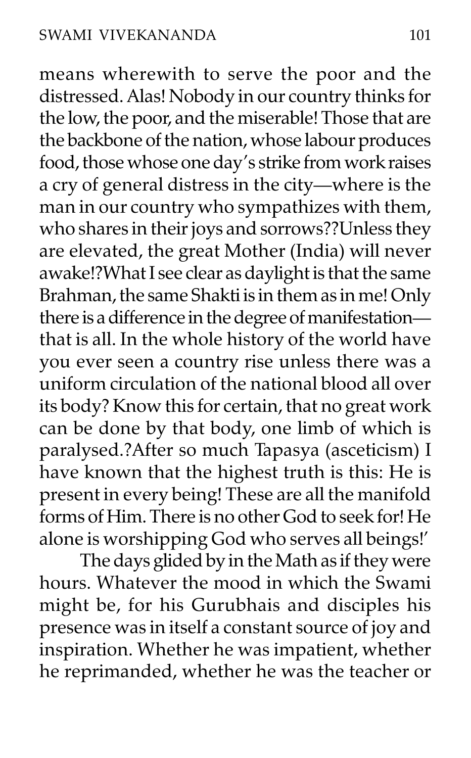means wherewith to serve the poor and the distressed. Alas! Nobody in our country thinks for the low, the poor, and the miserable! Those that are the backbone of the nation, whose labour produces food, those whose one day's strike from work raises a cry of general distress in the city—where is the man in our country who sympathizes with them, who shares in their joys and sorrows??Unless they are elevated, the great Mother (India) will never awake!?What I see clear as daylight is that the same Brahman, the same Shakti is in them as in me! Only there is a difference in the degree of manifestation—that is all. In the whole history of the world have you ever seen a country rise unless there was a uniform circulation of the national blood all over its body? Know this for certain, that no great work can be done by that body, one limb of which is paralysed.?After so much Tapasya (asceticism) I have known that the highest truth is this: He is present in every being! These are all the manifold forms of Him. There is no other God to seek for! He alone is worshipping God who serves all beings!'

The days glided by in the Math as if they were hours. Whatever the mood in which the Swami might be, for his Gurubhais and disciples his presence was in itself a constant source of joy and inspiration. Whether he was impatient, whether he reprimanded, whether he was the teacher or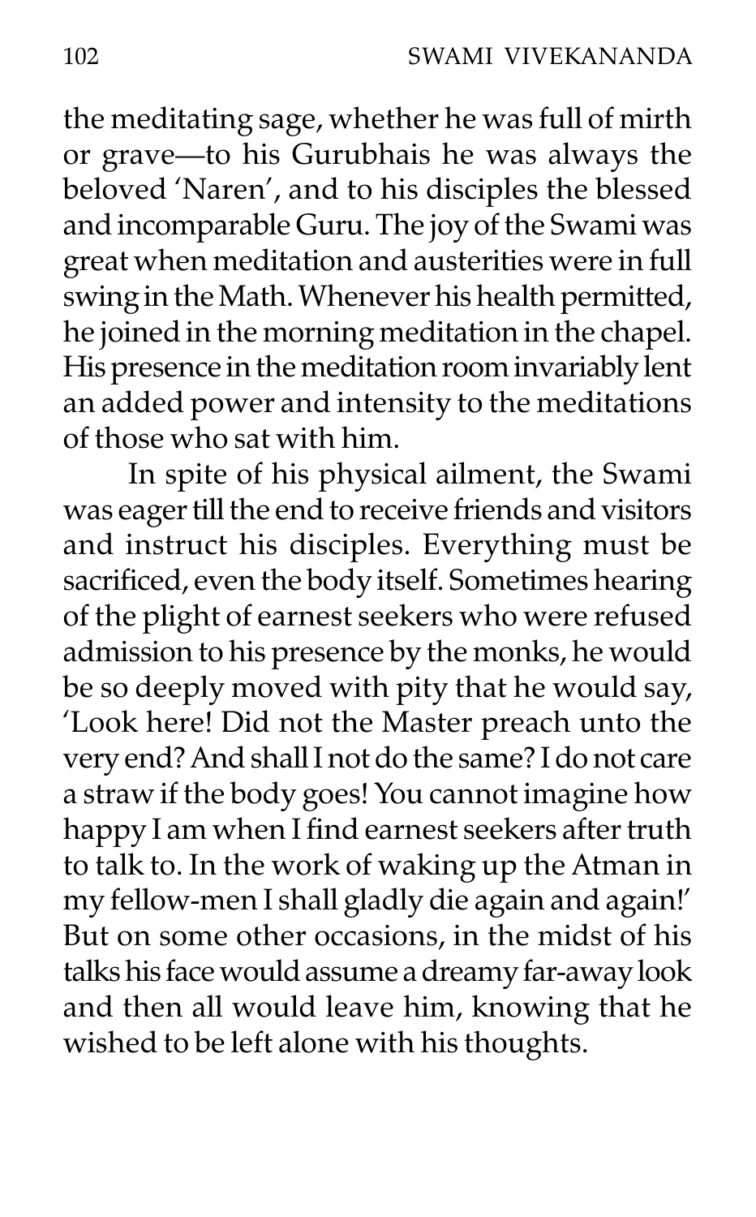the meditating sage, whether he was full of mirth or grave—to his Gurubhais he was always the beloved 'Naren', and to his disciples the blessed and incomparable Guru. The joy of the Swami was great when meditation and austerities were in full swing in the Math. Whenever his health permitted, he joined in the morning meditation in the chapel. His presence in the meditation room invariably lent an added power and intensity to the meditations of those who sat with him.

In spite of his physical ailment, the Swami was eager till the end to receive friends and visitors and instruct his disciples. Everything must be sacrificed, even the body itself. Sometimes hearing of the plight of earnest seekers who were refused admission to his presence by the monks, he would be so deeply moved with pity that he would say, 'Look here! Did not the Master preach unto the very end? And shall I not do the same? I do not care a straw if the body goes! You cannot imagine how happy I am when I find earnest seekers after truth to talk to. In the work of waking up the Atman in my fellow-men I shall gladly die again and again!' But on some other occasions, in the midst of his talks his face would assume a dreamy far-away look and then all would leave him, knowing that he wished to be left alone with his thoughts.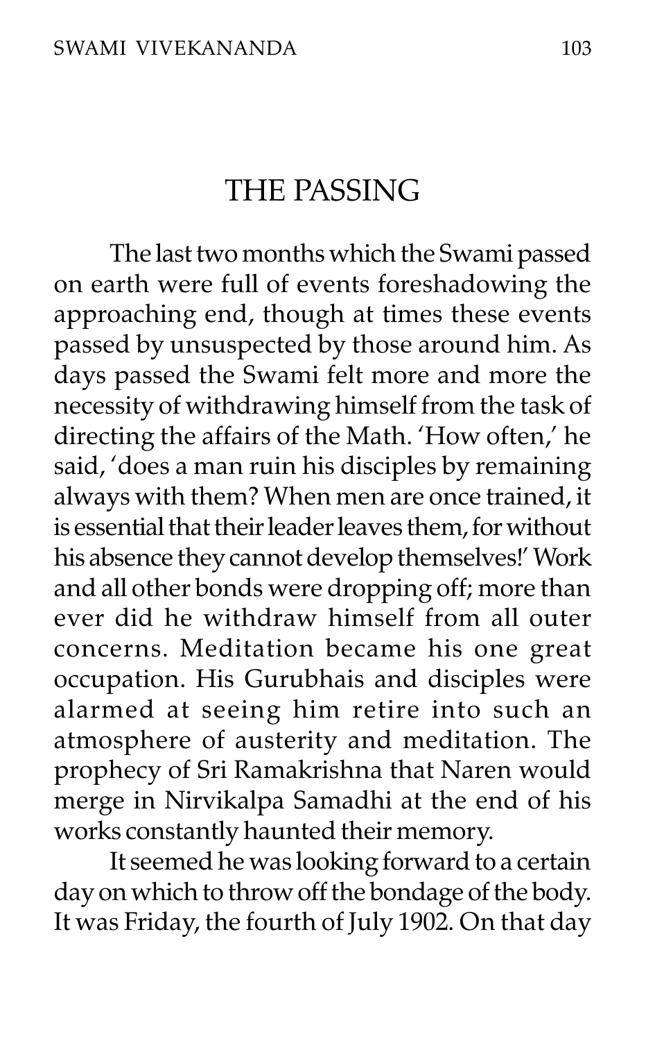## THE PASSING

The last two months which the Swami passed on earth were full of events foreshadowing the approaching end, though at times these events passed by unsuspected by those around him. As days passed the Swami felt more and more the necessity of withdrawing himself from the task of directing the affairs of the Math. 'How often,' he said, 'does a man ruin his disciples by remaining always with them? When men are once trained, it is essential that their leader leaves them, for without his absence they cannot develop themselves!' Work and all other bonds were dropping off; more than ever did he withdraw himself from all outer concerns. Meditation became his one great occupation. His Gurubhais and disciples were alarmed at seeing him retire into such an atmosphere of austerity and meditation. The prophecy of Sri Ramakrishna that Naren would merge in Nirvikalpa Samadhi at the end of his works constantly haunted their memory.

It seemed he was looking forward to a certain day on which to throw off the bondage of the body. It was Friday, the fourth of July 1902. On that day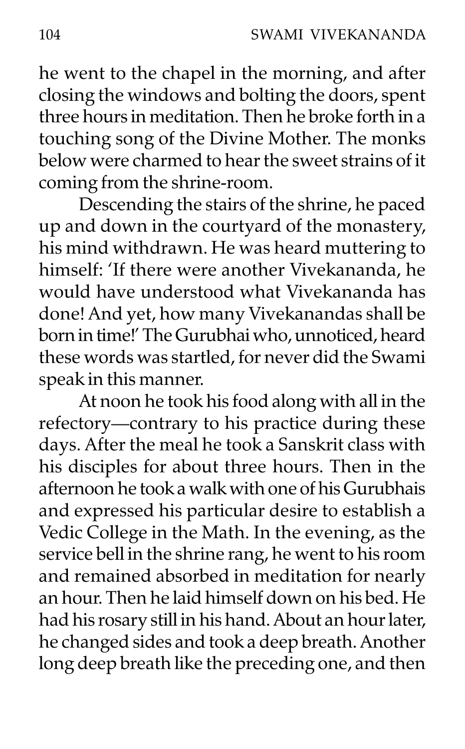he went to the chapel in the morning, and after closing the windows and bolting the doors, spent three hours in meditation. Then he broke forth in a touching song of the Divine Mother. The monks below were charmed to hear the sweet strains of it coming from the shrine-room.

Descending the stairs of the shrine, he paced up and down in the courtyard of the monastery, his mind withdrawn. He was heard muttering to himself: 'If there were another Vivekananda, he would have understood what Vivekananda has done! And yet, how many Vivekanandas shall be born in time!' The Gurubhai who, unnoticed, heard these words was startled, for never did the Swami speak in this manner.

At noon he took his food along with all in the refectory—contrary to his practice during these days. After the meal he took a Sanskrit class with his disciples for about three hours. Then in the afternoon he took a walk with one of his Gurubhais and expressed his particular desire to establish a Vedic College in the Math. In the evening, as the service bell in the shrine rang, he went to his room and remained absorbed in meditation for nearly an hour. Then he laid himself down on his bed. He had his rosary still in his hand. About an hour later, he changed sides and took a deep breath. Another long deep breath like the preceding one, and then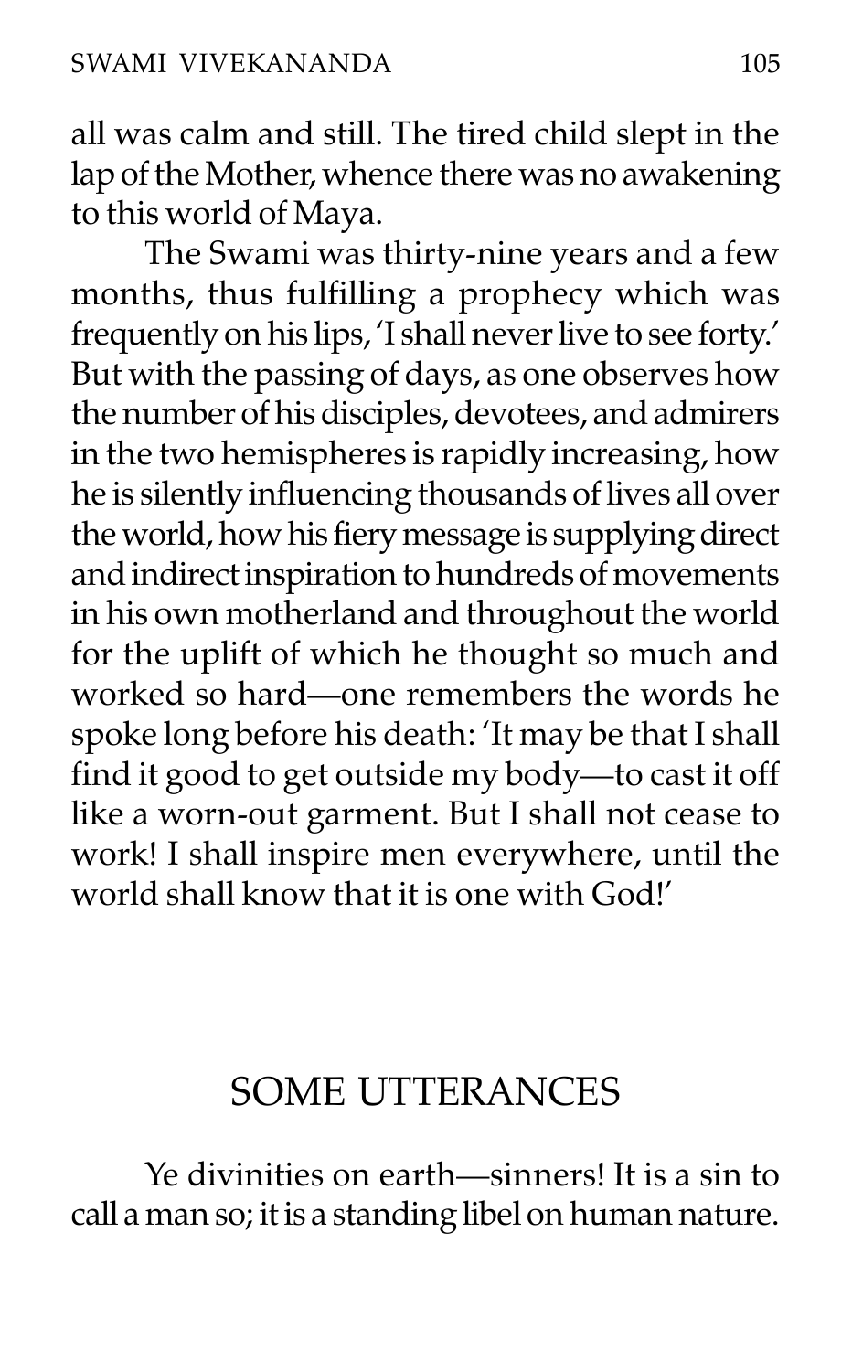all was calm and still. The tired child slept in the lap of the Mother, whence there was no awakening to this world of Maya.

The Swami was thirty-nine years and a few months, thus fulfilling a prophecy which was frequently on his lips, 'I shall never live to see forty.' But with the passing of days, as one observes how the number of his disciples, devotees, and admirers in the two hemispheres is rapidly increasing, how he is silently influencing thousands of lives all over the world, how his fiery message is supplying direct and indirect inspiration to hundreds of movements in his own motherland and throughout the world for the uplift of which he thought so much and worked so hard—one remembers the words he spoke long before his death: 'It may be that I shall find it good to get outside my body—to cast it off like a worn-out garment. But I shall not cease to work! I shall inspire men everywhere, until the world shall know that it is one with God!'

## SOME UTTERANCES

Ye divinities on earth—sinners! It is a sin to call a man so; it is a standing libel on human nature.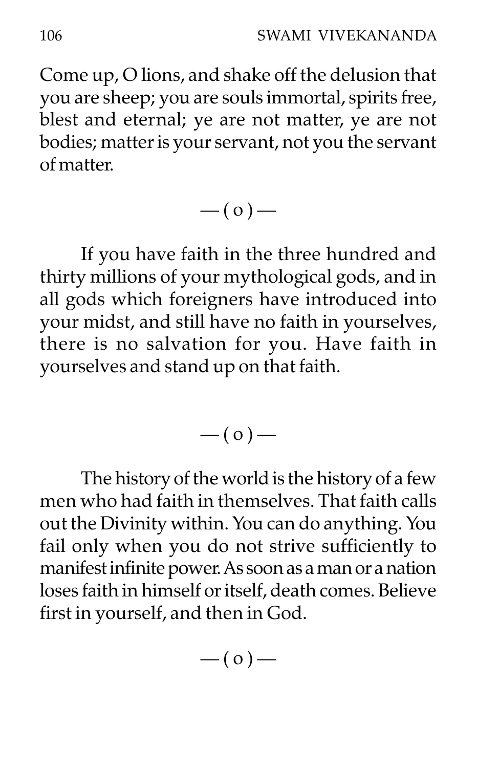Come up, O lions, and shake off the delusion that you are sheep; you are souls immortal, spirits free, blest and eternal; ye are not matter, ye are not bodies; matter is your servant, not you the servant of matter.

— ( o ) —

If you have faith in the three hundred and thirty millions of your mythological gods, and in all gods which foreigners have introduced into your midst, and still have no faith in yourselves, there is no salvation for you. Have faith in yourselves and stand up on that faith.

— ( o ) —

The history of the world is the history of a few men who had faith in themselves. That faith calls out the Divinity within. You can do anything. You fail only when you do not strive sufficiently to manifest infinite power. As soon as a man or a nation loses faith in himself or itself, death comes. Believe first in yourself, and then in God.

— ( o ) —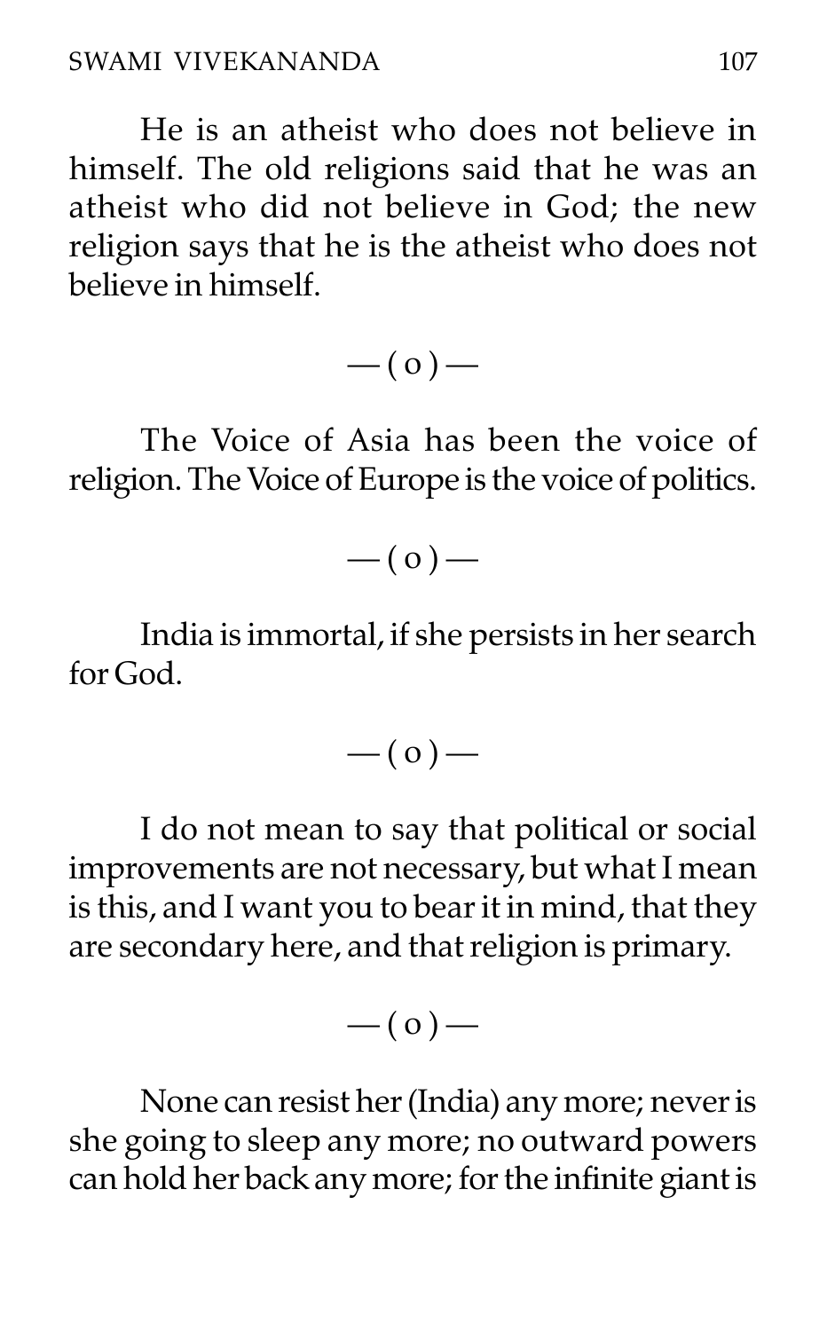He is an atheist who does not believe in himself. The old religions said that he was an atheist who did not believe in God; the new religion says that he is the atheist who does not believe in himself.

— ( o ) —

The Voice of Asia has been the voice of religion. The Voice of Europe is the voice of politics.

— ( o ) —

India is immortal, if she persists in her search for God.

— ( o ) —

I do not mean to say that political or social improvements are not necessary, but what I mean is this, and I want you to bear it in mind, that they are secondary here, and that religion is primary.

— ( o ) —

None can resist her (India) any more; never is she going to sleep any more; no outward powers can hold her back any more; for the infinite giant is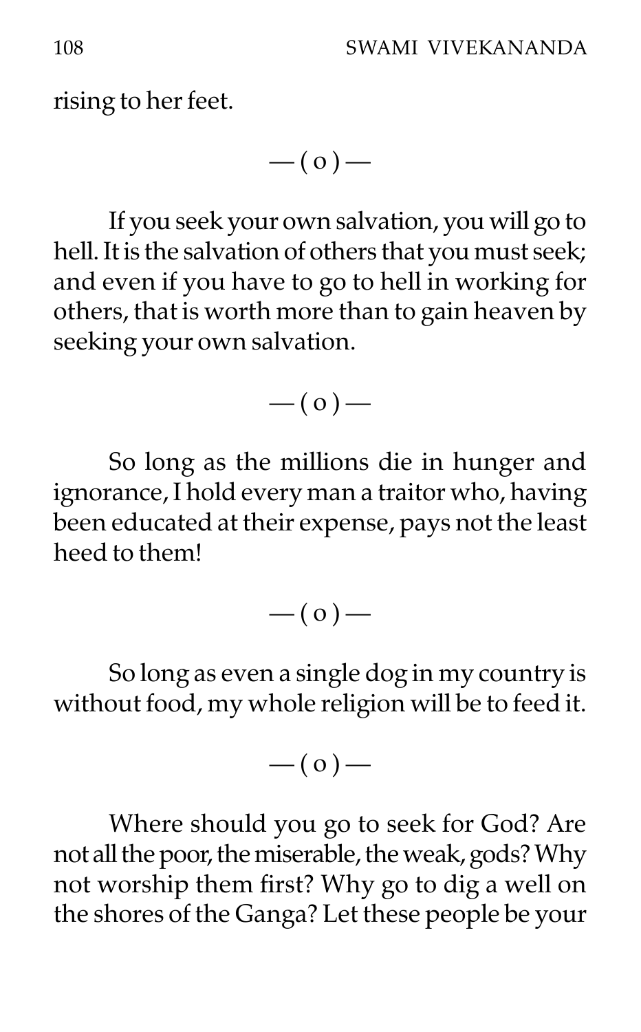rising to her feet.

— ( o ) —

If you seek your own salvation, you will go to hell. It is the salvation of others that you must seek; and even if you have to go to hell in working for others, that is worth more than to gain heaven by seeking your own salvation.

— ( o ) —

So long as the millions die in hunger and ignorance, I hold every man a traitor who, having been educated at their expense, pays not the least heed to them!

— ( o ) —

So long as even a single dog in my country is without food, my whole religion will be to feed it.

— ( o ) —

Where should you go to seek for God? Are not all the poor, the miserable, the weak, gods? Why not worship them first? Why go to dig a well on the shores of the Ganga? Let these people be your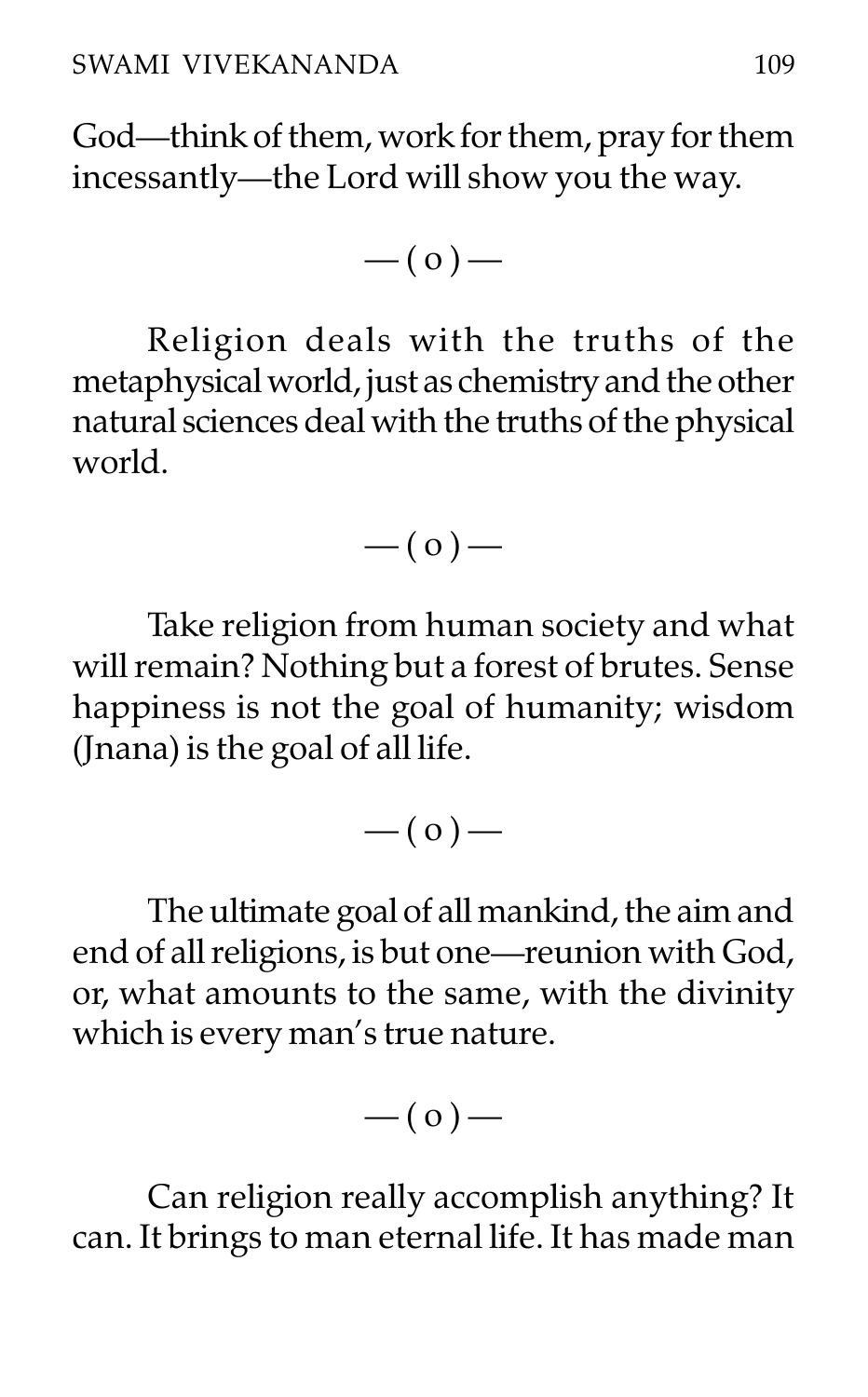God—think of them, work for them, pray for them incessantly—the Lord will show you the way.

— ( o ) —

Religion deals with the truths of the metaphysical world, just as chemistry and the other natural sciences deal with the truths of the physical world.

— ( o ) —

Take religion from human society and what will remain? Nothing but a forest of brutes. Sense happiness is not the goal of humanity; wisdom (Jnana) is the goal of all life.

— ( o ) —

The ultimate goal of all mankind, the aim and end of all religions, is but one—reunion with God, or, what amounts to the same, with the divinity which is every man's true nature.

— ( o ) —

Can religion really accomplish anything? It can. It brings to man eternal life. It has made man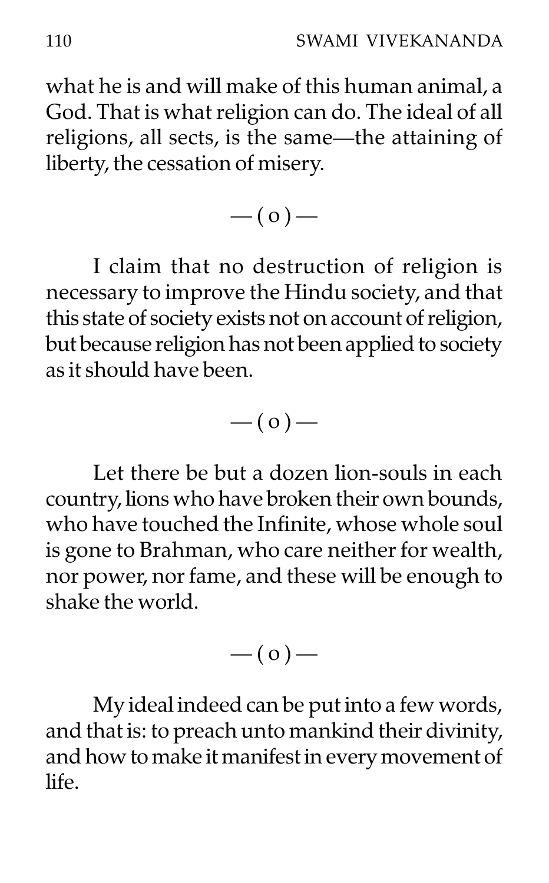what he is and will make of this human animal, a God. That is what religion can do. The ideal of all religions, all sects, is the same—the attaining of liberty, the cessation of misery.

— ( o ) —

I claim that no destruction of religion is necessary to improve the Hindu society, and that this state of society exists not on account of religion, but because religion has not been applied to society as it should have been.

— ( o ) —

Let there be but a dozen lion-souls in each country, lions who have broken their own bounds, who have touched the Infinite, whose whole soul is gone to Brahman, who care neither for wealth, nor power, nor fame, and these will be enough to shake the world.

— ( o ) —

My ideal indeed can be put into a few words, and that is: to preach unto mankind their divinity, and how to make it manifest in every movement of life.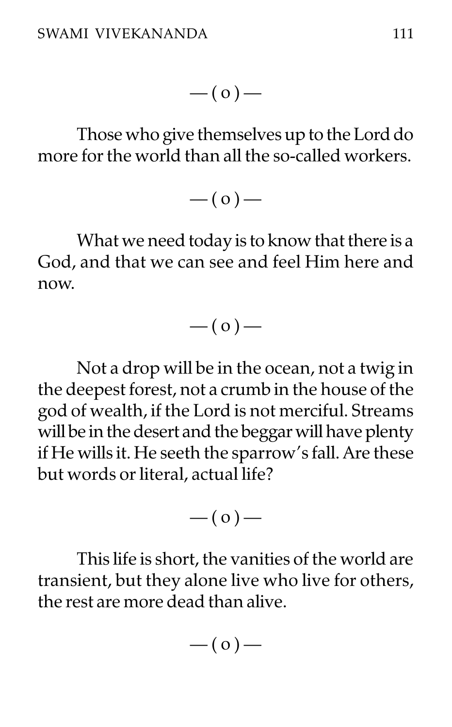— ( o ) —

Those who give themselves up to the Lord do more for the world than all the so-called workers.

— ( o ) —

What we need today is to know that there is a God, and that we can see and feel Him here and now.

— ( o ) —

Not a drop will be in the ocean, not a twig in the deepest forest, not a crumb in the house of the god of wealth, if the Lord is not merciful. Streams will be in the desert and the beggar will have plenty if He wills it. He seeth the sparrow's fall. Are these but words or literal, actual life?

— ( o ) —

This life is short, the vanities of the world are transient, but they alone live who live for others, the rest are more dead than alive.

— ( o ) —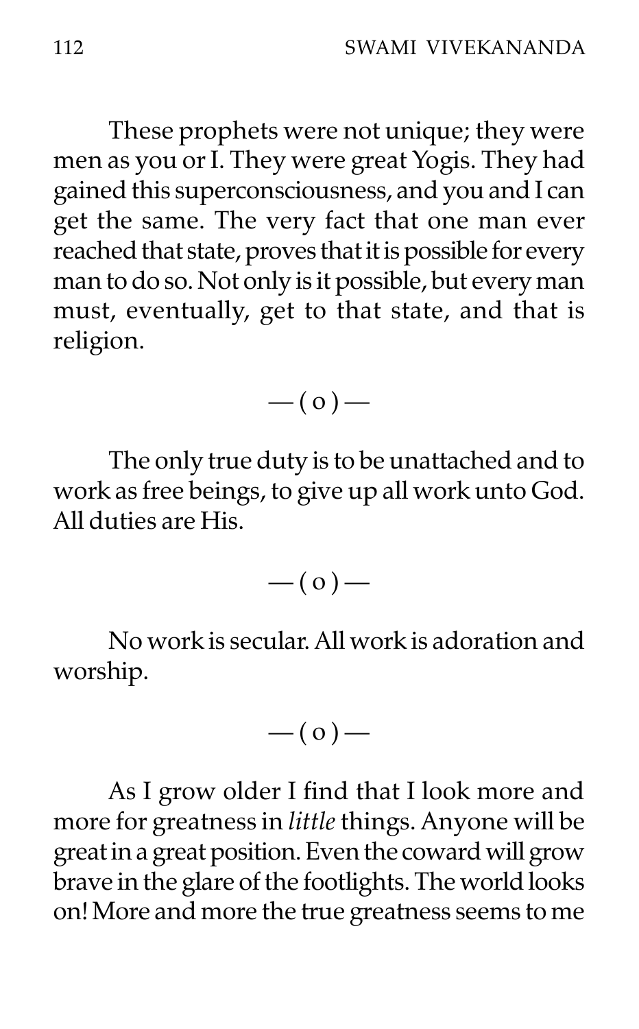These prophets were not unique; they were men as you or I. They were great Yogis. They had gained this superconsciousness, and you and I can get the same. The very fact that one man ever reached that state, proves that it is possible for every man to do so. Not only is it possible, but every man must, eventually, get to that state, and that is religion.

— ( o ) —

The only true duty is to be unattached and to work as free beings, to give up all work unto God. All duties are His.

— ( o ) —

No work is secular. All work is adoration and worship.

— ( o ) —

As I grow older I find that I look more and more for greatness in *little* things. Anyone will be great in a great position. Even the coward will grow brave in the glare of the footlights. The world looks on! More and more the true greatness seems to me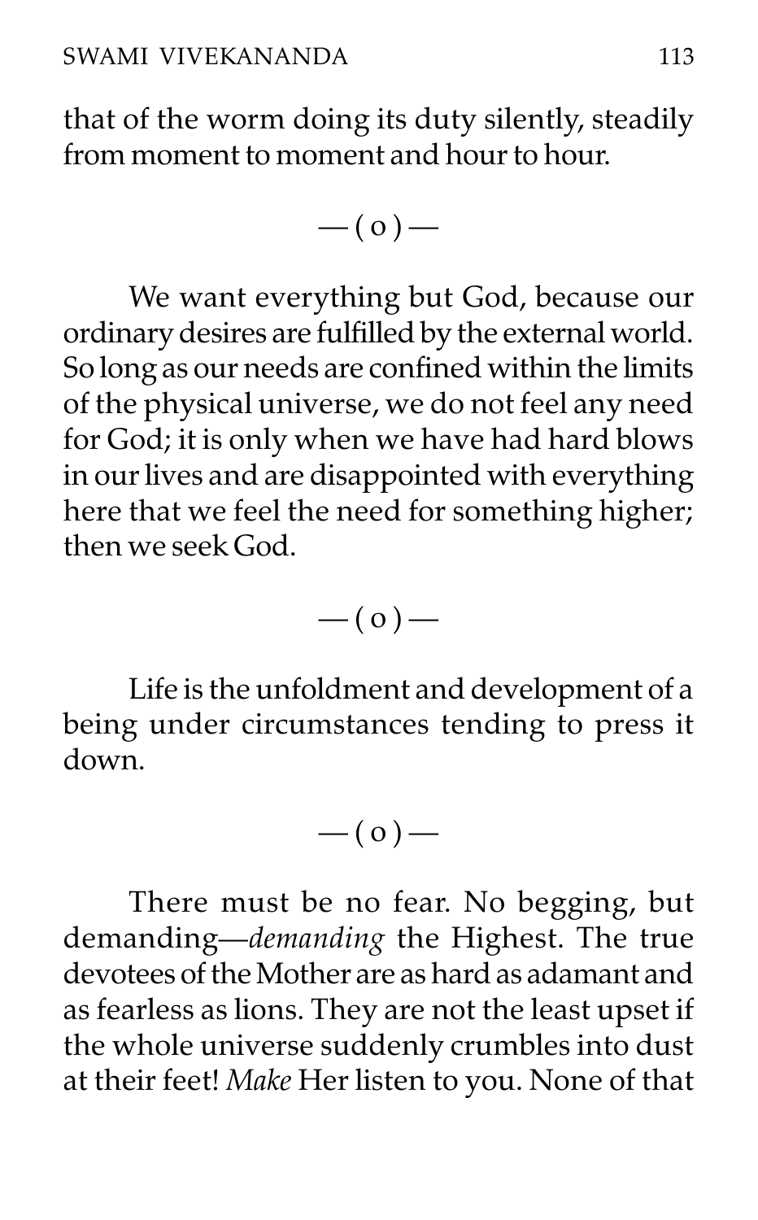that of the worm doing its duty silently, steadily from moment to moment and hour to hour.

— ( o ) —

We want everything but God, because our ordinary desires are fulfilled by the external world. So long as our needs are confined within the limits of the physical universe, we do not feel any need for God; it is only when we have had hard blows in our lives and are disappointed with everything here that we feel the need for something higher; then we seek God.

— ( o ) —

Life is the unfoldment and development of a being under circumstances tending to press it down.

— ( o ) —

There must be no fear. No begging, but demanding—*demanding* the Highest. The true devotees of the Mother are as hard as adamant and as fearless as lions. They are not the least upset if the whole universe suddenly crumbles into dust at their feet! *Make* Her listen to you. None of that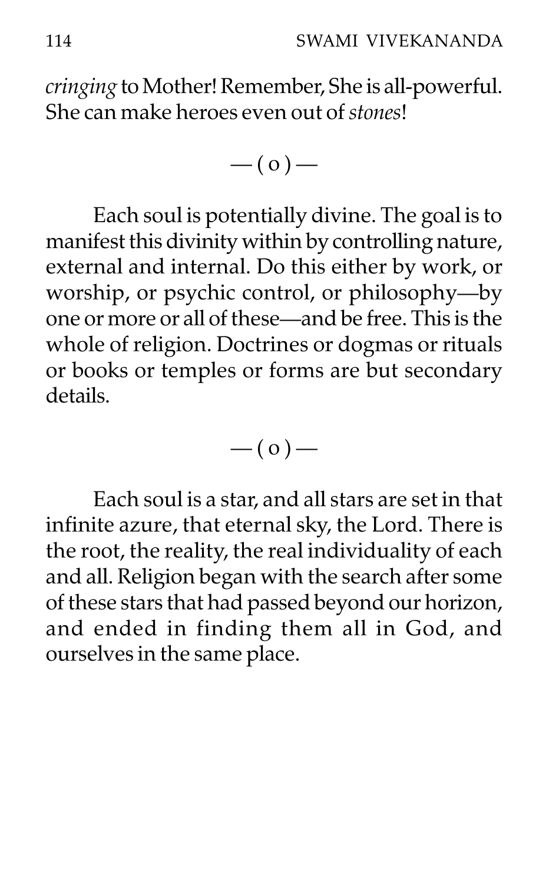*cringing* to Mother! Remember, She is all-powerful. She can make heroes even out of *stones*!

— ( o ) —

Each soul is potentially divine. The goal is to manifest this divinity within by controlling nature, external and internal. Do this either by work, or worship, or psychic control, or philosophy—by one or more or all of these—and be free. This is the whole of religion. Doctrines or dogmas or rituals or books or temples or forms are but secondary details.

— ( o ) —

Each soul is a star, and all stars are set in that infinite azure, that eternal sky, the Lord. There is the root, the reality, the real individuality of each and all. Religion began with the search after some of these stars that had passed beyond our horizon, and ended in finding them all in God, and ourselves in the same place.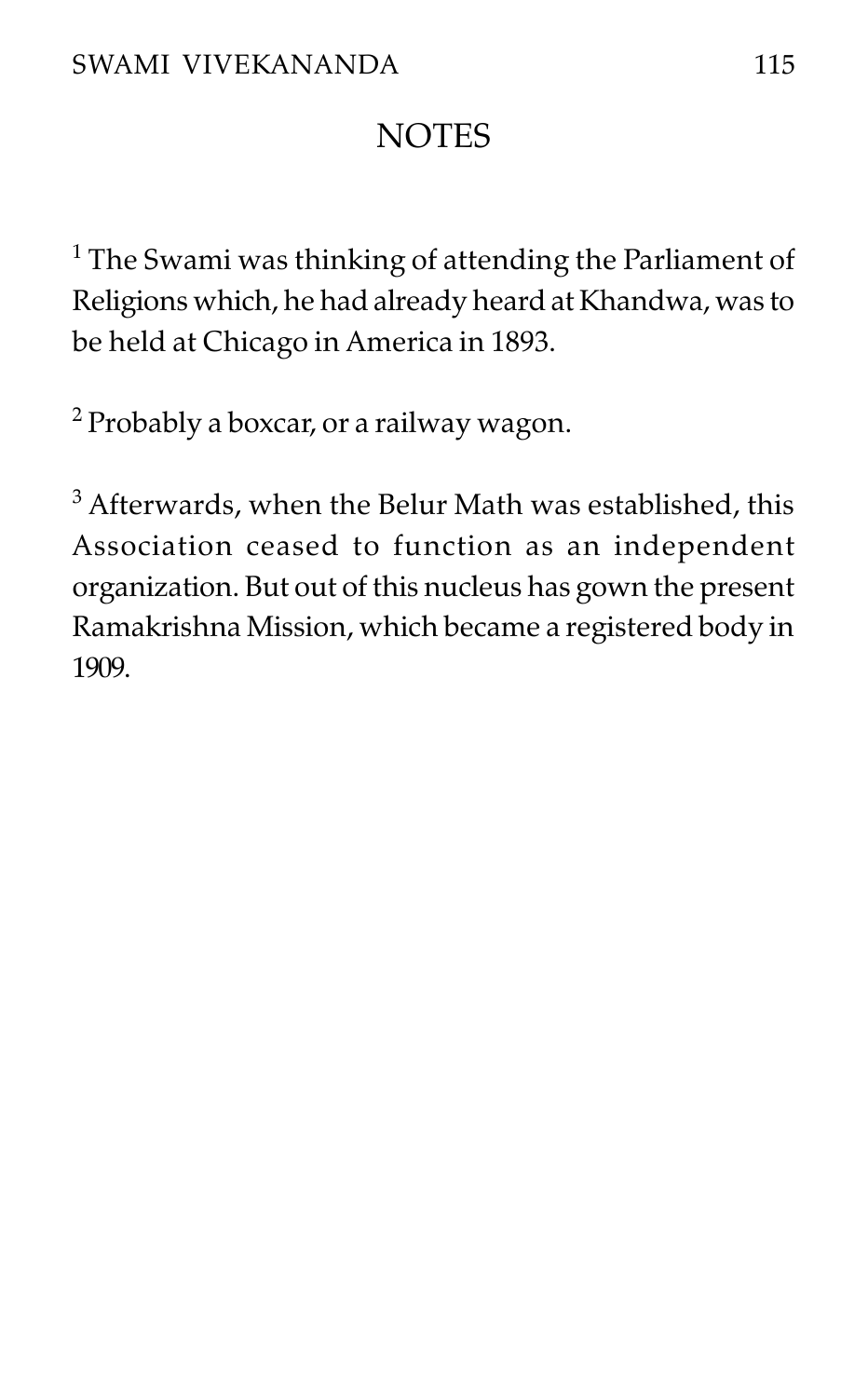## NOTES

[1] The Swami was thinking of attending the Parliament of Religions which, he had already heard at Khandwa, was to be held at Chicago in America in 1893.

[2] Probably a boxcar, or a railway wagon.

[3] Afterwards, when the Belur Math was established, this Association ceased to function as an independent organization. But out of this nucleus has gown the present Ramakrishna Mission, which became a registered body in 1909.